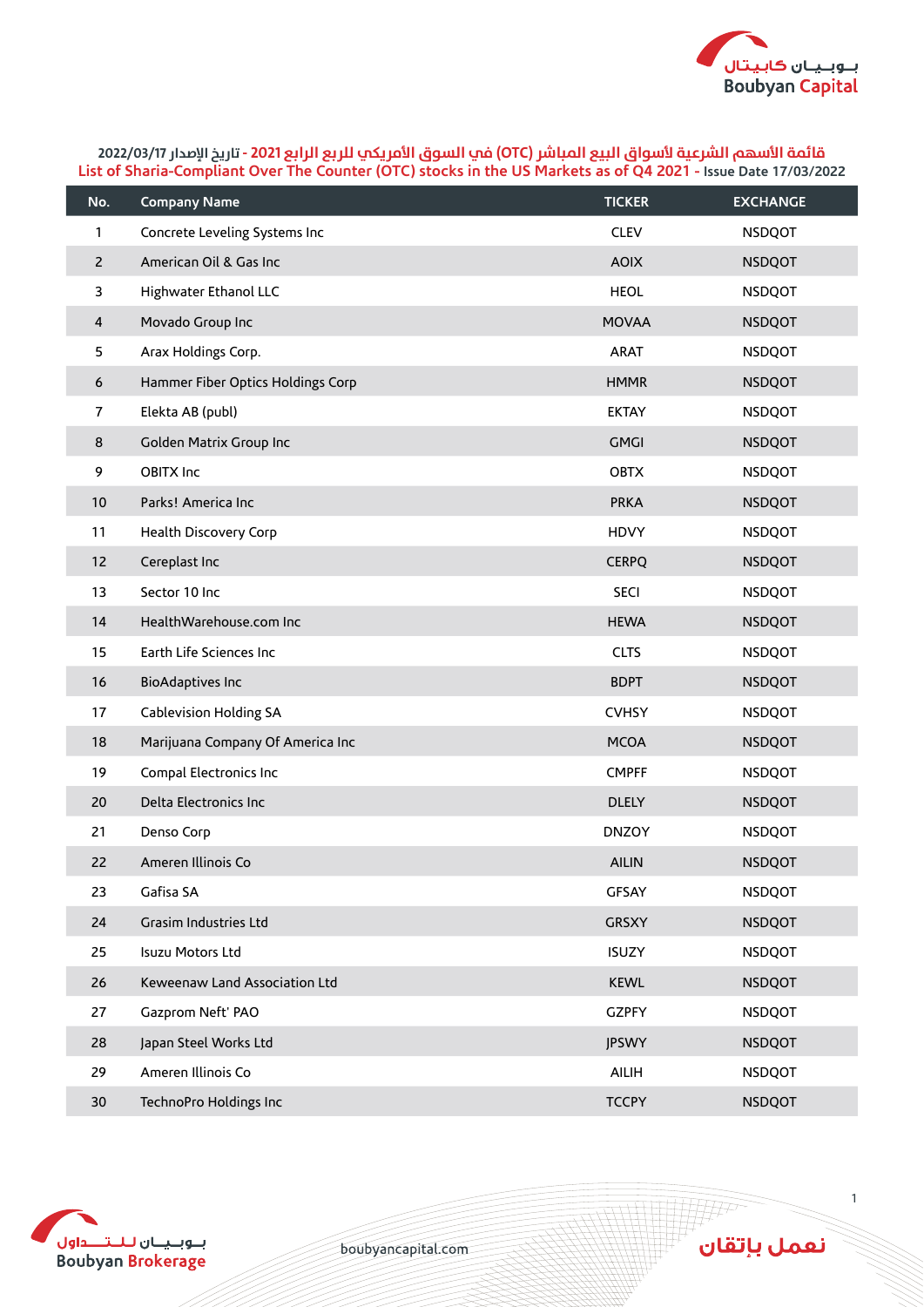## قائمة الأسهم الشرعية لأسواق البيع المباشر (OTC) في السوق الأمريكي للربع الرابع 2021 - تاريخ الإصدار 2022/03/17

## List of Sharia-Compliant Over The Counter (OTC) stocks in the US Markets as of Q4 2021 - Issue Date 17/03/2022

| No. | Company Name | TICKER | EXCHANGE |
|---|---|---|---|
| 1 | Concrete Leveling Systems Inc | CLEV | NSDQOT |
| 2 | American Oil & Gas Inc | AOIX | NSDQOT |
| 3 | Highwater Ethanol LLC | HEOL | NSDQOT |
| 4 | Movado Group Inc | MOVAA | NSDQOT |
| 5 | Arax Holdings Corp. | ARAT | NSDQOT |
| 6 | Hammer Fiber Optics Holdings Corp | HMMR | NSDQOT |
| 7 | Elekta AB (publ) | EKTAY | NSDQOT |
| 8 | Golden Matrix Group Inc | GMGI | NSDQOT |
| 9 | OBITX Inc | OBTX | NSDQOT |
| 10 | Parks! America Inc | PRKA | NSDQOT |
| 11 | Health Discovery Corp | HDVY | NSDQOT |
| 12 | Cereplast Inc | CERPQ | NSDQOT |
| 13 | Sector 10 Inc | SECI | NSDQOT |
| 14 | HealthWarehouse.com Inc | HEWA | NSDQOT |
| 15 | Earth Life Sciences Inc | CLTS | NSDQOT |
| 16 | BioAdaptives Inc | BDPT | NSDQOT |
| 17 | Cablevision Holding SA | CVHSY | NSDQOT |
| 18 | Marijuana Company Of America Inc | MCOA | NSDQOT |
| 19 | Compal Electronics Inc | CMPFF | NSDQOT |
| 20 | Delta Electronics Inc | DLELY | NSDQOT |
| 21 | Denso Corp | DNZOY | NSDQOT |
| 22 | Ameren Illinois Co | AILIN | NSDQOT |
| 23 | Gafisa SA | GFSAY | NSDQOT |
| 24 | Grasim Industries Ltd | GRSXY | NSDQOT |
| 25 | Isuzu Motors Ltd | ISUZY | NSDQOT |
| 26 | Keweenaw Land Association Ltd | KEWL | NSDQOT |
| 27 | Gazprom Neft' PAO | GZPFY | NSDQOT |
| 28 | Japan Steel Works Ltd | JPSWY | NSDQOT |
| 29 | Ameren Illinois Co | AILIH | NSDQOT |
| 30 | TechnoPro Holdings Inc | TCCPY | NSDQOT |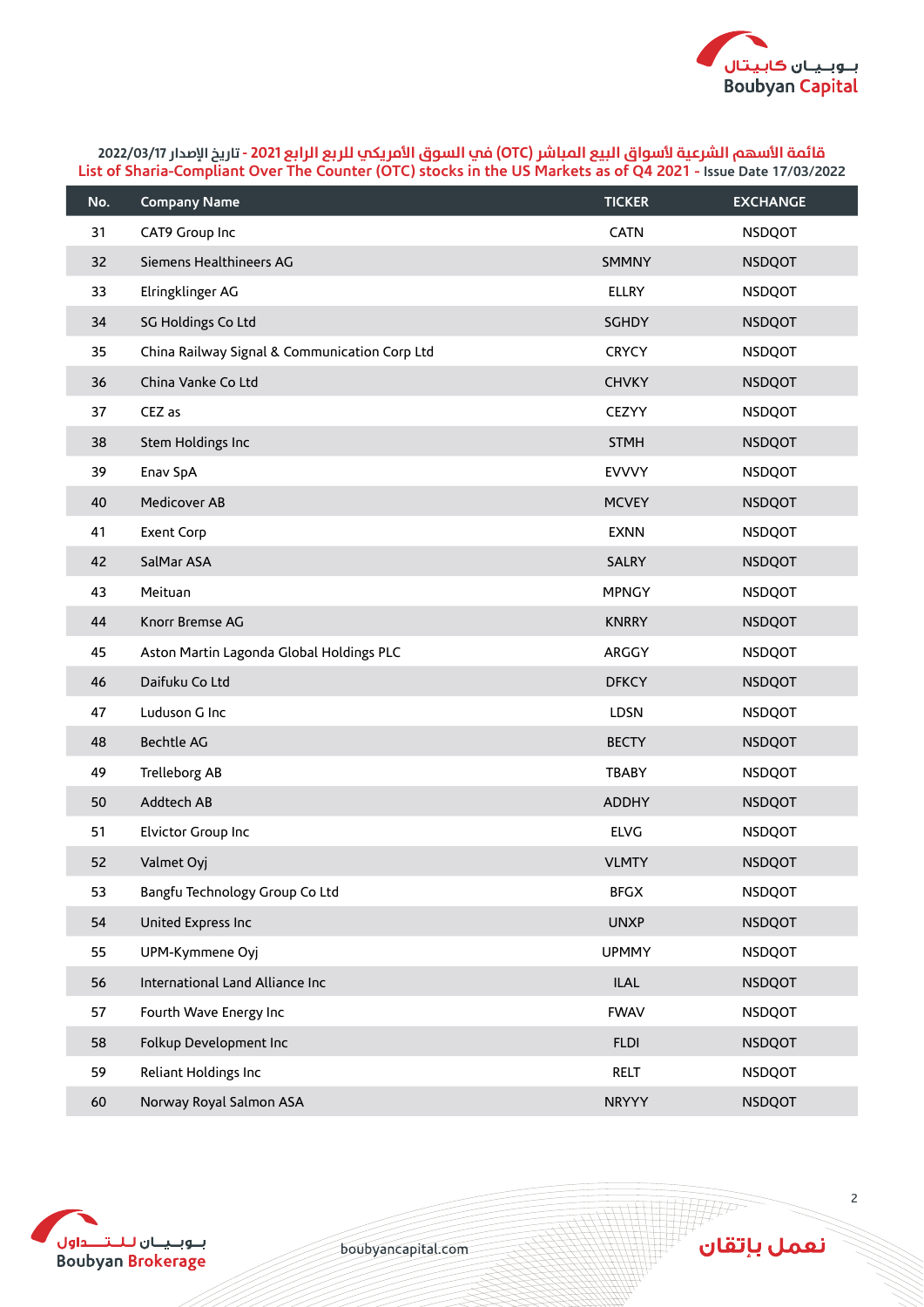قائمة الأسهم الشرعية لأسواق البيع المباشر (OTC) في السوق الأمريكي للربع الرابع 2021 - تاريخ الإصدار 2022/03/17

List of Sharia-Compliant Over The Counter (OTC) stocks in the US Markets as of Q4 2021 - Issue Date 17/03/2022

| No. | Company Name | TICKER | EXCHANGE |
|---|---|---|---|
| 31 | CAT9 Group Inc | CATN | NSDQOT |
| 32 | Siemens Healthineers AG | SMMNY | NSDQOT |
| 33 | Elringklinger AG | ELLRY | NSDQOT |
| 34 | SG Holdings Co Ltd | SGHDY | NSDQOT |
| 35 | China Railway Signal & Communication Corp Ltd | CRYCY | NSDQOT |
| 36 | China Vanke Co Ltd | CHVKY | NSDQOT |
| 37 | CEZ as | CEZYY | NSDQOT |
| 38 | Stem Holdings Inc | STMH | NSDQOT |
| 39 | Enav SpA | EVVVY | NSDQOT |
| 40 | Medicover AB | MCVEY | NSDQOT |
| 41 | Exent Corp | EXNN | NSDQOT |
| 42 | SalMar ASA | SALRY | NSDQOT |
| 43 | Meituan | MPNGY | NSDQOT |
| 44 | Knorr Bremse AG | KNRRY | NSDQOT |
| 45 | Aston Martin Lagonda Global Holdings PLC | ARGGY | NSDQOT |
| 46 | Daifuku Co Ltd | DFKCY | NSDQOT |
| 47 | Luduson G Inc | LDSN | NSDQOT |
| 48 | Bechtle AG | BECTY | NSDQOT |
| 49 | Trelleborg AB | TBABY | NSDQOT |
| 50 | Addtech AB | ADDHY | NSDQOT |
| 51 | Elvictor Group Inc | ELVG | NSDQOT |
| 52 | Valmet Oyj | VLMTY | NSDQOT |
| 53 | Bangfu Technology Group Co Ltd | BFGX | NSDQOT |
| 54 | United Express Inc | UNXP | NSDQOT |
| 55 | UPM-Kymmene Oyj | UPMMY | NSDQOT |
| 56 | International Land Alliance Inc | ILAL | NSDQOT |
| 57 | Fourth Wave Energy Inc | FWAV | NSDQOT |
| 58 | Folkup Development Inc | FLDI | NSDQOT |
| 59 | Reliant Holdings Inc | RELT | NSDQOT |
| 60 | Norway Royal Salmon ASA | NRYYY | NSDQOT |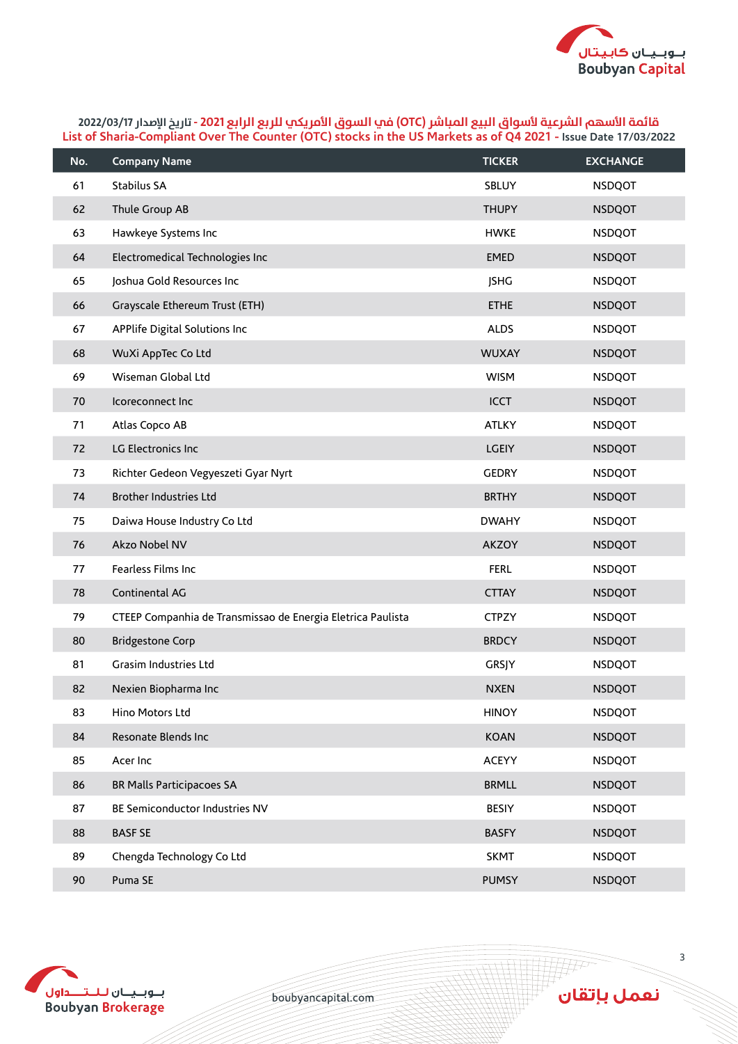قائمة الأسهم الشرعية لأسواق البيع المباشر (OTC) في السوق الأمريكي للربع الرابع 2021 - تاريخ الإصدار 2022/03/17

List of Sharia-Compliant Over The Counter (OTC) stocks in the US Markets as of Q4 2021 - Issue Date 17/03/2022

| No. | Company Name | TICKER | EXCHANGE |
|---|---|---|---|
| 61 | Stabilus SA | SBLUY | NSDQOT |
| 62 | Thule Group AB | THUPY | NSDQOT |
| 63 | Hawkeye Systems Inc | HWKE | NSDQOT |
| 64 | Electromedical Technologies Inc | EMED | NSDQOT |
| 65 | Joshua Gold Resources Inc | JSHG | NSDQOT |
| 66 | Grayscale Ethereum Trust (ETH) | ETHE | NSDQOT |
| 67 | APPlife Digital Solutions Inc | ALDS | NSDQOT |
| 68 | WuXi AppTec Co Ltd | WUXAY | NSDQOT |
| 69 | Wiseman Global Ltd | WISM | NSDQOT |
| 70 | Icoreconnect Inc | ICCT | NSDQOT |
| 71 | Atlas Copco AB | ATLKY | NSDQOT |
| 72 | LG Electronics Inc | LGEIY | NSDQOT |
| 73 | Richter Gedeon Vegyeszeti Gyar Nyrt | GEDRY | NSDQOT |
| 74 | Brother Industries Ltd | BRTHY | NSDQOT |
| 75 | Daiwa House Industry Co Ltd | DWAHY | NSDQOT |
| 76 | Akzo Nobel NV | AKZOY | NSDQOT |
| 77 | Fearless Films Inc | FERL | NSDQOT |
| 78 | Continental AG | CTTAY | NSDQOT |
| 79 | CTEEP Companhia de Transmissao de Energia Eletrica Paulista | CTPZY | NSDQOT |
| 80 | Bridgestone Corp | BRDCY | NSDQOT |
| 81 | Grasim Industries Ltd | GRSJY | NSDQOT |
| 82 | Nexien Biopharma Inc | NXEN | NSDQOT |
| 83 | Hino Motors Ltd | HINOY | NSDQOT |
| 84 | Resonate Blends Inc | KOAN | NSDQOT |
| 85 | Acer Inc | ACEYY | NSDQOT |
| 86 | BR Malls Participacoes SA | BRMLL | NSDQOT |
| 87 | BE Semiconductor Industries NV | BESIY | NSDQOT |
| 88 | BASF SE | BASFY | NSDQOT |
| 89 | Chengda Technology Co Ltd | SKMT | NSDQOT |
| 90 | Puma SE | PUMSY | NSDQOT |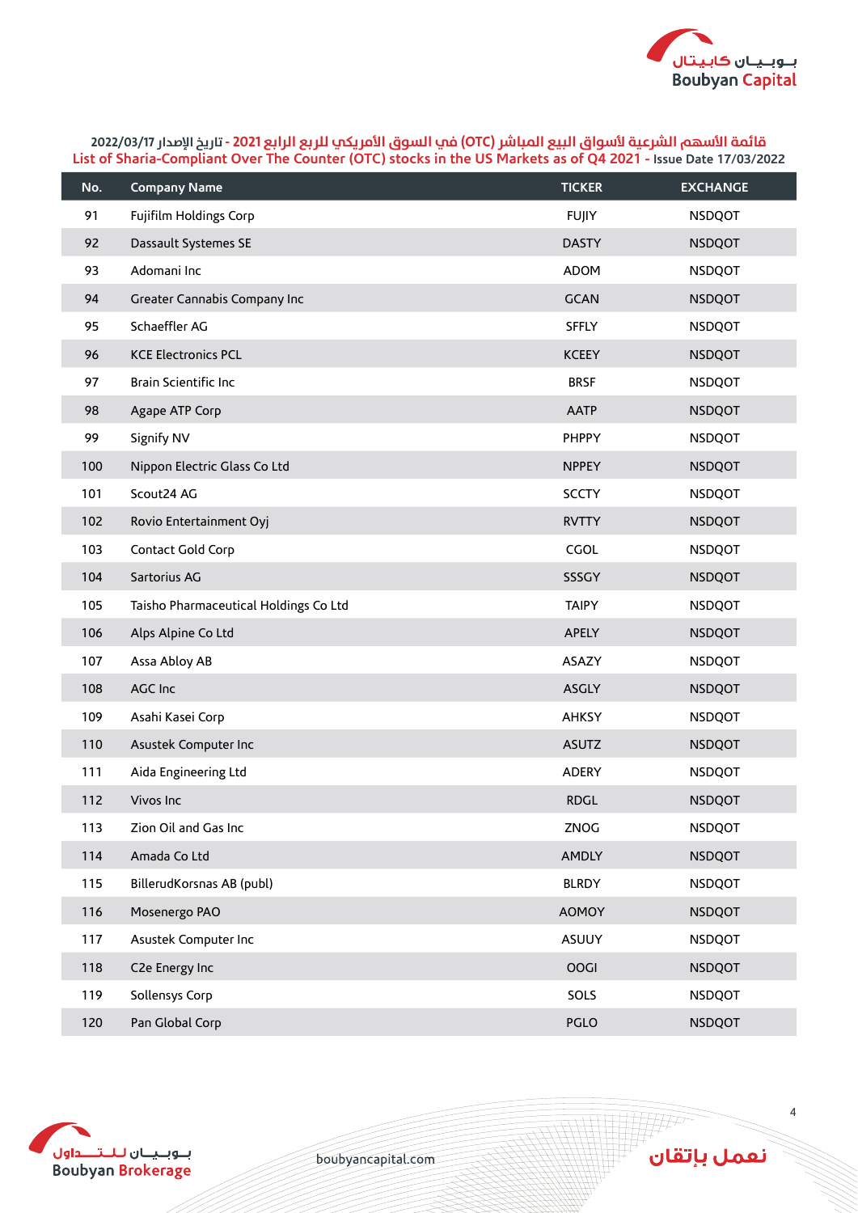قائمة الأسهم الشرعية لأسواق البيع المباشر (OTC) في السوق الأمريكي للربع الرابع 2021 - تاريخ الإصدار 2022/03/17

List of Sharia-Compliant Over The Counter (OTC) stocks in the US Markets as of Q4 2021 - Issue Date 17/03/2022

| No. | Company Name | TICKER | EXCHANGE |
|---|---|---|---|
| 91 | Fujifilm Holdings Corp | FUJIY | NSDQOT |
| 92 | Dassault Systemes SE | DASTY | NSDQOT |
| 93 | Adomani Inc | ADOM | NSDQOT |
| 94 | Greater Cannabis Company Inc | GCAN | NSDQOT |
| 95 | Schaeffler AG | SFFLY | NSDQOT |
| 96 | KCE Electronics PCL | KCEEY | NSDQOT |
| 97 | Brain Scientific Inc | BRSF | NSDQOT |
| 98 | Agape ATP Corp | AATP | NSDQOT |
| 99 | Signify NV | PHPPY | NSDQOT |
| 100 | Nippon Electric Glass Co Ltd | NPPEY | NSDQOT |
| 101 | Scout24 AG | SCCTY | NSDQOT |
| 102 | Rovio Entertainment Oyj | RVTTY | NSDQOT |
| 103 | Contact Gold Corp | CGOL | NSDQOT |
| 104 | Sartorius AG | SSSGY | NSDQOT |
| 105 | Taisho Pharmaceutical Holdings Co Ltd | TAIPY | NSDQOT |
| 106 | Alps Alpine Co Ltd | APELY | NSDQOT |
| 107 | Assa Abloy AB | ASAZY | NSDQOT |
| 108 | AGC Inc | ASGLY | NSDQOT |
| 109 | Asahi Kasei Corp | AHKSY | NSDQOT |
| 110 | Asustek Computer Inc | ASUTZ | NSDQOT |
| 111 | Aida Engineering Ltd | ADERY | NSDQOT |
| 112 | Vivos Inc | RDGL | NSDQOT |
| 113 | Zion Oil and Gas Inc | ZNOG | NSDQOT |
| 114 | Amada Co Ltd | AMDLY | NSDQOT |
| 115 | BillerudKorsnas AB (publ) | BLRDY | NSDQOT |
| 116 | Mosenergo PAO | AOMOY | NSDQOT |
| 117 | Asustek Computer Inc | ASUUY | NSDQOT |
| 118 | C2e Energy Inc | OOGI | NSDQOT |
| 119 | Sollensys Corp | SOLS | NSDQOT |
| 120 | Pan Global Corp | PGLO | NSDQOT |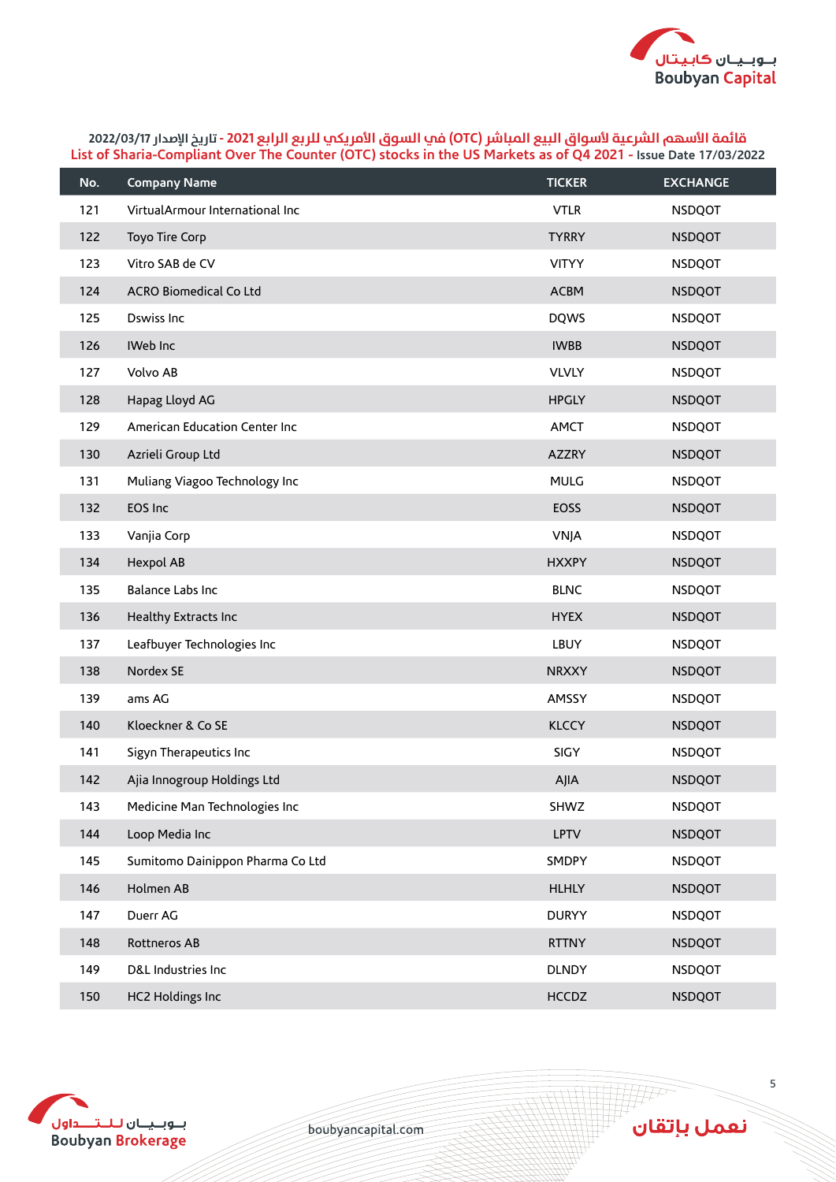قائمة الأسهم الشرعية لأسواق البيع المباشر (OTC) في السوق الأمريكي للربع الرابع 2021 - تاريخ الإصدار 2022/03/17

List of Sharia-Compliant Over The Counter (OTC) stocks in the US Markets as of Q4 2021 - Issue Date 17/03/2022

| No. | Company Name | TICKER | EXCHANGE |
|---|---|---|---|
| 121 | VirtualArmour International Inc | VTLR | NSDQOT |
| 122 | Toyo Tire Corp | TYRRY | NSDQOT |
| 123 | Vitro SAB de CV | VITYY | NSDQOT |
| 124 | ACRO Biomedical Co Ltd | ACBM | NSDQOT |
| 125 | Dswiss Inc | DQWS | NSDQOT |
| 126 | IWeb Inc | IWBB | NSDQOT |
| 127 | Volvo AB | VLVLY | NSDQOT |
| 128 | Hapag Lloyd AG | HPGLY | NSDQOT |
| 129 | American Education Center Inc | AMCT | NSDQOT |
| 130 | Azrieli Group Ltd | AZZRY | NSDQOT |
| 131 | Muliang Viagoo Technology Inc | MULG | NSDQOT |
| 132 | EOS Inc | EOSS | NSDQOT |
| 133 | Vanjia Corp | VNJA | NSDQOT |
| 134 | Hexpol AB | HXXPY | NSDQOT |
| 135 | Balance Labs Inc | BLNC | NSDQOT |
| 136 | Healthy Extracts Inc | HYEX | NSDQOT |
| 137 | Leafbuyer Technologies Inc | LBUY | NSDQOT |
| 138 | Nordex SE | NRXXY | NSDQOT |
| 139 | ams AG | AMSSY | NSDQOT |
| 140 | Kloeckner & Co SE | KLCCY | NSDQOT |
| 141 | Sigyn Therapeutics Inc | SIGY | NSDQOT |
| 142 | Ajia Innogroup Holdings Ltd | AJIA | NSDQOT |
| 143 | Medicine Man Technologies Inc | SHWZ | NSDQOT |
| 144 | Loop Media Inc | LPTV | NSDQOT |
| 145 | Sumitomo Dainippon Pharma Co Ltd | SMDPY | NSDQOT |
| 146 | Holmen AB | HLHLY | NSDQOT |
| 147 | Duerr AG | DURYY | NSDQOT |
| 148 | Rottneros AB | RTTNY | NSDQOT |
| 149 | D&L Industries Inc | DLNDY | NSDQOT |
| 150 | HC2 Holdings Inc | HCCDZ | NSDQOT |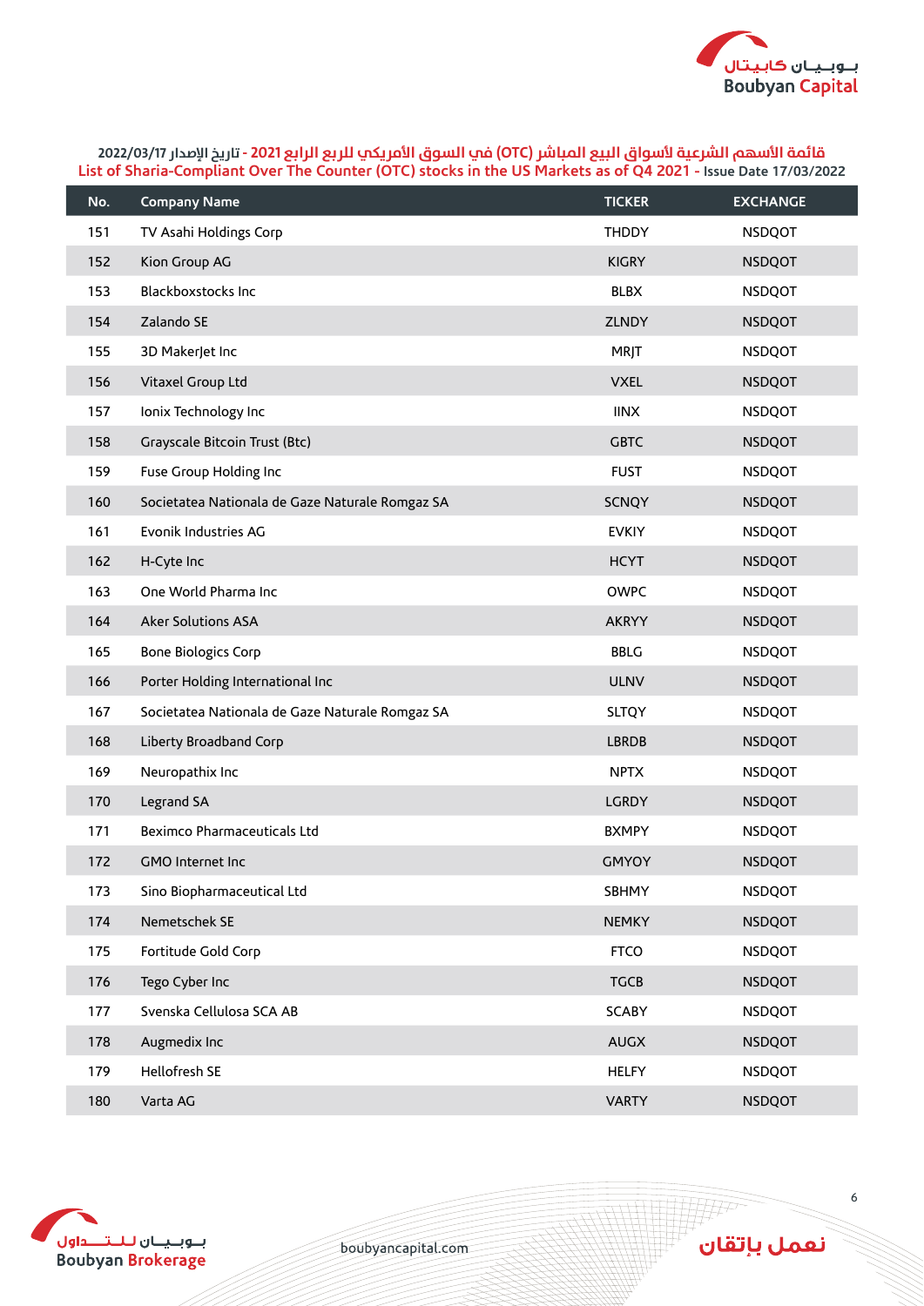قائمة الأسهم الشرعية لأسواق البيع المباشر (OTC) في السوق الأمريكي للربع الرابع 2021 - تاريخ الإصدار 2022/03/17

List of Sharia-Compliant Over The Counter (OTC) stocks in the US Markets as of Q4 2021 - Issue Date 17/03/2022

| No. | Company Name | TICKER | EXCHANGE |
|---|---|---|---|
| 151 | TV Asahi Holdings Corp | THDDY | NSDQOT |
| 152 | Kion Group AG | KIGRY | NSDQOT |
| 153 | Blackboxstocks Inc | BLBX | NSDQOT |
| 154 | Zalando SE | ZLNDY | NSDQOT |
| 155 | 3D MakerJet Inc | MRJT | NSDQOT |
| 156 | Vitaxel Group Ltd | VXEL | NSDQOT |
| 157 | Ionix Technology Inc | IINX | NSDQOT |
| 158 | Grayscale Bitcoin Trust (Btc) | GBTC | NSDQOT |
| 159 | Fuse Group Holding Inc | FUST | NSDQOT |
| 160 | Societatea Nationala de Gaze Naturale Romgaz SA | SCNQY | NSDQOT |
| 161 | Evonik Industries AG | EVKIY | NSDQOT |
| 162 | H-Cyte Inc | HCYT | NSDQOT |
| 163 | One World Pharma Inc | OWPC | NSDQOT |
| 164 | Aker Solutions ASA | AKRYY | NSDQOT |
| 165 | Bone Biologics Corp | BBLG | NSDQOT |
| 166 | Porter Holding International Inc | ULNV | NSDQOT |
| 167 | Societatea Nationala de Gaze Naturale Romgaz SA | SLTQY | NSDQOT |
| 168 | Liberty Broadband Corp | LBRDB | NSDQOT |
| 169 | Neuropathix Inc | NPTX | NSDQOT |
| 170 | Legrand SA | LGRDY | NSDQOT |
| 171 | Beximco Pharmaceuticals Ltd | BXMPY | NSDQOT |
| 172 | GMO Internet Inc | GMYOY | NSDQOT |
| 173 | Sino Biopharmaceutical Ltd | SBHMY | NSDQOT |
| 174 | Nemetschek SE | NEMKY | NSDQOT |
| 175 | Fortitude Gold Corp | FTCO | NSDQOT |
| 176 | Tego Cyber Inc | TGCB | NSDQOT |
| 177 | Svenska Cellulosa SCA AB | SCABY | NSDQOT |
| 178 | Augmedix Inc | AUGX | NSDQOT |
| 179 | Hellofresh SE | HELFY | NSDQOT |
| 180 | Varta AG | VARTY | NSDQOT |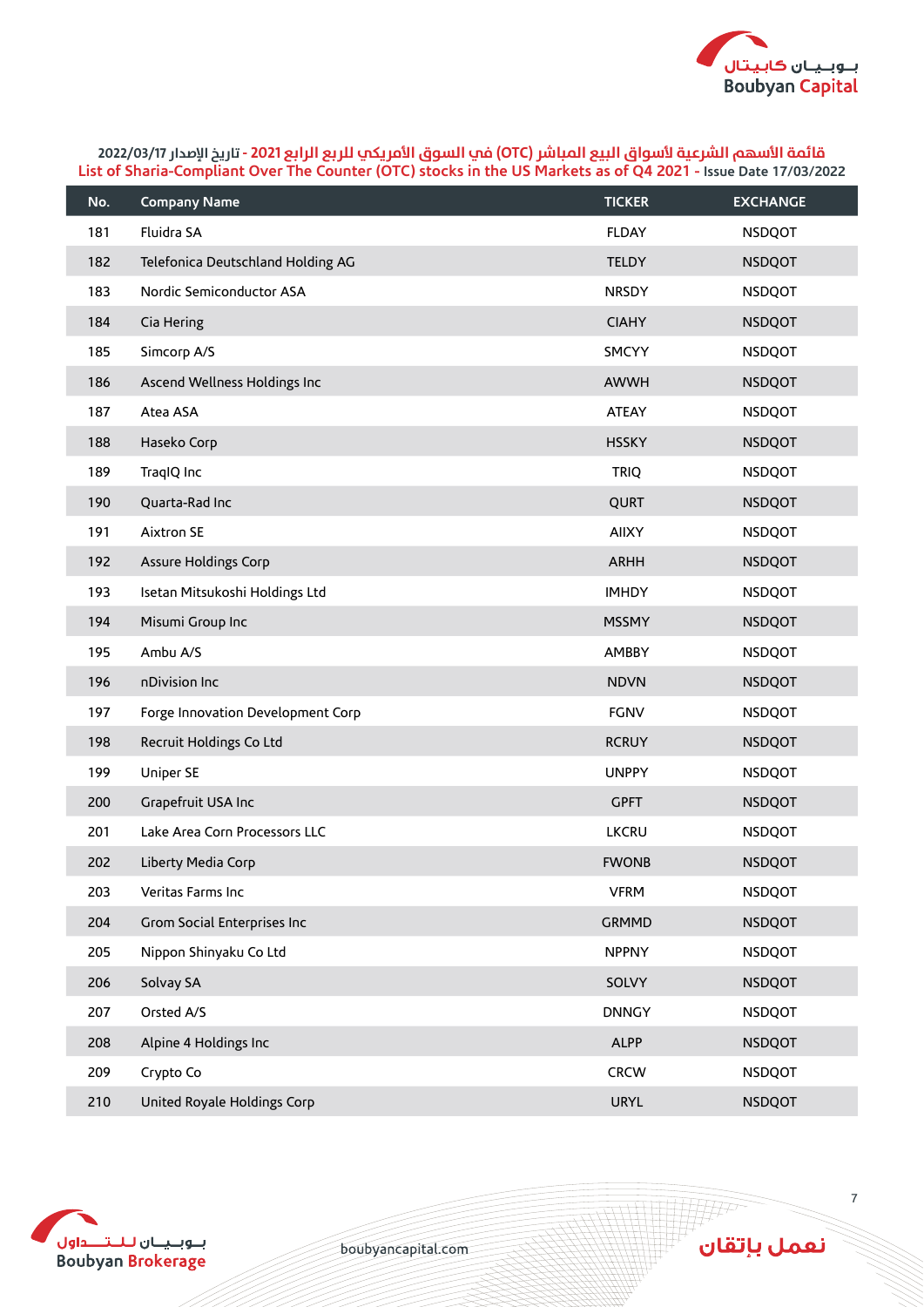قائمة الأسهم الشرعية لأسواق البيع المباشر (OTC) في السوق الأمريكي للربع الرابع 2021 - تاريخ الإصدار 2022/03/17

List of Sharia-Compliant Over The Counter (OTC) stocks in the US Markets as of Q4 2021 - Issue Date 17/03/2022

| No. | Company Name | TICKER | EXCHANGE |
|---|---|---|---|
| 181 | Fluidra SA | FLDAY | NSDQOT |
| 182 | Telefonica Deutschland Holding AG | TELDY | NSDQOT |
| 183 | Nordic Semiconductor ASA | NRSDY | NSDQOT |
| 184 | Cia Hering | CIAHY | NSDQOT |
| 185 | Simcorp A/S | SMCYY | NSDQOT |
| 186 | Ascend Wellness Holdings Inc | AWWH | NSDQOT |
| 187 | Atea ASA | ATEAY | NSDQOT |
| 188 | Haseko Corp | HSSKY | NSDQOT |
| 189 | TraqIQ Inc | TRIQ | NSDQOT |
| 190 | Quarta-Rad Inc | QURT | NSDQOT |
| 191 | Aixtron SE | AIIXY | NSDQOT |
| 192 | Assure Holdings Corp | ARHH | NSDQOT |
| 193 | Isetan Mitsukoshi Holdings Ltd | IMHDY | NSDQOT |
| 194 | Misumi Group Inc | MSSMY | NSDQOT |
| 195 | Ambu A/S | AMBBY | NSDQOT |
| 196 | nDivision Inc | NDVN | NSDQOT |
| 197 | Forge Innovation Development Corp | FGNV | NSDQOT |
| 198 | Recruit Holdings Co Ltd | RCRUY | NSDQOT |
| 199 | Uniper SE | UNPPY | NSDQOT |
| 200 | Grapefruit USA Inc | GPFT | NSDQOT |
| 201 | Lake Area Corn Processors LLC | LKCRU | NSDQOT |
| 202 | Liberty Media Corp | FWONB | NSDQOT |
| 203 | Veritas Farms Inc | VFRM | NSDQOT |
| 204 | Grom Social Enterprises Inc | GRMMD | NSDQOT |
| 205 | Nippon Shinyaku Co Ltd | NPPNY | NSDQOT |
| 206 | Solvay SA | SOLVY | NSDQOT |
| 207 | Orsted A/S | DNNGY | NSDQOT |
| 208 | Alpine 4 Holdings Inc | ALPP | NSDQOT |
| 209 | Crypto Co | CRCW | NSDQOT |
| 210 | United Royale Holdings Corp | URYL | NSDQOT |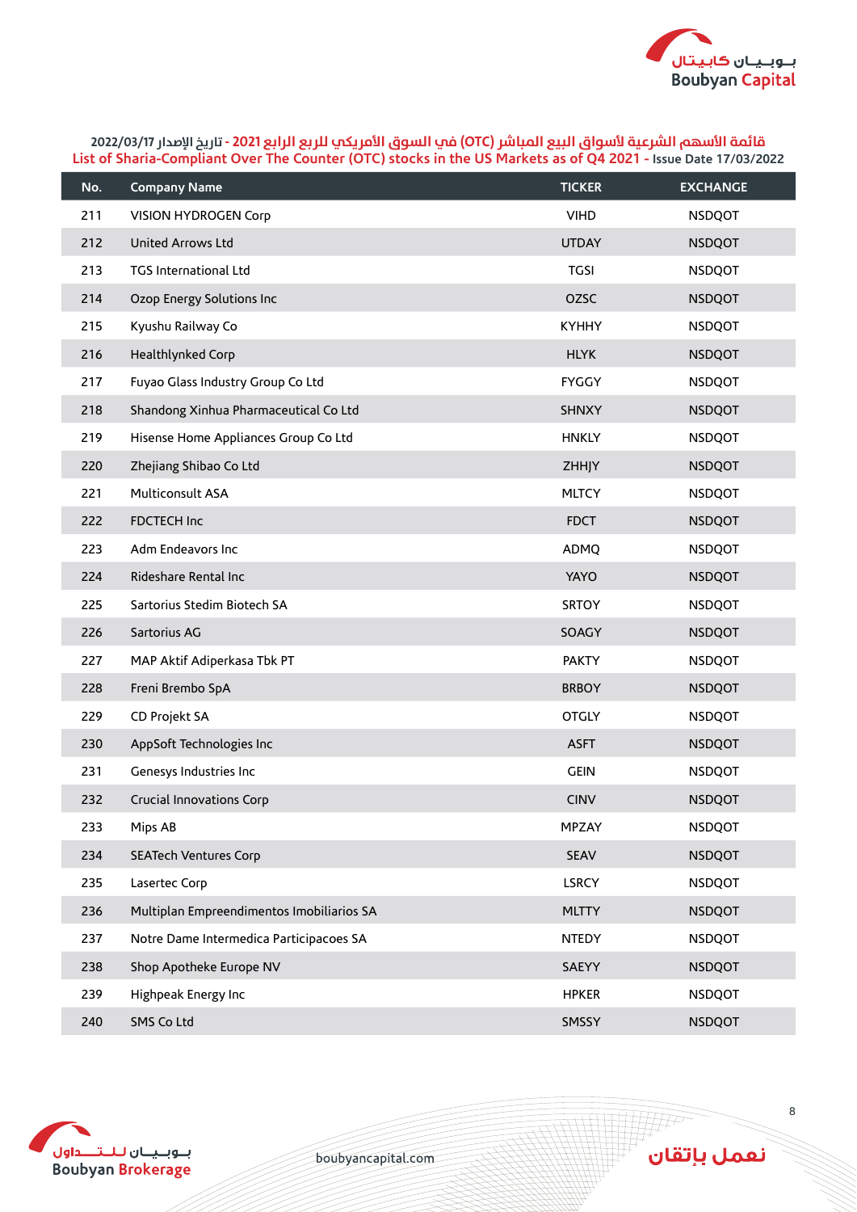قائمة الأسهم الشرعية لأسواق البيع المباشر (OTC) في السوق الأمريكي للربع الرابع 2021 - تاريخ الإصدار 2022/03/17
List of Sharia-Compliant Over The Counter (OTC) stocks in the US Markets as of Q4 2021 - Issue Date 17/03/2022

| No. | Company Name | TICKER | EXCHANGE |
|---|---|---|---|
| 211 | VISION HYDROGEN Corp | VIHD | NSDQOT |
| 212 | United Arrows Ltd | UTDAY | NSDQOT |
| 213 | TGS International Ltd | TGSI | NSDQOT |
| 214 | Ozop Energy Solutions Inc | OZSC | NSDQOT |
| 215 | Kyushu Railway Co | KYHHY | NSDQOT |
| 216 | Healthlynked Corp | HLYK | NSDQOT |
| 217 | Fuyao Glass Industry Group Co Ltd | FYGGY | NSDQOT |
| 218 | Shandong Xinhua Pharmaceutical Co Ltd | SHNXY | NSDQOT |
| 219 | Hisense Home Appliances Group Co Ltd | HNKLY | NSDQOT |
| 220 | Zhejiang Shibao Co Ltd | ZHHJY | NSDQOT |
| 221 | Multiconsult ASA | MLTCY | NSDQOT |
| 222 | FDCTECH Inc | FDCT | NSDQOT |
| 223 | Adm Endeavors Inc | ADMQ | NSDQOT |
| 224 | Rideshare Rental Inc | YAYO | NSDQOT |
| 225 | Sartorius Stedim Biotech SA | SRTOY | NSDQOT |
| 226 | Sartorius AG | SOAGY | NSDQOT |
| 227 | MAP Aktif Adiperkasa Tbk PT | PAKTY | NSDQOT |
| 228 | Freni Brembo SpA | BRBOY | NSDQOT |
| 229 | CD Projekt SA | OTGLY | NSDQOT |
| 230 | AppSoft Technologies Inc | ASFT | NSDQOT |
| 231 | Genesys Industries Inc | GEIN | NSDQOT |
| 232 | Crucial Innovations Corp | CINV | NSDQOT |
| 233 | Mips AB | MPZAY | NSDQOT |
| 234 | SEATech Ventures Corp | SEAV | NSDQOT |
| 235 | Lasertec Corp | LSRCY | NSDQOT |
| 236 | Multiplan Empreendimentos Imobiliarios SA | MLTTY | NSDQOT |
| 237 | Notre Dame Intermedica Participacoes SA | NTEDY | NSDQOT |
| 238 | Shop Apotheke Europe NV | SAEYY | NSDQOT |
| 239 | Highpeak Energy Inc | HPKER | NSDQOT |
| 240 | SMS Co Ltd | SMSSY | NSDQOT |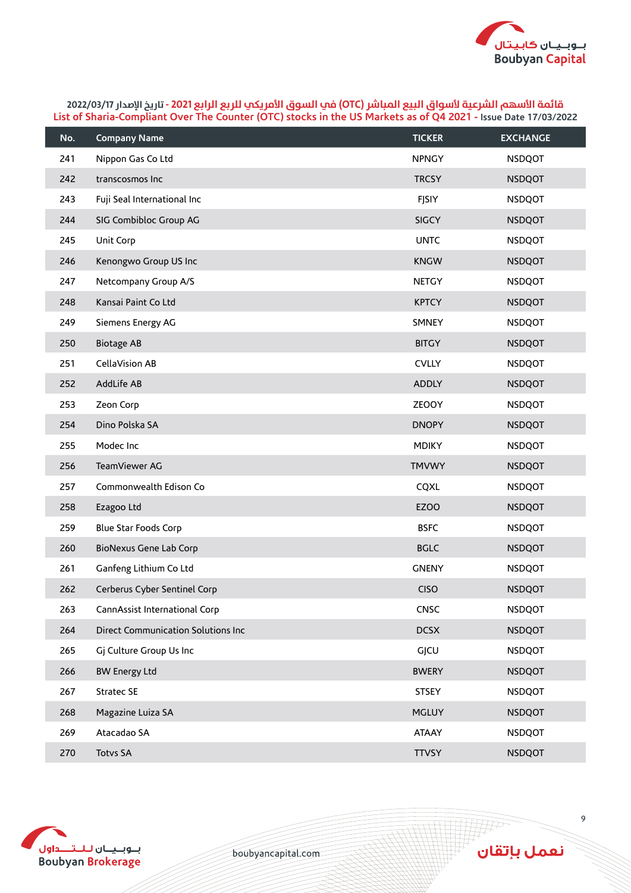قائمة الأسهم الشرعية لأسواق البيع المباشر (OTC) في السوق الأمريكي للربع الرابع 2021 - تاريخ الإصدار 2022/03/17
List of Sharia-Compliant Over The Counter (OTC) stocks in the US Markets as of Q4 2021 - Issue Date 17/03/2022

| No. | Company Name | TICKER | EXCHANGE |
|---|---|---|---|
| 241 | Nippon Gas Co Ltd | NPNGY | NSDQOT |
| 242 | transcosmos Inc | TRCSY | NSDQOT |
| 243 | Fuji Seal International Inc | FJSIY | NSDQOT |
| 244 | SIG Combibloc Group AG | SIGCY | NSDQOT |
| 245 | Unit Corp | UNTC | NSDQOT |
| 246 | Kenongwo Group US Inc | KNGW | NSDQOT |
| 247 | Netcompany Group A/S | NETGY | NSDQOT |
| 248 | Kansai Paint Co Ltd | KPTCY | NSDQOT |
| 249 | Siemens Energy AG | SMNEY | NSDQOT |
| 250 | Biotage AB | BITGY | NSDQOT |
| 251 | CellaVision AB | CVLLY | NSDQOT |
| 252 | AddLife AB | ADDLY | NSDQOT |
| 253 | Zeon Corp | ZEOOY | NSDQOT |
| 254 | Dino Polska SA | DNOPY | NSDQOT |
| 255 | Modec Inc | MDIKY | NSDQOT |
| 256 | TeamViewer AG | TMVWY | NSDQOT |
| 257 | Commonwealth Edison Co | CQXL | NSDQOT |
| 258 | Ezagoo Ltd | EZOO | NSDQOT |
| 259 | Blue Star Foods Corp | BSFC | NSDQOT |
| 260 | BioNexus Gene Lab Corp | BGLC | NSDQOT |
| 261 | Ganfeng Lithium Co Ltd | GNENY | NSDQOT |
| 262 | Cerberus Cyber Sentinel Corp | CISO | NSDQOT |
| 263 | CannAssist International Corp | CNSC | NSDQOT |
| 264 | Direct Communication Solutions Inc | DCSX | NSDQOT |
| 265 | Gj Culture Group Us Inc | GJCU | NSDQOT |
| 266 | BW Energy Ltd | BWERY | NSDQOT |
| 267 | Stratec SE | STSEY | NSDQOT |
| 268 | Magazine Luiza SA | MGLUY | NSDQOT |
| 269 | Atacadao SA | ATAAY | NSDQOT |
| 270 | Totvs SA | TTVSY | NSDQOT |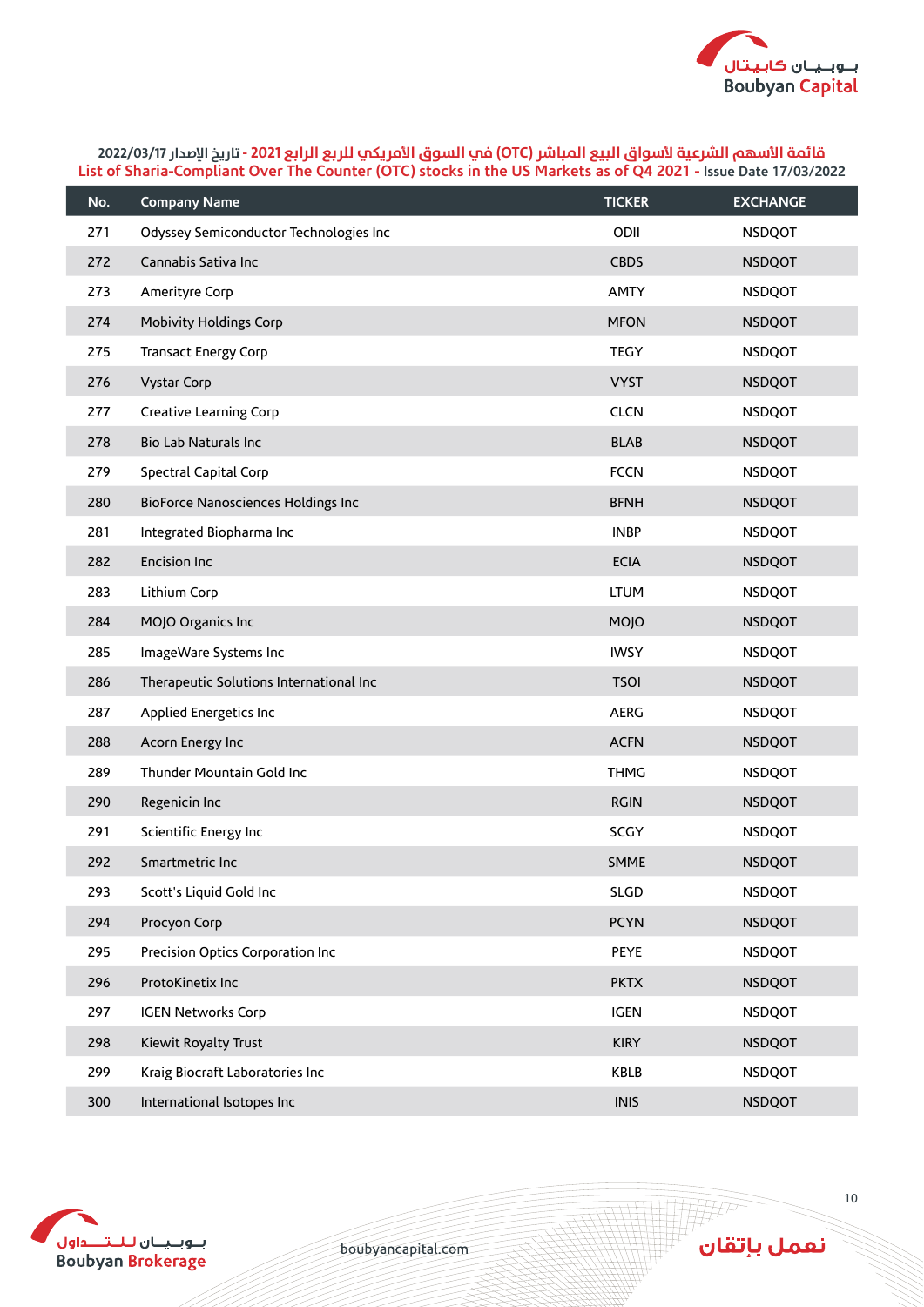قائمة الأسهم الشرعية لأسواق البيع المباشر (OTC) في السوق الأمريكي للربع الرابع 2021 - تاريخ الإصدار 2022/03/17

List of Sharia-Compliant Over The Counter (OTC) stocks in the US Markets as of Q4 2021 - Issue Date 17/03/2022

| No. | Company Name | TICKER | EXCHANGE |
|---|---|---|---|
| 271 | Odyssey Semiconductor Technologies Inc | ODII | NSDQOT |
| 272 | Cannabis Sativa Inc | CBDS | NSDQOT |
| 273 | Amerityre Corp | AMTY | NSDQOT |
| 274 | Mobivity Holdings Corp | MFON | NSDQOT |
| 275 | Transact Energy Corp | TEGY | NSDQOT |
| 276 | Vystar Corp | VYST | NSDQOT |
| 277 | Creative Learning Corp | CLCN | NSDQOT |
| 278 | Bio Lab Naturals Inc | BLAB | NSDQOT |
| 279 | Spectral Capital Corp | FCCN | NSDQOT |
| 280 | BioForce Nanosciences Holdings Inc | BFNH | NSDQOT |
| 281 | Integrated Biopharma Inc | INBP | NSDQOT |
| 282 | Encision Inc | ECIA | NSDQOT |
| 283 | Lithium Corp | LTUM | NSDQOT |
| 284 | MOJO Organics Inc | MOJO | NSDQOT |
| 285 | ImageWare Systems Inc | IWSY | NSDQOT |
| 286 | Therapeutic Solutions International Inc | TSOI | NSDQOT |
| 287 | Applied Energetics Inc | AERG | NSDQOT |
| 288 | Acorn Energy Inc | ACFN | NSDQOT |
| 289 | Thunder Mountain Gold Inc | THMG | NSDQOT |
| 290 | Regenicin Inc | RGIN | NSDQOT |
| 291 | Scientific Energy Inc | SCGY | NSDQOT |
| 292 | Smartmetric Inc | SMME | NSDQOT |
| 293 | Scott's Liquid Gold Inc | SLGD | NSDQOT |
| 294 | Procyon Corp | PCYN | NSDQOT |
| 295 | Precision Optics Corporation Inc | PEYE | NSDQOT |
| 296 | ProtoKinetix Inc | PKTX | NSDQOT |
| 297 | IGEN Networks Corp | IGEN | NSDQOT |
| 298 | Kiewit Royalty Trust | KIRY | NSDQOT |
| 299 | Kraig Biocraft Laboratories Inc | KBLB | NSDQOT |
| 300 | International Isotopes Inc | INIS | NSDQOT |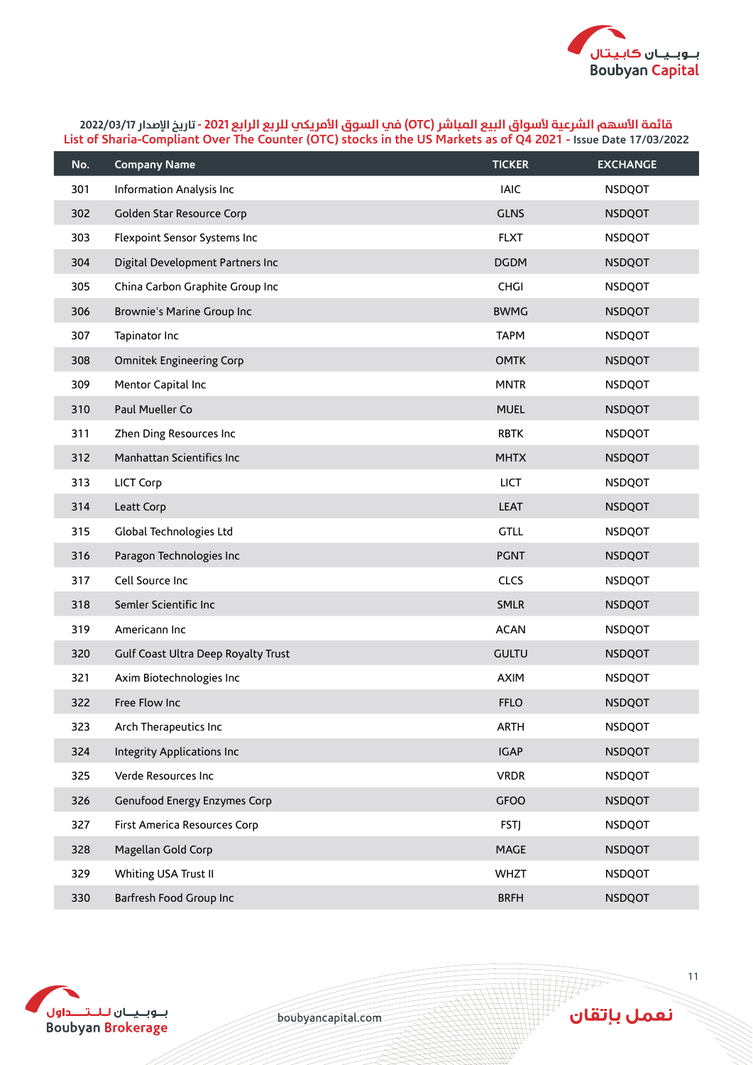قائمة الأسهم الشرعية لأسواق البيع المباشر (OTC) في السوق الأمريكي للربع الرابع 2021 - تاريخ الإصدار 2022/03/17

List of Sharia-Compliant Over The Counter (OTC) stocks in the US Markets as of Q4 2021 - Issue Date 17/03/2022

| No. | Company Name | TICKER | EXCHANGE |
|---|---|---|---|
| 301 | Information Analysis Inc | IAIC | NSDQOT |
| 302 | Golden Star Resource Corp | GLNS | NSDQOT |
| 303 | Flexpoint Sensor Systems Inc | FLXT | NSDQOT |
| 304 | Digital Development Partners Inc | DGDM | NSDQOT |
| 305 | China Carbon Graphite Group Inc | CHGI | NSDQOT |
| 306 | Brownie's Marine Group Inc | BWMG | NSDQOT |
| 307 | Tapinator Inc | TAPM | NSDQOT |
| 308 | Omnitek Engineering Corp | OMTK | NSDQOT |
| 309 | Mentor Capital Inc | MNTR | NSDQOT |
| 310 | Paul Mueller Co | MUEL | NSDQOT |
| 311 | Zhen Ding Resources Inc | RBTK | NSDQOT |
| 312 | Manhattan Scientifics Inc | MHTX | NSDQOT |
| 313 | LICT Corp | LICT | NSDQOT |
| 314 | Leatt Corp | LEAT | NSDQOT |
| 315 | Global Technologies Ltd | GTLL | NSDQOT |
| 316 | Paragon Technologies Inc | PGNT | NSDQOT |
| 317 | Cell Source Inc | CLCS | NSDQOT |
| 318 | Semler Scientific Inc | SMLR | NSDQOT |
| 319 | Americann Inc | ACAN | NSDQOT |
| 320 | Gulf Coast Ultra Deep Royalty Trust | GULTU | NSDQOT |
| 321 | Axim Biotechnologies Inc | AXIM | NSDQOT |
| 322 | Free Flow Inc | FFLO | NSDQOT |
| 323 | Arch Therapeutics Inc | ARTH | NSDQOT |
| 324 | Integrity Applications Inc | IGAP | NSDQOT |
| 325 | Verde Resources Inc | VRDR | NSDQOT |
| 326 | Genufood Energy Enzymes Corp | GFOO | NSDQOT |
| 327 | First America Resources Corp | FSTJ | NSDQOT |
| 328 | Magellan Gold Corp | MAGE | NSDQOT |
| 329 | Whiting USA Trust II | WHZT | NSDQOT |
| 330 | Barfresh Food Group Inc | BRFH | NSDQOT |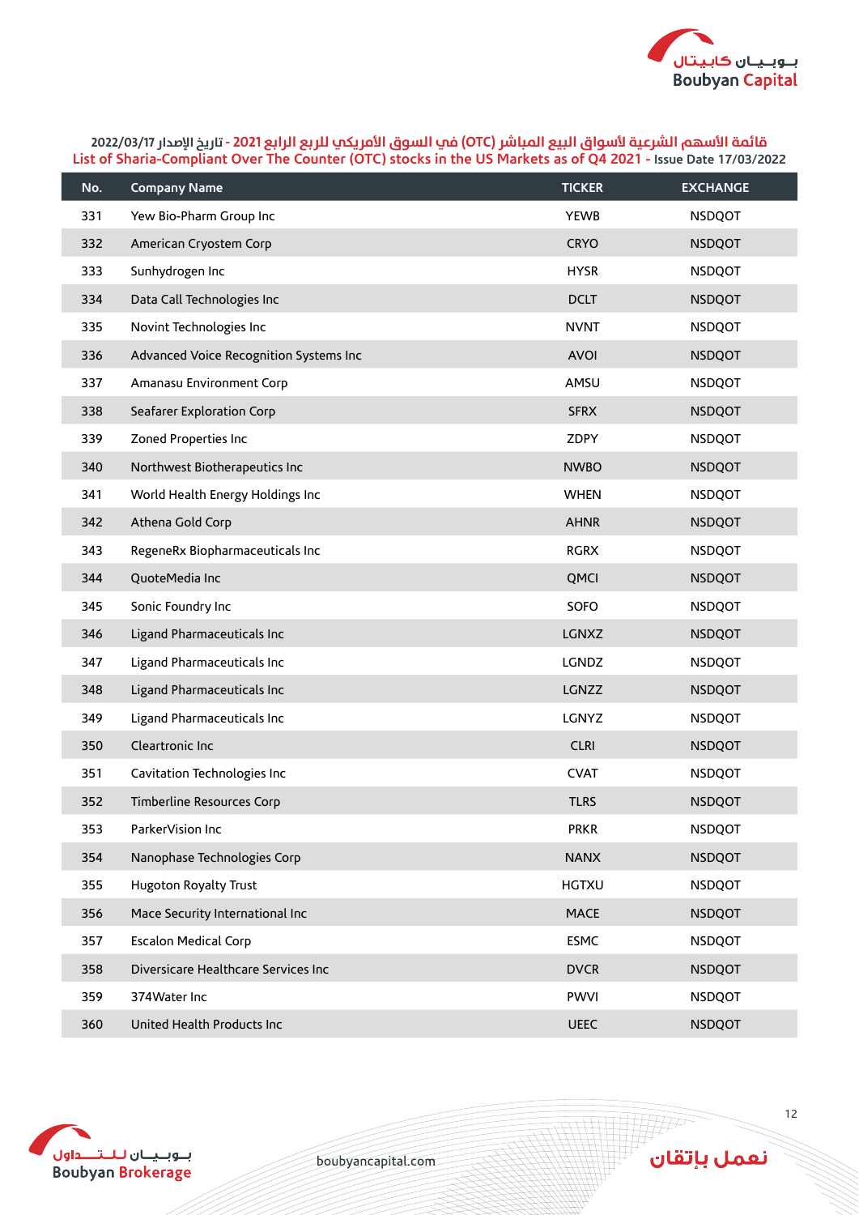قائمة الأسهم الشرعية لأسواق البيع المباشر (OTC) في السوق الأمريكي للربع الرابع 2021 - تاريخ الإصدار 2022/03/17

List of Sharia-Compliant Over The Counter (OTC) stocks in the US Markets as of Q4 2021 - Issue Date 17/03/2022

| No. | Company Name | TICKER | EXCHANGE |
|---|---|---|---|
| 331 | Yew Bio-Pharm Group Inc | YEWB | NSDQOT |
| 332 | American Cryostem Corp | CRYO | NSDQOT |
| 333 | Sunhydrogen Inc | HYSR | NSDQOT |
| 334 | Data Call Technologies Inc | DCLT | NSDQOT |
| 335 | Novint Technologies Inc | NVNT | NSDQOT |
| 336 | Advanced Voice Recognition Systems Inc | AVOI | NSDQOT |
| 337 | Amanasu Environment Corp | AMSU | NSDQOT |
| 338 | Seafarer Exploration Corp | SFRX | NSDQOT |
| 339 | Zoned Properties Inc | ZDPY | NSDQOT |
| 340 | Northwest Biotherapeutics Inc | NWBO | NSDQOT |
| 341 | World Health Energy Holdings Inc | WHEN | NSDQOT |
| 342 | Athena Gold Corp | AHNR | NSDQOT |
| 343 | RegeneRx Biopharmaceuticals Inc | RGRX | NSDQOT |
| 344 | QuoteMedia Inc | QMCI | NSDQOT |
| 345 | Sonic Foundry Inc | SOFO | NSDQOT |
| 346 | Ligand Pharmaceuticals Inc | LGNXZ | NSDQOT |
| 347 | Ligand Pharmaceuticals Inc | LGNDZ | NSDQOT |
| 348 | Ligand Pharmaceuticals Inc | LGNZZ | NSDQOT |
| 349 | Ligand Pharmaceuticals Inc | LGNYZ | NSDQOT |
| 350 | Cleartronic Inc | CLRI | NSDQOT |
| 351 | Cavitation Technologies Inc | CVAT | NSDQOT |
| 352 | Timberline Resources Corp | TLRS | NSDQOT |
| 353 | ParkerVision Inc | PRKR | NSDQOT |
| 354 | Nanophase Technologies Corp | NANX | NSDQOT |
| 355 | Hugoton Royalty Trust | HGTXU | NSDQOT |
| 356 | Mace Security International Inc | MACE | NSDQOT |
| 357 | Escalon Medical Corp | ESMC | NSDQOT |
| 358 | Diversicare Healthcare Services Inc | DVCR | NSDQOT |
| 359 | 374Water Inc | PWVI | NSDQOT |
| 360 | United Health Products Inc | UEEC | NSDQOT |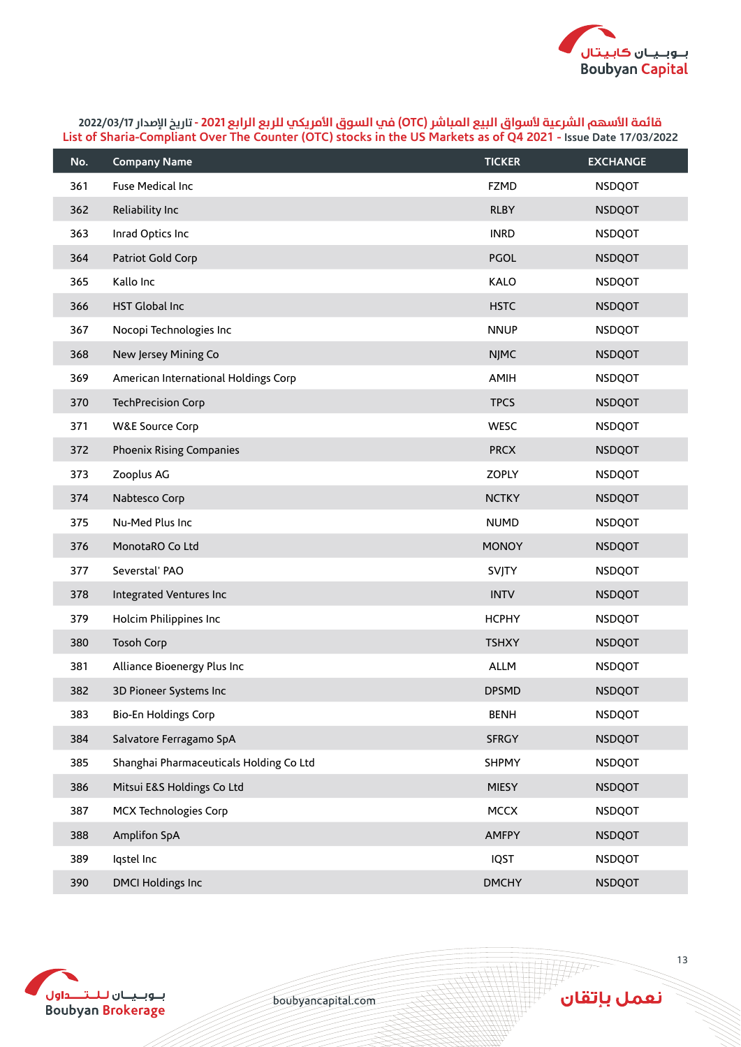قائمة الأسهم الشرعية لأسواق البيع المباشر (OTC) في السوق الأمريكي للربع الرابع 2021 - تاريخ الإصدار 2022/03/17

List of Sharia-Compliant Over The Counter (OTC) stocks in the US Markets as of Q4 2021 - Issue Date 17/03/2022

| No. | Company Name | TICKER | EXCHANGE |
|---|---|---|---|
| 361 | Fuse Medical Inc | FZMD | NSDQOT |
| 362 | Reliability Inc | RLBY | NSDQOT |
| 363 | Inrad Optics Inc | INRD | NSDQOT |
| 364 | Patriot Gold Corp | PGOL | NSDQOT |
| 365 | Kallo Inc | KALO | NSDQOT |
| 366 | HST Global Inc | HSTC | NSDQOT |
| 367 | Nocopi Technologies Inc | NNUP | NSDQOT |
| 368 | New Jersey Mining Co | NJMC | NSDQOT |
| 369 | American International Holdings Corp | AMIH | NSDQOT |
| 370 | TechPrecision Corp | TPCS | NSDQOT |
| 371 | W&E Source Corp | WESC | NSDQOT |
| 372 | Phoenix Rising Companies | PRCX | NSDQOT |
| 373 | Zooplus AG | ZOPLY | NSDQOT |
| 374 | Nabtesco Corp | NCTKY | NSDQOT |
| 375 | Nu-Med Plus Inc | NUMD | NSDQOT |
| 376 | MonotaRO Co Ltd | MONOY | NSDQOT |
| 377 | Severstal' PAO | SVJTY | NSDQOT |
| 378 | Integrated Ventures Inc | INTV | NSDQOT |
| 379 | Holcim Philippines Inc | HCPHY | NSDQOT |
| 380 | Tosoh Corp | TSHXY | NSDQOT |
| 381 | Alliance Bioenergy Plus Inc | ALLM | NSDQOT |
| 382 | 3D Pioneer Systems Inc | DPSMD | NSDQOT |
| 383 | Bio-En Holdings Corp | BENH | NSDQOT |
| 384 | Salvatore Ferragamo SpA | SFRGY | NSDQOT |
| 385 | Shanghai Pharmaceuticals Holding Co Ltd | SHPMY | NSDQOT |
| 386 | Mitsui E&S Holdings Co Ltd | MIESY | NSDQOT |
| 387 | MCX Technologies Corp | MCCX | NSDQOT |
| 388 | Amplifon SpA | AMFPY | NSDQOT |
| 389 | Iqstel Inc | IQST | NSDQOT |
| 390 | DMCI Holdings Inc | DMCHY | NSDQOT |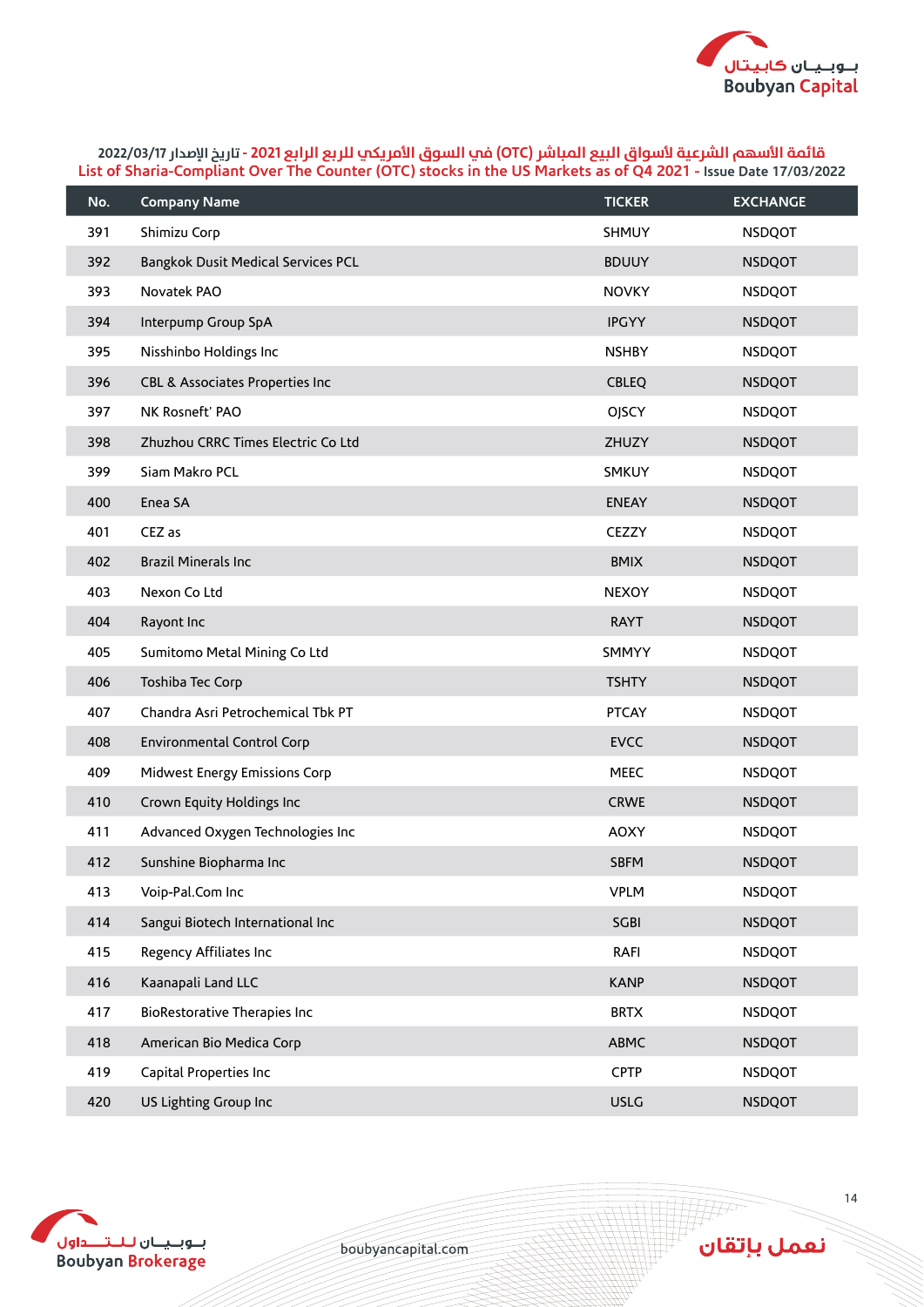قائمة الأسهم الشرعية لأسواق البيع المباشر (OTC) في السوق الأمريكي للربع الرابع 2021 - تاريخ الإصدار 2022/03/17

List of Sharia-Compliant Over The Counter (OTC) stocks in the US Markets as of Q4 2021 - Issue Date 17/03/2022

| No. | Company Name | TICKER | EXCHANGE |
|---|---|---|---|
| 391 | Shimizu Corp | SHMUY | NSDQOT |
| 392 | Bangkok Dusit Medical Services PCL | BDUUY | NSDQOT |
| 393 | Novatek PAO | NOVKY | NSDQOT |
| 394 | Interpump Group SpA | IPGYY | NSDQOT |
| 395 | Nisshinbo Holdings Inc | NSHBY | NSDQOT |
| 396 | CBL & Associates Properties Inc | CBLEQ | NSDQOT |
| 397 | NK Rosneft' PAO | OJSCY | NSDQOT |
| 398 | Zhuzhou CRRC Times Electric Co Ltd | ZHUZY | NSDQOT |
| 399 | Siam Makro PCL | SMKUY | NSDQOT |
| 400 | Enea SA | ENEAY | NSDQOT |
| 401 | CEZ as | CEZZY | NSDQOT |
| 402 | Brazil Minerals Inc | BMIX | NSDQOT |
| 403 | Nexon Co Ltd | NEXOY | NSDQOT |
| 404 | Rayont Inc | RAYT | NSDQOT |
| 405 | Sumitomo Metal Mining Co Ltd | SMMYY | NSDQOT |
| 406 | Toshiba Tec Corp | TSHTY | NSDQOT |
| 407 | Chandra Asri Petrochemical Tbk PT | PTCAY | NSDQOT |
| 408 | Environmental Control Corp | EVCC | NSDQOT |
| 409 | Midwest Energy Emissions Corp | MEEC | NSDQOT |
| 410 | Crown Equity Holdings Inc | CRWE | NSDQOT |
| 411 | Advanced Oxygen Technologies Inc | AOXY | NSDQOT |
| 412 | Sunshine Biopharma Inc | SBFM | NSDQOT |
| 413 | Voip-Pal.Com Inc | VPLM | NSDQOT |
| 414 | Sangui Biotech International Inc | SGBI | NSDQOT |
| 415 | Regency Affiliates Inc | RAFI | NSDQOT |
| 416 | Kaanapali Land LLC | KANP | NSDQOT |
| 417 | BioRestorative Therapies Inc | BRTX | NSDQOT |
| 418 | American Bio Medica Corp | ABMC | NSDQOT |
| 419 | Capital Properties Inc | CPTP | NSDQOT |
| 420 | US Lighting Group Inc | USLG | NSDQOT |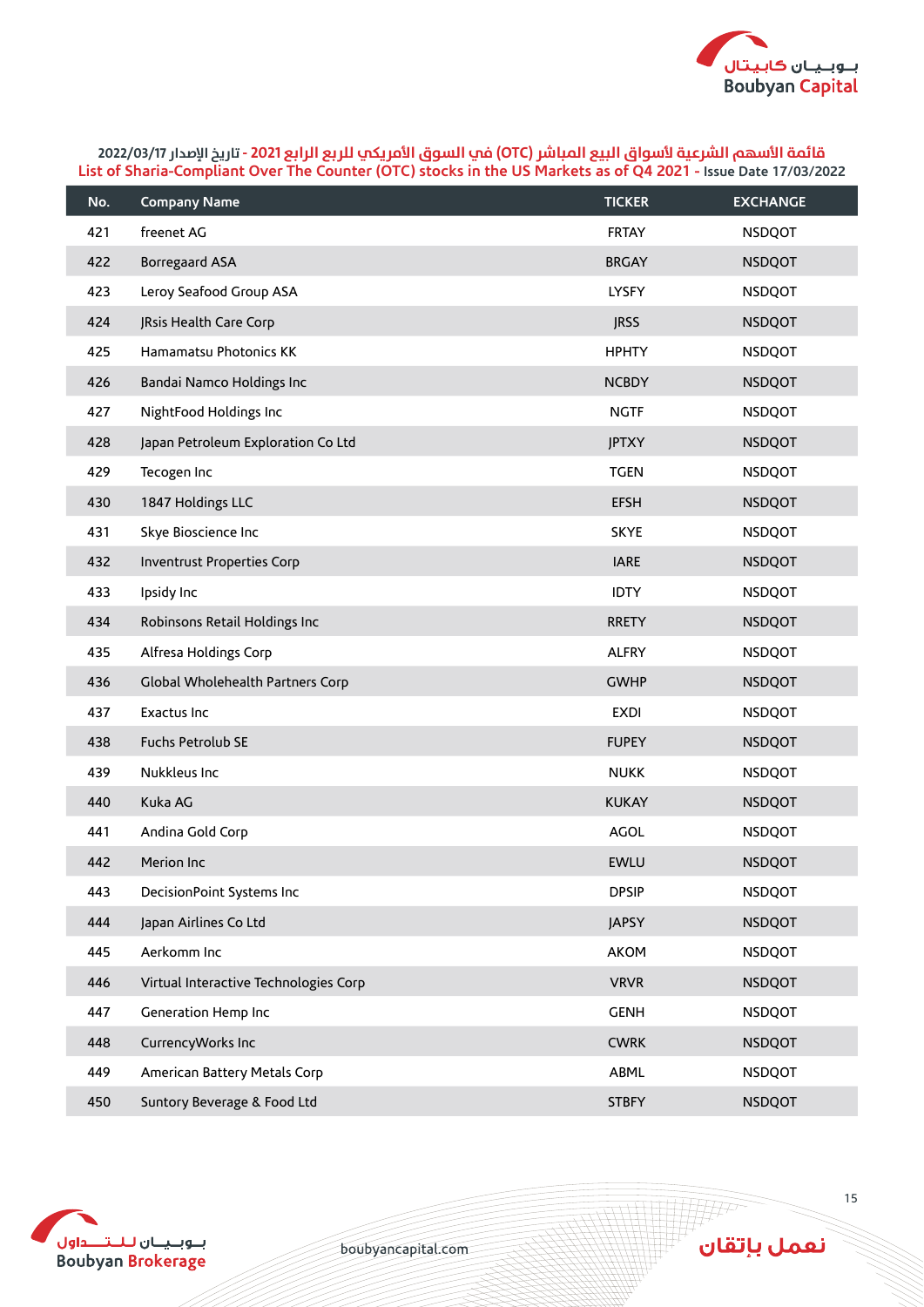قائمة الأسهم الشرعية لأسواق البيع المباشر (OTC) في السوق الأمريكي للربع الرابع 2021 - تاريخ الإصدار 2022/03/17

List of Sharia-Compliant Over The Counter (OTC) stocks in the US Markets as of Q4 2021 - Issue Date 17/03/2022

| No. | Company Name | TICKER | EXCHANGE |
|---|---|---|---|
| 421 | freenet AG | FRTAY | NSDQOT |
| 422 | Borregaard ASA | BRGAY | NSDQOT |
| 423 | Leroy Seafood Group ASA | LYSFY | NSDQOT |
| 424 | JRsis Health Care Corp | JRSS | NSDQOT |
| 425 | Hamamatsu Photonics KK | HPHTY | NSDQOT |
| 426 | Bandai Namco Holdings Inc | NCBDY | NSDQOT |
| 427 | NightFood Holdings Inc | NGTF | NSDQOT |
| 428 | Japan Petroleum Exploration Co Ltd | JPTXY | NSDQOT |
| 429 | Tecogen Inc | TGEN | NSDQOT |
| 430 | 1847 Holdings LLC | EFSH | NSDQOT |
| 431 | Skye Bioscience Inc | SKYE | NSDQOT |
| 432 | Inventrust Properties Corp | IARE | NSDQOT |
| 433 | Ipsidy Inc | IDTY | NSDQOT |
| 434 | Robinsons Retail Holdings Inc | RRETY | NSDQOT |
| 435 | Alfresa Holdings Corp | ALFRY | NSDQOT |
| 436 | Global Wholehealth Partners Corp | GWHP | NSDQOT |
| 437 | Exactus Inc | EXDI | NSDQOT |
| 438 | Fuchs Petrolub SE | FUPEY | NSDQOT |
| 439 | Nukkleus Inc | NUKK | NSDQOT |
| 440 | Kuka AG | KUKAY | NSDQOT |
| 441 | Andina Gold Corp | AGOL | NSDQOT |
| 442 | Merion Inc | EWLU | NSDQOT |
| 443 | DecisionPoint Systems Inc | DPSIP | NSDQOT |
| 444 | Japan Airlines Co Ltd | JAPSY | NSDQOT |
| 445 | Aerkomm Inc | AKOM | NSDQOT |
| 446 | Virtual Interactive Technologies Corp | VRVR | NSDQOT |
| 447 | Generation Hemp Inc | GENH | NSDQOT |
| 448 | CurrencyWorks Inc | CWRK | NSDQOT |
| 449 | American Battery Metals Corp | ABML | NSDQOT |
| 450 | Suntory Beverage & Food Ltd | STBFY | NSDQOT |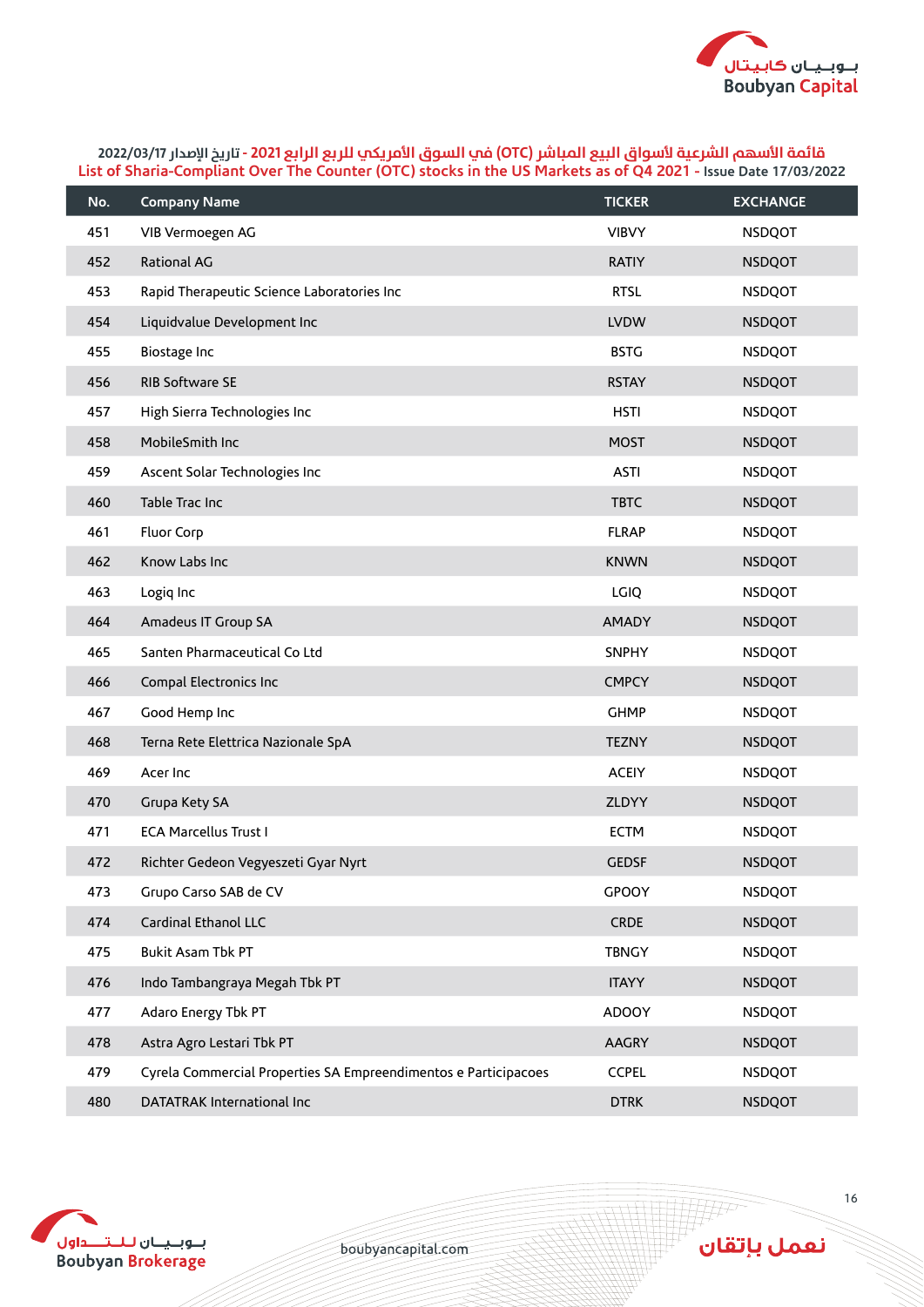قائمة الأسهم الشرعية لأسواق البيع المباشر (OTC) في السوق الأمريكي للربع الرابع 2021 - تاريخ الإصدار 2022/03/17

List of Sharia-Compliant Over The Counter (OTC) stocks in the US Markets as of Q4 2021 - Issue Date 17/03/2022

| No. | Company Name | TICKER | EXCHANGE |
|---|---|---|---|
| 451 | VIB Vermoegen AG | VIBVY | NSDQOT |
| 452 | Rational AG | RATIY | NSDQOT |
| 453 | Rapid Therapeutic Science Laboratories Inc | RTSL | NSDQOT |
| 454 | Liquidvalue Development Inc | LVDW | NSDQOT |
| 455 | Biostage Inc | BSTG | NSDQOT |
| 456 | RIB Software SE | RSTAY | NSDQOT |
| 457 | High Sierra Technologies Inc | HSTI | NSDQOT |
| 458 | MobileSmith Inc | MOST | NSDQOT |
| 459 | Ascent Solar Technologies Inc | ASTI | NSDQOT |
| 460 | Table Trac Inc | TBTC | NSDQOT |
| 461 | Fluor Corp | FLRAP | NSDQOT |
| 462 | Know Labs Inc | KNWN | NSDQOT |
| 463 | Logiq Inc | LGIQ | NSDQOT |
| 464 | Amadeus IT Group SA | AMADY | NSDQOT |
| 465 | Santen Pharmaceutical Co Ltd | SNPHY | NSDQOT |
| 466 | Compal Electronics Inc | CMPCY | NSDQOT |
| 467 | Good Hemp Inc | GHMP | NSDQOT |
| 468 | Terna Rete Elettrica Nazionale SpA | TEZNY | NSDQOT |
| 469 | Acer Inc | ACEIY | NSDQOT |
| 470 | Grupa Kety SA | ZLDYY | NSDQOT |
| 471 | ECA Marcellus Trust I | ECTM | NSDQOT |
| 472 | Richter Gedeon Vegyeszeti Gyar Nyrt | GEDSF | NSDQOT |
| 473 | Grupo Carso SAB de CV | GPOOY | NSDQOT |
| 474 | Cardinal Ethanol LLC | CRDE | NSDQOT |
| 475 | Bukit Asam Tbk PT | TBNGY | NSDQOT |
| 476 | Indo Tambangraya Megah Tbk PT | ITAYY | NSDQOT |
| 477 | Adaro Energy Tbk PT | ADOOY | NSDQOT |
| 478 | Astra Agro Lestari Tbk PT | AAGRY | NSDQOT |
| 479 | Cyrela Commercial Properties SA Empreendimentos e Participacoes | CCPEL | NSDQOT |
| 480 | DATATRAK International Inc | DTRK | NSDQOT |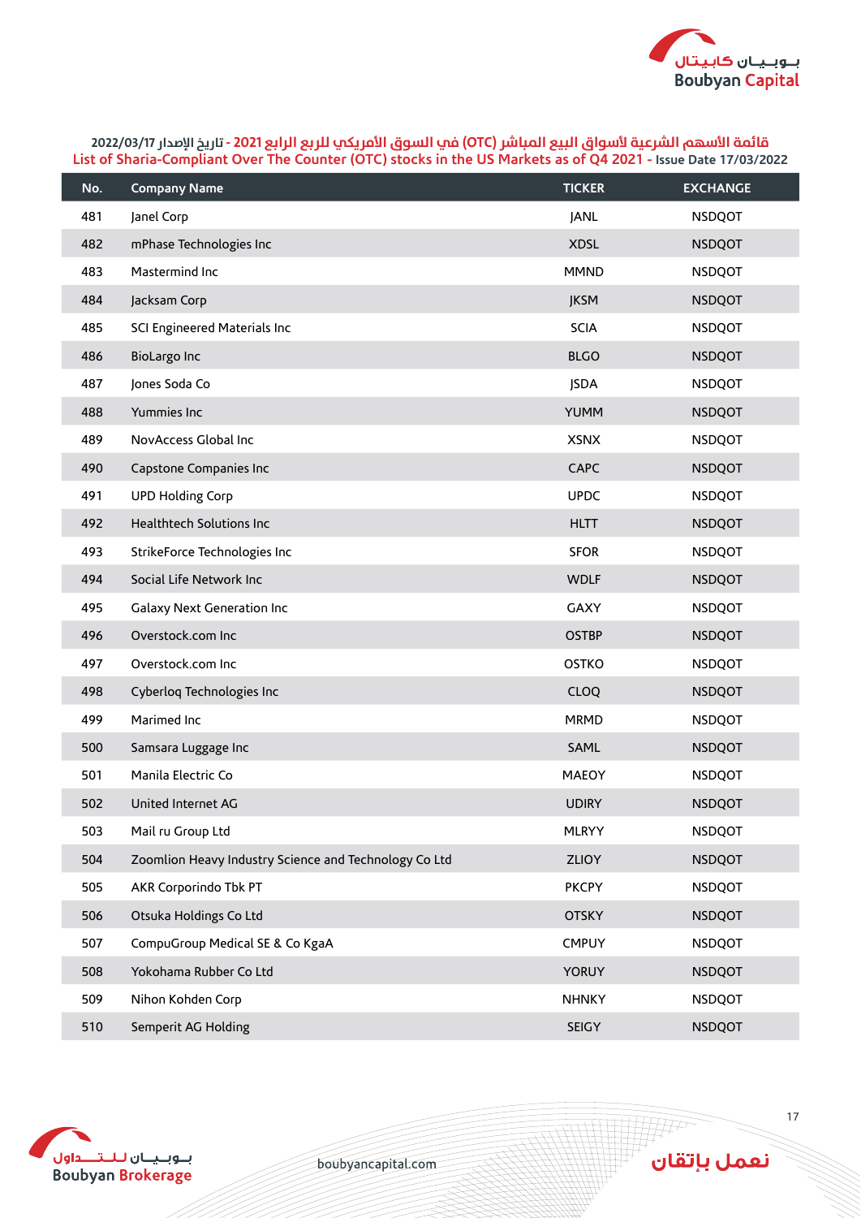قائمة الأسهم الشرعية لأسواق البيع المباشر (OTC) في السوق الأمريكي للربع الرابع 2021 - تاريخ الإصدار 2022/03/17

List of Sharia-Compliant Over The Counter (OTC) stocks in the US Markets as of Q4 2021 - Issue Date 17/03/2022

| No. | Company Name | TICKER | EXCHANGE |
|---|---|---|---|
| 481 | Janel Corp | JANL | NSDQOT |
| 482 | mPhase Technologies Inc | XDSL | NSDQOT |
| 483 | Mastermind Inc | MMND | NSDQOT |
| 484 | Jacksam Corp | JKSM | NSDQOT |
| 485 | SCI Engineered Materials Inc | SCIA | NSDQOT |
| 486 | BioLargo Inc | BLGO | NSDQOT |
| 487 | Jones Soda Co | JSDA | NSDQOT |
| 488 | Yummies Inc | YUMM | NSDQOT |
| 489 | NovAccess Global Inc | XSNX | NSDQOT |
| 490 | Capstone Companies Inc | CAPC | NSDQOT |
| 491 | UPD Holding Corp | UPDC | NSDQOT |
| 492 | Healthtech Solutions Inc | HLTT | NSDQOT |
| 493 | StrikeForce Technologies Inc | SFOR | NSDQOT |
| 494 | Social Life Network Inc | WDLF | NSDQOT |
| 495 | Galaxy Next Generation Inc | GAXY | NSDQOT |
| 496 | Overstock.com Inc | OSTBP | NSDQOT |
| 497 | Overstock.com Inc | OSTKO | NSDQOT |
| 498 | Cyberloq Technologies Inc | CLOQ | NSDQOT |
| 499 | Marimed Inc | MRMD | NSDQOT |
| 500 | Samsara Luggage Inc | SAML | NSDQOT |
| 501 | Manila Electric Co | MAEOY | NSDQOT |
| 502 | United Internet AG | UDIRY | NSDQOT |
| 503 | Mail ru Group Ltd | MLRYY | NSDQOT |
| 504 | Zoomlion Heavy Industry Science and Technology Co Ltd | ZLIOY | NSDQOT |
| 505 | AKR Corporindo Tbk PT | PKCPY | NSDQOT |
| 506 | Otsuka Holdings Co Ltd | OTSKY | NSDQOT |
| 507 | CompuGroup Medical SE & Co KgaA | CMPUY | NSDQOT |
| 508 | Yokohama Rubber Co Ltd | YORUY | NSDQOT |
| 509 | Nihon Kohden Corp | NHNKY | NSDQOT |
| 510 | Semperit AG Holding | SEIGY | NSDQOT |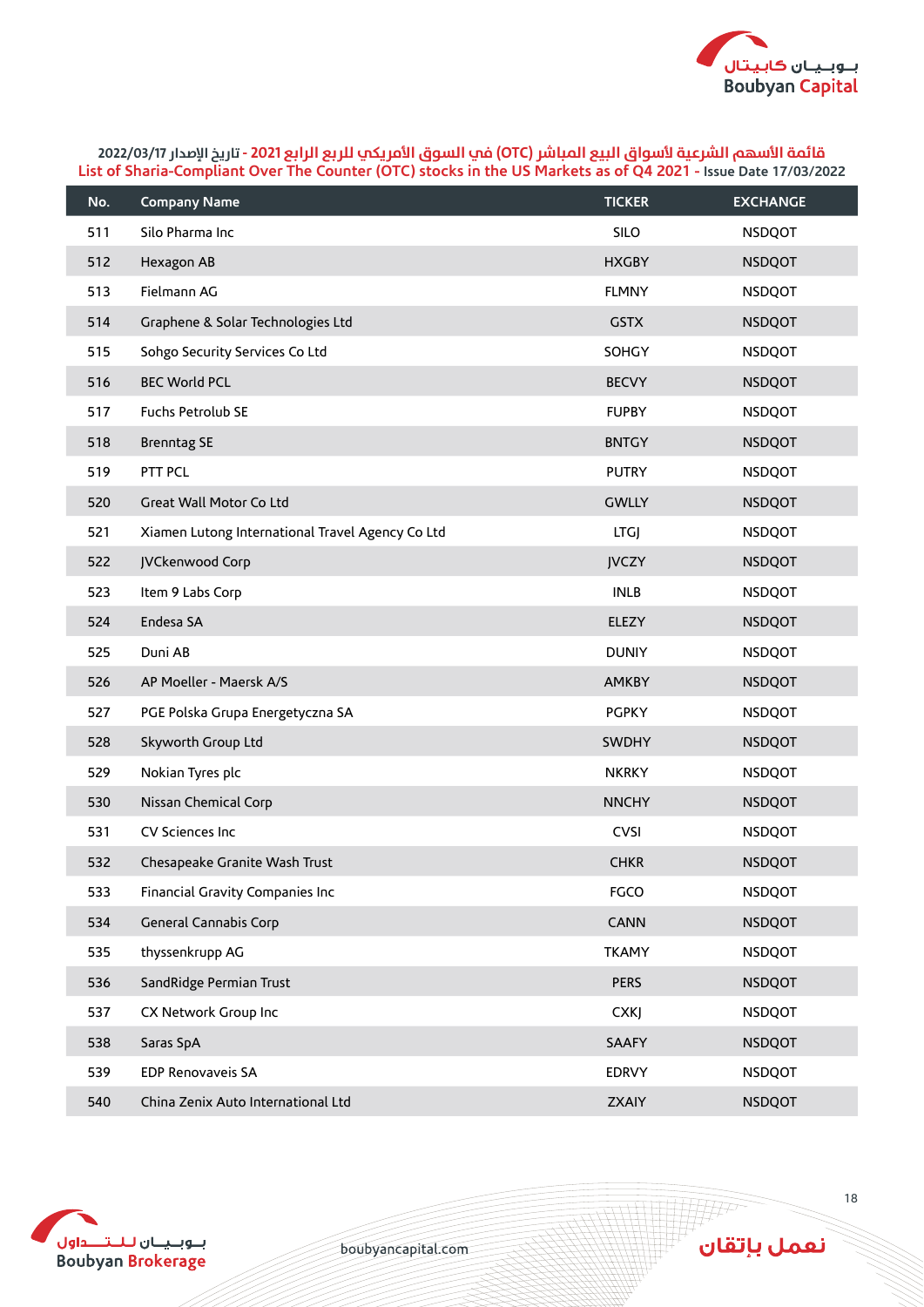قائمة الأسهم الشرعية لأسواق البيع المباشر (OTC) في السوق الأمريكي للربع الرابع 2021 - تاريخ الإصدار 2022/03/17

List of Sharia-Compliant Over The Counter (OTC) stocks in the US Markets as of Q4 2021 - Issue Date 17/03/2022

| No. | Company Name | TICKER | EXCHANGE |
|---|---|---|---|
| 511 | Silo Pharma Inc | SILO | NSDQOT |
| 512 | Hexagon AB | HXGBY | NSDQOT |
| 513 | Fielmann AG | FLMNY | NSDQOT |
| 514 | Graphene & Solar Technologies Ltd | GSTX | NSDQOT |
| 515 | Sohgo Security Services Co Ltd | SOHGY | NSDQOT |
| 516 | BEC World PCL | BECVY | NSDQOT |
| 517 | Fuchs Petrolub SE | FUPBY | NSDQOT |
| 518 | Brenntag SE | BNTGY | NSDQOT |
| 519 | PTT PCL | PUTRY | NSDQOT |
| 520 | Great Wall Motor Co Ltd | GWLLY | NSDQOT |
| 521 | Xiamen Lutong International Travel Agency Co Ltd | LTGJ | NSDQOT |
| 522 | JVCkenwood Corp | JVCZY | NSDQOT |
| 523 | Item 9 Labs Corp | INLB | NSDQOT |
| 524 | Endesa SA | ELEZY | NSDQOT |
| 525 | Duni AB | DUNIY | NSDQOT |
| 526 | AP Moeller - Maersk A/S | AMKBY | NSDQOT |
| 527 | PGE Polska Grupa Energetyczna SA | PGPKY | NSDQOT |
| 528 | Skyworth Group Ltd | SWDHY | NSDQOT |
| 529 | Nokian Tyres plc | NKRKY | NSDQOT |
| 530 | Nissan Chemical Corp | NNCHY | NSDQOT |
| 531 | CV Sciences Inc | CVSI | NSDQOT |
| 532 | Chesapeake Granite Wash Trust | CHKR | NSDQOT |
| 533 | Financial Gravity Companies Inc | FGCO | NSDQOT |
| 534 | General Cannabis Corp | CANN | NSDQOT |
| 535 | thyssenkrupp AG | TKAMY | NSDQOT |
| 536 | SandRidge Permian Trust | PERS | NSDQOT |
| 537 | CX Network Group Inc | CXKJ | NSDQOT |
| 538 | Saras SpA | SAAFY | NSDQOT |
| 539 | EDP Renovaveis SA | EDRVY | NSDQOT |
| 540 | China Zenix Auto International Ltd | ZXAIY | NSDQOT |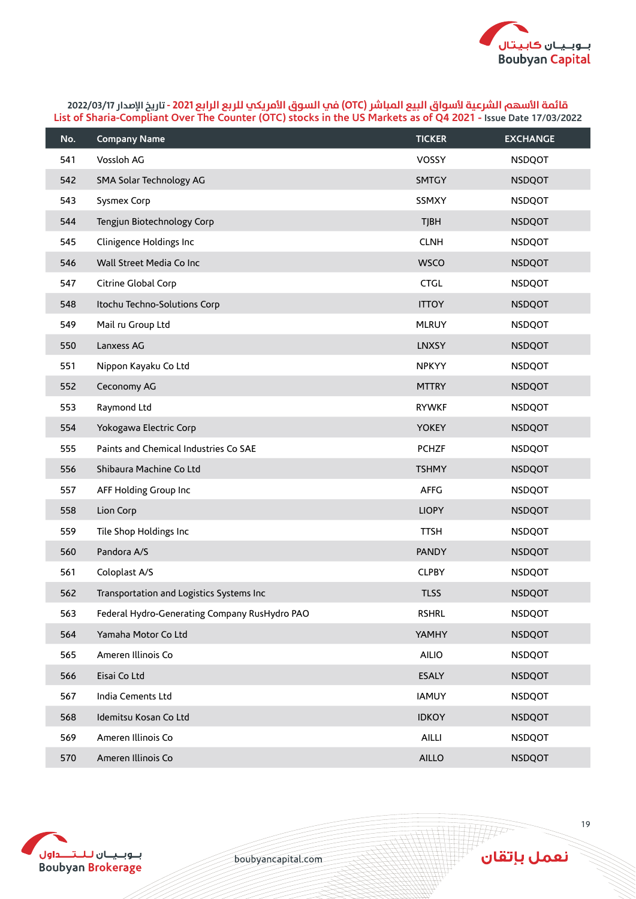قائمة الأسهم الشرعية لأسواق البيع المباشر (OTC) في السوق الأمريكي للربع الرابع 2021 - تاريخ الإصدار 2022/03/17

List of Sharia-Compliant Over The Counter (OTC) stocks in the US Markets as of Q4 2021 - Issue Date 17/03/2022

| No. | Company Name | TICKER | EXCHANGE |
|---|---|---|---|
| 541 | Vossloh AG | VOSSY | NSDQOT |
| 542 | SMA Solar Technology AG | SMTGY | NSDQOT |
| 543 | Sysmex Corp | SSMXY | NSDQOT |
| 544 | Tengjun Biotechnology Corp | TJBH | NSDQOT |
| 545 | Clinigence Holdings Inc | CLNH | NSDQOT |
| 546 | Wall Street Media Co Inc | WSCO | NSDQOT |
| 547 | Citrine Global Corp | CTGL | NSDQOT |
| 548 | Itochu Techno-Solutions Corp | ITTOY | NSDQOT |
| 549 | Mail ru Group Ltd | MLRUY | NSDQOT |
| 550 | Lanxess AG | LNXSY | NSDQOT |
| 551 | Nippon Kayaku Co Ltd | NPKYY | NSDQOT |
| 552 | Ceconomy AG | MTTRY | NSDQOT |
| 553 | Raymond Ltd | RYWKF | NSDQOT |
| 554 | Yokogawa Electric Corp | YOKEY | NSDQOT |
| 555 | Paints and Chemical Industries Co SAE | PCHZF | NSDQOT |
| 556 | Shibaura Machine Co Ltd | TSHMY | NSDQOT |
| 557 | AFF Holding Group Inc | AFFG | NSDQOT |
| 558 | Lion Corp | LIOPY | NSDQOT |
| 559 | Tile Shop Holdings Inc | TTSH | NSDQOT |
| 560 | Pandora A/S | PANDY | NSDQOT |
| 561 | Coloplast A/S | CLPBY | NSDQOT |
| 562 | Transportation and Logistics Systems Inc | TLSS | NSDQOT |
| 563 | Federal Hydro-Generating Company RusHydro PAO | RSHRL | NSDQOT |
| 564 | Yamaha Motor Co Ltd | YAMHY | NSDQOT |
| 565 | Ameren Illinois Co | AILIO | NSDQOT |
| 566 | Eisai Co Ltd | ESALY | NSDQOT |
| 567 | India Cements Ltd | IAMUY | NSDQOT |
| 568 | Idemitsu Kosan Co Ltd | IDKOY | NSDQOT |
| 569 | Ameren Illinois Co | AILLI | NSDQOT |
| 570 | Ameren Illinois Co | AILLO | NSDQOT |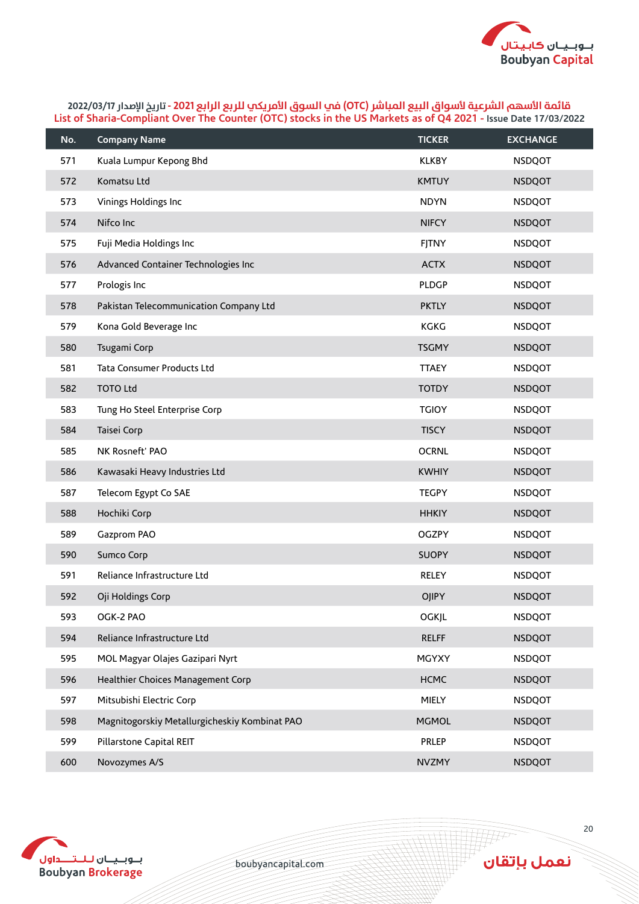## قائمة الأسهم الشرعية لأسواق البيع المباشر (OTC) في السوق الأمريكي للربع الرابع 2021 - تاريخ الإصدار 2022/03/17
## List of Sharia-Compliant Over The Counter (OTC) stocks in the US Markets as of Q4 2021 - Issue Date 17/03/2022

| No. | Company Name | TICKER | EXCHANGE |
|---|---|---|---|
| 571 | Kuala Lumpur Kepong Bhd | KLKBY | NSDQOT |
| 572 | Komatsu Ltd | KMTUY | NSDQOT |
| 573 | Vinings Holdings Inc | NDYN | NSDQOT |
| 574 | Nifco Inc | NIFCY | NSDQOT |
| 575 | Fuji Media Holdings Inc | FJTNY | NSDQOT |
| 576 | Advanced Container Technologies Inc | ACTX | NSDQOT |
| 577 | Prologis Inc | PLDGP | NSDQOT |
| 578 | Pakistan Telecommunication Company Ltd | PKTLY | NSDQOT |
| 579 | Kona Gold Beverage Inc | KGKG | NSDQOT |
| 580 | Tsugami Corp | TSGMY | NSDQOT |
| 581 | Tata Consumer Products Ltd | TTAEY | NSDQOT |
| 582 | TOTO Ltd | TOTDY | NSDQOT |
| 583 | Tung Ho Steel Enterprise Corp | TGIOY | NSDQOT |
| 584 | Taisei Corp | TISCY | NSDQOT |
| 585 | NK Rosneft' PAO | OCRNL | NSDQOT |
| 586 | Kawasaki Heavy Industries Ltd | KWHIY | NSDQOT |
| 587 | Telecom Egypt Co SAE | TEGPY | NSDQOT |
| 588 | Hochiki Corp | HHKIY | NSDQOT |
| 589 | Gazprom PAO | OGZPY | NSDQOT |
| 590 | Sumco Corp | SUOPY | NSDQOT |
| 591 | Reliance Infrastructure Ltd | RELEY | NSDQOT |
| 592 | Oji Holdings Corp | OJIPY | NSDQOT |
| 593 | OGK-2 PAO | OGKJL | NSDQOT |
| 594 | Reliance Infrastructure Ltd | RELFF | NSDQOT |
| 595 | MOL Magyar Olajes Gazipari Nyrt | MGYXY | NSDQOT |
| 596 | Healthier Choices Management Corp | HCMC | NSDQOT |
| 597 | Mitsubishi Electric Corp | MIELY | NSDQOT |
| 598 | Magnitogorskiy Metallurgicheskiy Kombinat PAO | MGMOL | NSDQOT |
| 599 | Pillarstone Capital REIT | PRLEP | NSDQOT |
| 600 | Novozymes A/S | NVZMY | NSDQOT |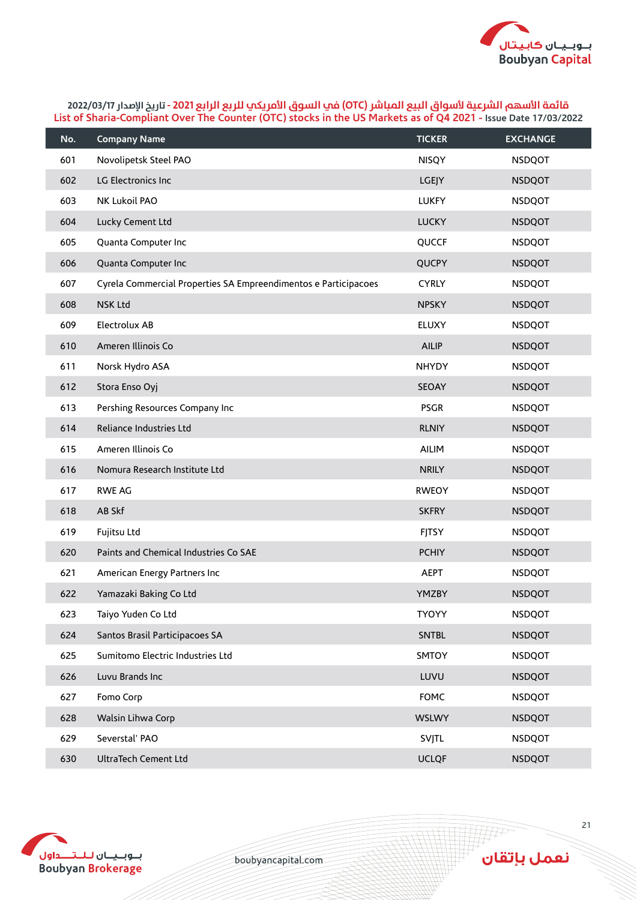## قائمة الأسهم الشرعية لأسواق البيع المباشر (OTC) في السوق الأمريكي للربع الرابع 2021 - تاريخ الإصدار 2022/03/17

## List of Sharia-Compliant Over The Counter (OTC) stocks in the US Markets as of Q4 2021 - Issue Date 17/03/2022

| No. | Company Name | TICKER | EXCHANGE |
|---|---|---|---|
| 601 | Novolipetsk Steel PAO | NISQY | NSDQOT |
| 602 | LG Electronics Inc | LGEJY | NSDQOT |
| 603 | NK Lukoil PAO | LUKFY | NSDQOT |
| 604 | Lucky Cement Ltd | LUCKY | NSDQOT |
| 605 | Quanta Computer Inc | QUCCF | NSDQOT |
| 606 | Quanta Computer Inc | QUCPY | NSDQOT |
| 607 | Cyrela Commercial Properties SA Empreendimentos e Participacoes | CYRLY | NSDQOT |
| 608 | NSK Ltd | NPSKY | NSDQOT |
| 609 | Electrolux AB | ELUXY | NSDQOT |
| 610 | Ameren Illinois Co | AILIP | NSDQOT |
| 611 | Norsk Hydro ASA | NHYDY | NSDQOT |
| 612 | Stora Enso Oyj | SEOAY | NSDQOT |
| 613 | Pershing Resources Company Inc | PSGR | NSDQOT |
| 614 | Reliance Industries Ltd | RLNIY | NSDQOT |
| 615 | Ameren Illinois Co | AILIM | NSDQOT |
| 616 | Nomura Research Institute Ltd | NRILY | NSDQOT |
| 617 | RWE AG | RWEOY | NSDQOT |
| 618 | AB Skf | SKFRY | NSDQOT |
| 619 | Fujitsu Ltd | FJTSY | NSDQOT |
| 620 | Paints and Chemical Industries Co SAE | PCHIY | NSDQOT |
| 621 | American Energy Partners Inc | AEPT | NSDQOT |
| 622 | Yamazaki Baking Co Ltd | YMZBY | NSDQOT |
| 623 | Taiyo Yuden Co Ltd | TYOYY | NSDQOT |
| 624 | Santos Brasil Participacoes SA | SNTBL | NSDQOT |
| 625 | Sumitomo Electric Industries Ltd | SMTOY | NSDQOT |
| 626 | Luvu Brands Inc | LUVU | NSDQOT |
| 627 | Fomo Corp | FOMC | NSDQOT |
| 628 | Walsin Lihwa Corp | WSLWY | NSDQOT |
| 629 | Severstal' PAO | SVJTL | NSDQOT |
| 630 | UltraTech Cement Ltd | UCLQF | NSDQOT |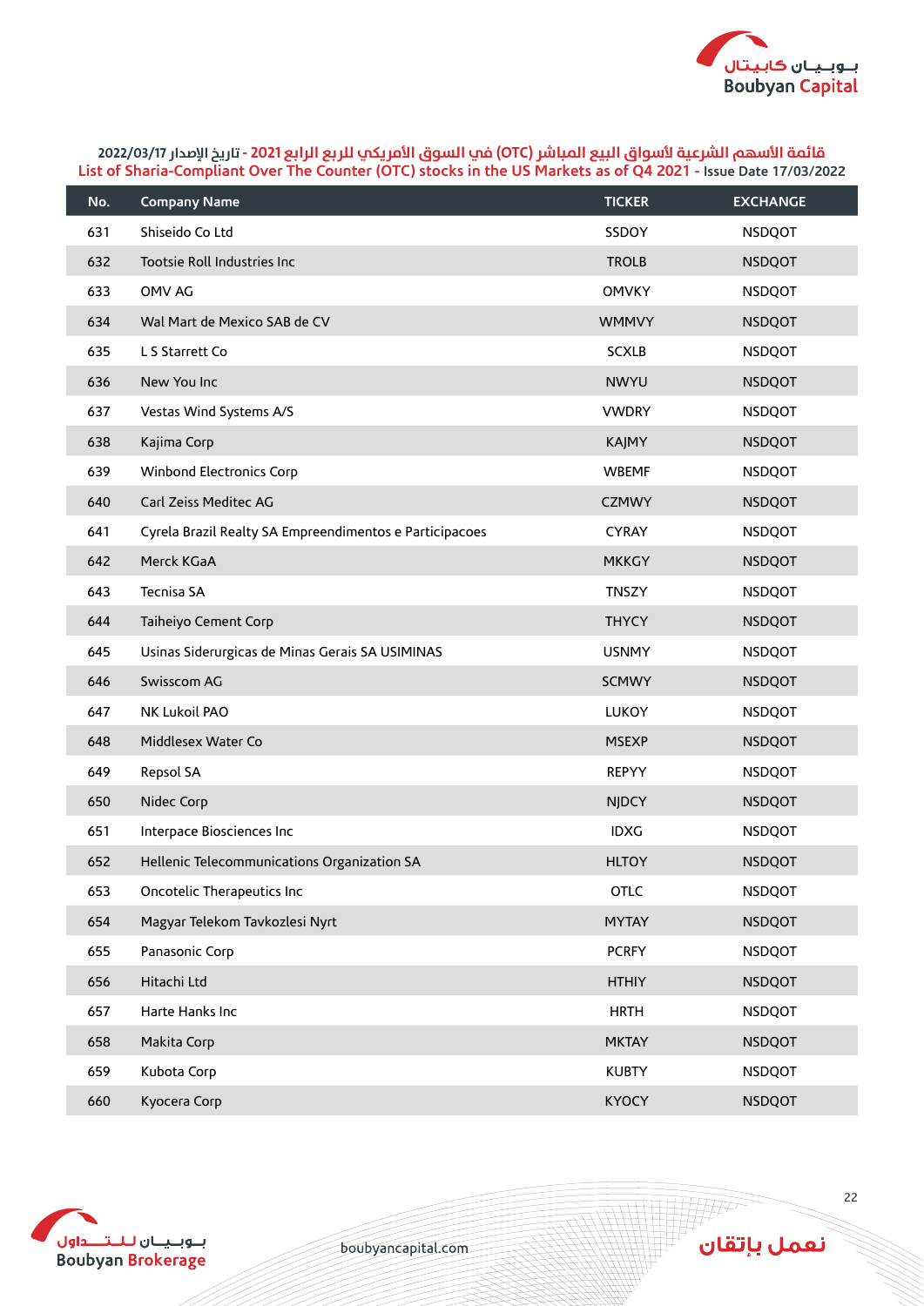قائمة الأسهم الشرعية لأسواق البيع المباشر (OTC) في السوق الأمريكي للربع الرابع 2021 - تاريخ الإصدار 2022/03/17

List of Sharia-Compliant Over The Counter (OTC) stocks in the US Markets as of Q4 2021 - Issue Date 17/03/2022

| No. | Company Name | TICKER | EXCHANGE |
|---|---|---|---|
| 631 | Shiseido Co Ltd | SSDOY | NSDQOT |
| 632 | Tootsie Roll Industries Inc | TROLB | NSDQOT |
| 633 | OMV AG | OMVKY | NSDQOT |
| 634 | Wal Mart de Mexico SAB de CV | WMMVY | NSDQOT |
| 635 | L S Starrett Co | SCXLB | NSDQOT |
| 636 | New You Inc | NWYU | NSDQOT |
| 637 | Vestas Wind Systems A/S | VWDRY | NSDQOT |
| 638 | Kajima Corp | KAJMY | NSDQOT |
| 639 | Winbond Electronics Corp | WBEMF | NSDQOT |
| 640 | Carl Zeiss Meditec AG | CZMWY | NSDQOT |
| 641 | Cyrela Brazil Realty SA Empreendimentos e Participacoes | CYRAY | NSDQOT |
| 642 | Merck KGaA | MKKGY | NSDQOT |
| 643 | Tecnisa SA | TNSZY | NSDQOT |
| 644 | Taiheiyo Cement Corp | THYCY | NSDQOT |
| 645 | Usinas Siderurgicas de Minas Gerais SA USIMINAS | USNMY | NSDQOT |
| 646 | Swisscom AG | SCMWY | NSDQOT |
| 647 | NK Lukoil PAO | LUKOY | NSDQOT |
| 648 | Middlesex Water Co | MSEXP | NSDQOT |
| 649 | Repsol SA | REPYY | NSDQOT |
| 650 | Nidec Corp | NJDCY | NSDQOT |
| 651 | Interpace Biosciences Inc | IDXG | NSDQOT |
| 652 | Hellenic Telecommunications Organization SA | HLTOY | NSDQOT |
| 653 | Oncotelic Therapeutics Inc | OTLC | NSDQOT |
| 654 | Magyar Telekom Tavkozlesi Nyrt | MYTAY | NSDQOT |
| 655 | Panasonic Corp | PCRFY | NSDQOT |
| 656 | Hitachi Ltd | HTHIY | NSDQOT |
| 657 | Harte Hanks Inc | HRTH | NSDQOT |
| 658 | Makita Corp | MKTAY | NSDQOT |
| 659 | Kubota Corp | KUBTY | NSDQOT |
| 660 | Kyocera Corp | KYOCY | NSDQOT |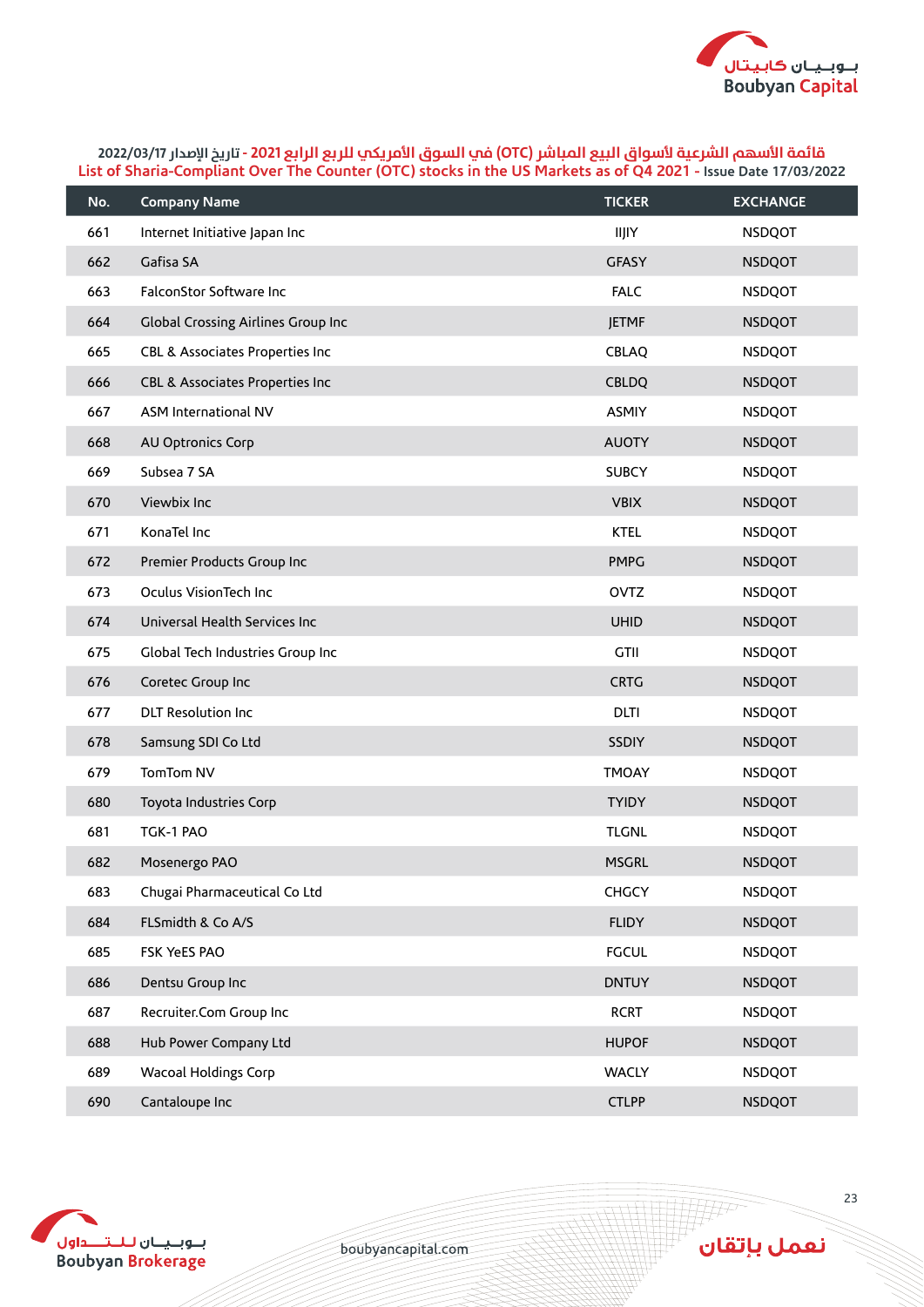قائمة الأسهم الشرعية لأسواق البيع المباشر (OTC) في السوق الأمريكي للربع الرابع 2021 - تاريخ الإصدار 2022/03/17

List of Sharia-Compliant Over The Counter (OTC) stocks in the US Markets as of Q4 2021 - Issue Date 17/03/2022

| No. | Company Name | TICKER | EXCHANGE |
|---|---|---|---|
| 661 | Internet Initiative Japan Inc | IIJIY | NSDQOT |
| 662 | Gafisa SA | GFASY | NSDQOT |
| 663 | FalconStor Software Inc | FALC | NSDQOT |
| 664 | Global Crossing Airlines Group Inc | JETMF | NSDQOT |
| 665 | CBL & Associates Properties Inc | CBLAQ | NSDQOT |
| 666 | CBL & Associates Properties Inc | CBLDQ | NSDQOT |
| 667 | ASM International NV | ASMIY | NSDQOT |
| 668 | AU Optronics Corp | AUOTY | NSDQOT |
| 669 | Subsea 7 SA | SUBCY | NSDQOT |
| 670 | Viewbix Inc | VBIX | NSDQOT |
| 671 | KonaTel Inc | KTEL | NSDQOT |
| 672 | Premier Products Group Inc | PMPG | NSDQOT |
| 673 | Oculus VisionTech Inc | OVTZ | NSDQOT |
| 674 | Universal Health Services Inc | UHID | NSDQOT |
| 675 | Global Tech Industries Group Inc | GTII | NSDQOT |
| 676 | Coretec Group Inc | CRTG | NSDQOT |
| 677 | DLT Resolution Inc | DLTI | NSDQOT |
| 678 | Samsung SDI Co Ltd | SSDIY | NSDQOT |
| 679 | TomTom NV | TMOAY | NSDQOT |
| 680 | Toyota Industries Corp | TYIDY | NSDQOT |
| 681 | TGK-1 PAO | TLGNL | NSDQOT |
| 682 | Mosenergo PAO | MSGRL | NSDQOT |
| 683 | Chugai Pharmaceutical Co Ltd | CHGCY | NSDQOT |
| 684 | FLSmidth & Co A/S | FLIDY | NSDQOT |
| 685 | FSK YeES PAO | FGCUL | NSDQOT |
| 686 | Dentsu Group Inc | DNTUY | NSDQOT |
| 687 | Recruiter.Com Group Inc | RCRT | NSDQOT |
| 688 | Hub Power Company Ltd | HUPOF | NSDQOT |
| 689 | Wacoal Holdings Corp | WACLY | NSDQOT |
| 690 | Cantaloupe Inc | CTLPP | NSDQOT |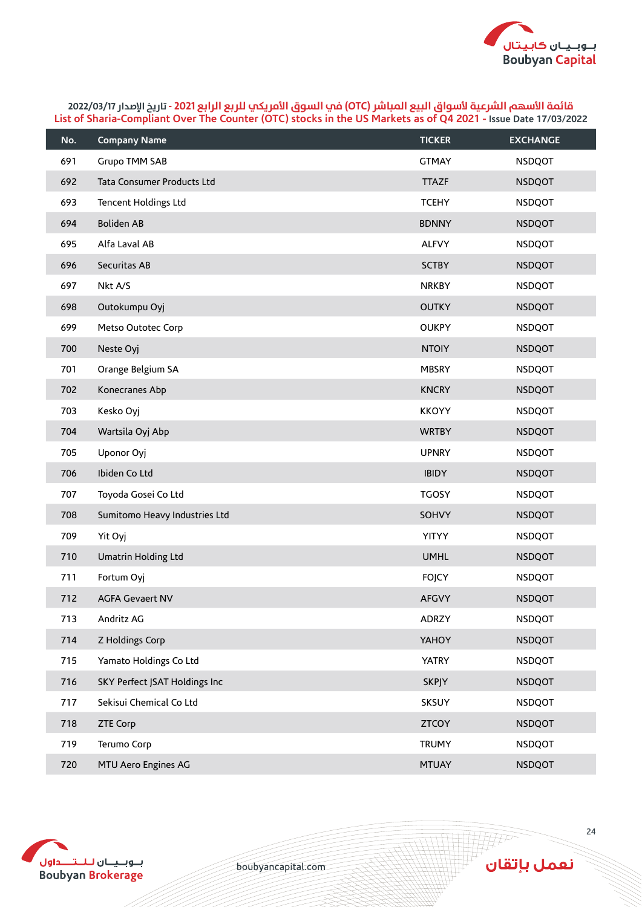قائمة الأسهم الشرعية لأسواق البيع المباشر (OTC) في السوق الأمريكي للربع الرابع 2021 - تاريخ الإصدار 2022/03/17

List of Sharia-Compliant Over The Counter (OTC) stocks in the US Markets as of Q4 2021 - Issue Date 17/03/2022

| No. | Company Name | TICKER | EXCHANGE |
|---|---|---|---|
| 691 | Grupo TMM SAB | GTMAY | NSDQOT |
| 692 | Tata Consumer Products Ltd | TTAZF | NSDQOT |
| 693 | Tencent Holdings Ltd | TCEHY | NSDQOT |
| 694 | Boliden AB | BDNNY | NSDQOT |
| 695 | Alfa Laval AB | ALFVY | NSDQOT |
| 696 | Securitas AB | SCTBY | NSDQOT |
| 697 | Nkt A/S | NRKBY | NSDQOT |
| 698 | Outokumpu Oyj | OUTKY | NSDQOT |
| 699 | Metso Outotec Corp | OUKPY | NSDQOT |
| 700 | Neste Oyj | NTOIY | NSDQOT |
| 701 | Orange Belgium SA | MBSRY | NSDQOT |
| 702 | Konecranes Abp | KNCRY | NSDQOT |
| 703 | Kesko Oyj | KKOYY | NSDQOT |
| 704 | Wartsila Oyj Abp | WRTBY | NSDQOT |
| 705 | Uponor Oyj | UPNRY | NSDQOT |
| 706 | Ibiden Co Ltd | IBIDY | NSDQOT |
| 707 | Toyoda Gosei Co Ltd | TGOSY | NSDQOT |
| 708 | Sumitomo Heavy Industries Ltd | SOHVY | NSDQOT |
| 709 | Yit Oyj | YITYY | NSDQOT |
| 710 | Umatrin Holding Ltd | UMHL | NSDQOT |
| 711 | Fortum Oyj | FOJCY | NSDQOT |
| 712 | AGFA Gevaert NV | AFGVY | NSDQOT |
| 713 | Andritz AG | ADRZY | NSDQOT |
| 714 | Z Holdings Corp | YAHOY | NSDQOT |
| 715 | Yamato Holdings Co Ltd | YATRY | NSDQOT |
| 716 | SKY Perfect JSAT Holdings Inc | SKPJY | NSDQOT |
| 717 | Sekisui Chemical Co Ltd | SKSUY | NSDQOT |
| 718 | ZTE Corp | ZTCOY | NSDQOT |
| 719 | Terumo Corp | TRUMY | NSDQOT |
| 720 | MTU Aero Engines AG | MTUAY | NSDQOT |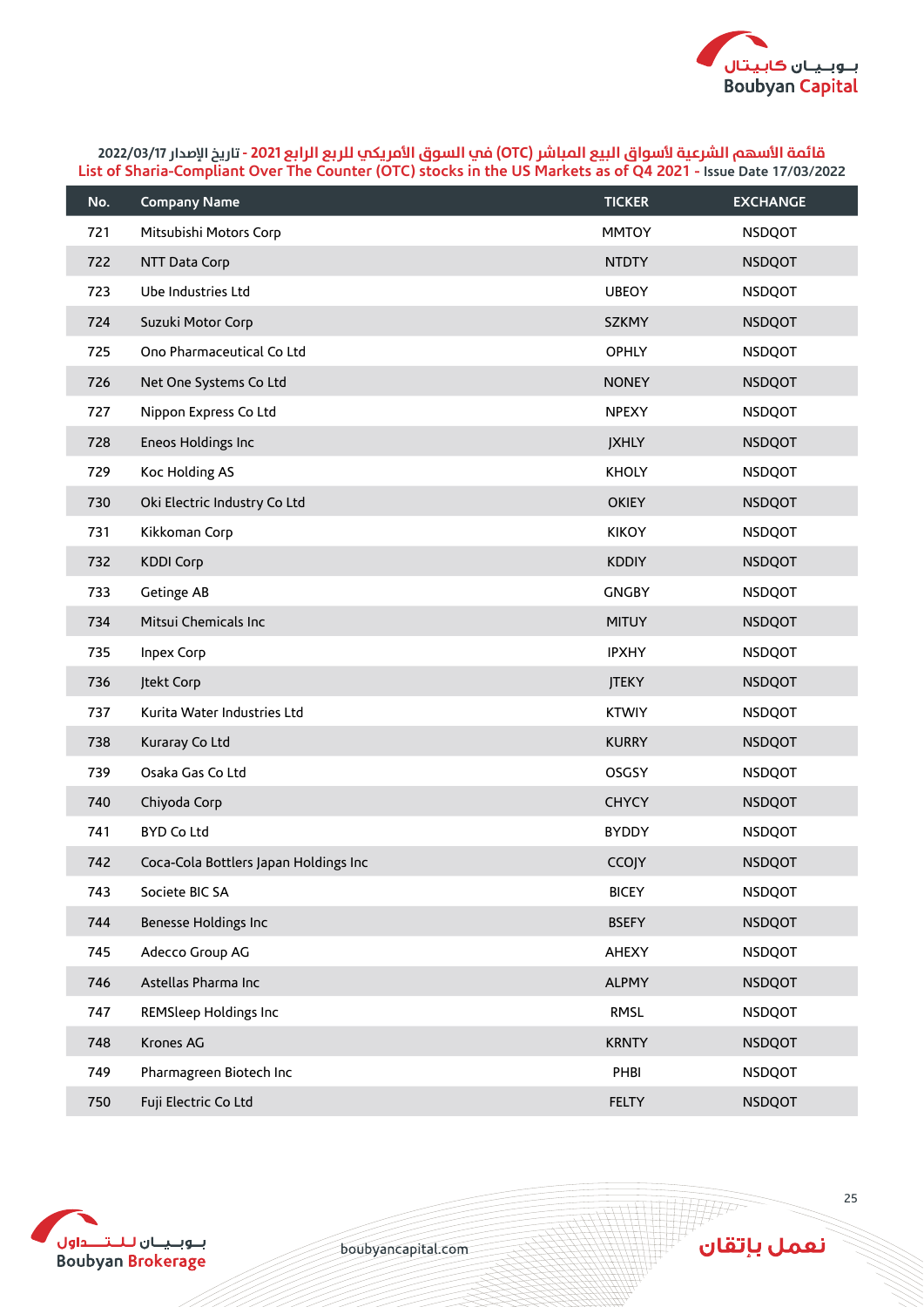قائمة الأسهم الشرعية لأسواق البيع المباشر (OTC) في السوق الأمريكي للربع الرابع 2021 - تاريخ الإصدار 2022/03/17

List of Sharia-Compliant Over The Counter (OTC) stocks in the US Markets as of Q4 2021 - Issue Date 17/03/2022

| No. | Company Name | TICKER | EXCHANGE |
|---|---|---|---|
| 721 | Mitsubishi Motors Corp | MMTOY | NSDQOT |
| 722 | NTT Data Corp | NTDTY | NSDQOT |
| 723 | Ube Industries Ltd | UBEOY | NSDQOT |
| 724 | Suzuki Motor Corp | SZKMY | NSDQOT |
| 725 | Ono Pharmaceutical Co Ltd | OPHLY | NSDQOT |
| 726 | Net One Systems Co Ltd | NONEY | NSDQOT |
| 727 | Nippon Express Co Ltd | NPEXY | NSDQOT |
| 728 | Eneos Holdings Inc | JXHLY | NSDQOT |
| 729 | Koc Holding AS | KHOLY | NSDQOT |
| 730 | Oki Electric Industry Co Ltd | OKIEY | NSDQOT |
| 731 | Kikkoman Corp | KIKOY | NSDQOT |
| 732 | KDDI Corp | KDDIY | NSDQOT |
| 733 | Getinge AB | GNGBY | NSDQOT |
| 734 | Mitsui Chemicals Inc | MITUY | NSDQOT |
| 735 | Inpex Corp | IPXHY | NSDQOT |
| 736 | Jtekt Corp | JTEKY | NSDQOT |
| 737 | Kurita Water Industries Ltd | KTWIY | NSDQOT |
| 738 | Kuraray Co Ltd | KURRY | NSDQOT |
| 739 | Osaka Gas Co Ltd | OSGSY | NSDQOT |
| 740 | Chiyoda Corp | CHYCY | NSDQOT |
| 741 | BYD Co Ltd | BYDDY | NSDQOT |
| 742 | Coca-Cola Bottlers Japan Holdings Inc | CCOJY | NSDQOT |
| 743 | Societe BIC SA | BICEY | NSDQOT |
| 744 | Benesse Holdings Inc | BSEFY | NSDQOT |
| 745 | Adecco Group AG | AHEXY | NSDQOT |
| 746 | Astellas Pharma Inc | ALPMY | NSDQOT |
| 747 | REMSleep Holdings Inc | RMSL | NSDQOT |
| 748 | Krones AG | KRNTY | NSDQOT |
| 749 | Pharmagreen Biotech Inc | PHBI | NSDQOT |
| 750 | Fuji Electric Co Ltd | FELTY | NSDQOT |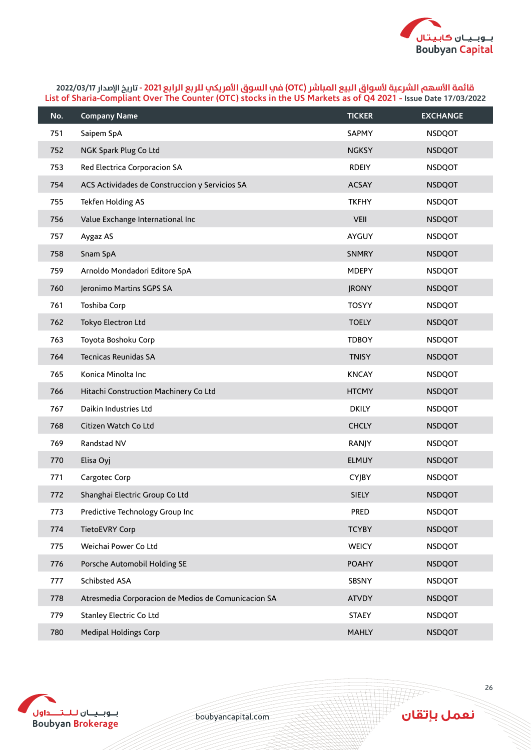قائمة الأسهم الشرعية لأسواق البيع المباشر (OTC) في السوق الأمريكي للربع الرابع 2021 - تاريخ الإصدار 2022/03/17

List of Sharia-Compliant Over The Counter (OTC) stocks in the US Markets as of Q4 2021 - Issue Date 17/03/2022

| No. | Company Name | TICKER | EXCHANGE |
|---|---|---|---|
| 751 | Saipem SpA | SAPMY | NSDQOT |
| 752 | NGK Spark Plug Co Ltd | NGKSY | NSDQOT |
| 753 | Red Electrica Corporacion SA | RDEIY | NSDQOT |
| 754 | ACS Actividades de Construccion y Servicios SA | ACSAY | NSDQOT |
| 755 | Tekfen Holding AS | TKFHY | NSDQOT |
| 756 | Value Exchange International Inc | VEII | NSDQOT |
| 757 | Aygaz AS | AYGUY | NSDQOT |
| 758 | Snam SpA | SNMRY | NSDQOT |
| 759 | Arnoldo Mondadori Editore SpA | MDEPY | NSDQOT |
| 760 | Jeronimo Martins SGPS SA | JRONY | NSDQOT |
| 761 | Toshiba Corp | TOSYY | NSDQOT |
| 762 | Tokyo Electron Ltd | TOELY | NSDQOT |
| 763 | Toyota Boshoku Corp | TDBOY | NSDQOT |
| 764 | Tecnicas Reunidas SA | TNISY | NSDQOT |
| 765 | Konica Minolta Inc | KNCAY | NSDQOT |
| 766 | Hitachi Construction Machinery Co Ltd | HTCMY | NSDQOT |
| 767 | Daikin Industries Ltd | DKILY | NSDQOT |
| 768 | Citizen Watch Co Ltd | CHCLY | NSDQOT |
| 769 | Randstad NV | RANJY | NSDQOT |
| 770 | Elisa Oyj | ELMUY | NSDQOT |
| 771 | Cargotec Corp | CYJBY | NSDQOT |
| 772 | Shanghai Electric Group Co Ltd | SIELY | NSDQOT |
| 773 | Predictive Technology Group Inc | PRED | NSDQOT |
| 774 | TietoEVRY Corp | TCYBY | NSDQOT |
| 775 | Weichai Power Co Ltd | WEICY | NSDQOT |
| 776 | Porsche Automobil Holding SE | POAHY | NSDQOT |
| 777 | Schibsted ASA | SBSNY | NSDQOT |
| 778 | Atresmedia Corporacion de Medios de Comunicacion SA | ATVDY | NSDQOT |
| 779 | Stanley Electric Co Ltd | STAEY | NSDQOT |
| 780 | Medipal Holdings Corp | MAHLY | NSDQOT |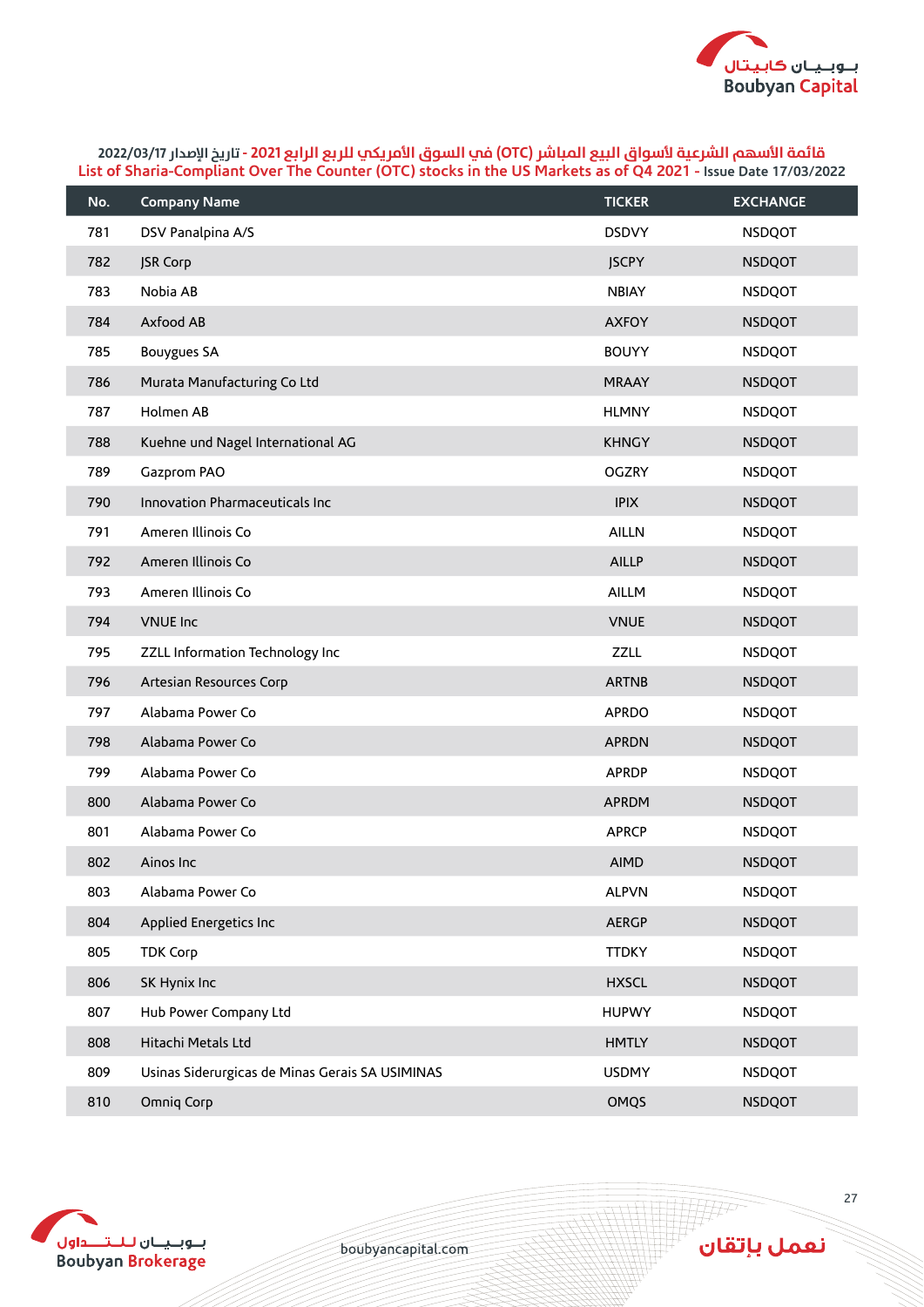قائمة الأسهم الشرعية لأسواق البيع المباشر (OTC) في السوق الأمريكي للربع الرابع 2021 - تاريخ الإصدار 2022/03/17

List of Sharia-Compliant Over The Counter (OTC) stocks in the US Markets as of Q4 2021 - Issue Date 17/03/2022

| No. | Company Name | TICKER | EXCHANGE |
|---|---|---|---|
| 781 | DSV Panalpina A/S | DSDVY | NSDQOT |
| 782 | JSR Corp | JSCPY | NSDQOT |
| 783 | Nobia AB | NBIAY | NSDQOT |
| 784 | Axfood AB | AXFOY | NSDQOT |
| 785 | Bouygues SA | BOUYY | NSDQOT |
| 786 | Murata Manufacturing Co Ltd | MRAAY | NSDQOT |
| 787 | Holmen AB | HLMNY | NSDQOT |
| 788 | Kuehne und Nagel International AG | KHNGY | NSDQOT |
| 789 | Gazprom PAO | OGZRY | NSDQOT |
| 790 | Innovation Pharmaceuticals Inc | IPIX | NSDQOT |
| 791 | Ameren Illinois Co | AILLN | NSDQOT |
| 792 | Ameren Illinois Co | AILLP | NSDQOT |
| 793 | Ameren Illinois Co | AILLM | NSDQOT |
| 794 | VNUE Inc | VNUE | NSDQOT |
| 795 | ZZLL Information Technology Inc | ZZLL | NSDQOT |
| 796 | Artesian Resources Corp | ARTNB | NSDQOT |
| 797 | Alabama Power Co | APRDO | NSDQOT |
| 798 | Alabama Power Co | APRDN | NSDQOT |
| 799 | Alabama Power Co | APRDP | NSDQOT |
| 800 | Alabama Power Co | APRDM | NSDQOT |
| 801 | Alabama Power Co | APRCP | NSDQOT |
| 802 | Ainos Inc | AIMD | NSDQOT |
| 803 | Alabama Power Co | ALPVN | NSDQOT |
| 804 | Applied Energetics Inc | AERGP | NSDQOT |
| 805 | TDK Corp | TTDKY | NSDQOT |
| 806 | SK Hynix Inc | HXSCL | NSDQOT |
| 807 | Hub Power Company Ltd | HUPWY | NSDQOT |
| 808 | Hitachi Metals Ltd | HMTLY | NSDQOT |
| 809 | Usinas Siderurgicas de Minas Gerais SA USIMINAS | USDMY | NSDQOT |
| 810 | Omniq Corp | OMQS | NSDQOT |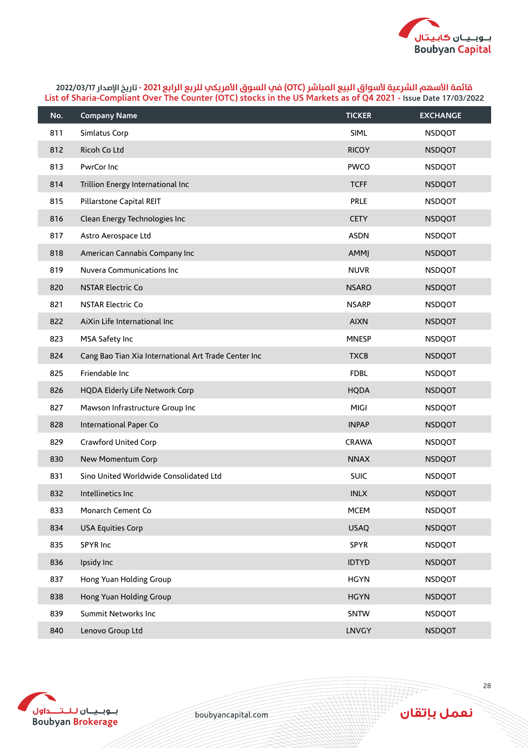قائمة الأسهم الشرعية لأسواق البيع المباشر (OTC) في السوق الأمريكي للربع الرابع 2021 - تاريخ الإصدار 2022/03/17

List of Sharia-Compliant Over The Counter (OTC) stocks in the US Markets as of Q4 2021 - Issue Date 17/03/2022

| No. | Company Name | TICKER | EXCHANGE |
|---|---|---|---|
| 811 | Simlatus Corp | SIML | NSDQOT |
| 812 | Ricoh Co Ltd | RICOY | NSDQOT |
| 813 | PwrCor Inc | PWCO | NSDQOT |
| 814 | Trillion Energy International Inc | TCFF | NSDQOT |
| 815 | Pillarstone Capital REIT | PRLE | NSDQOT |
| 816 | Clean Energy Technologies Inc | CETY | NSDQOT |
| 817 | Astro Aerospace Ltd | ASDN | NSDQOT |
| 818 | American Cannabis Company Inc | AMMJ | NSDQOT |
| 819 | Nuvera Communications Inc | NUVR | NSDQOT |
| 820 | NSTAR Electric Co | NSARO | NSDQOT |
| 821 | NSTAR Electric Co | NSARP | NSDQOT |
| 822 | AiXin Life International Inc | AIXN | NSDQOT |
| 823 | MSA Safety Inc | MNESP | NSDQOT |
| 824 | Cang Bao Tian Xia International Art Trade Center Inc | TXCB | NSDQOT |
| 825 | Friendable Inc | FDBL | NSDQOT |
| 826 | HQDA Elderly Life Network Corp | HQDA | NSDQOT |
| 827 | Mawson Infrastructure Group Inc | MIGI | NSDQOT |
| 828 | International Paper Co | INPAP | NSDQOT |
| 829 | Crawford United Corp | CRAWA | NSDQOT |
| 830 | New Momentum Corp | NNAX | NSDQOT |
| 831 | Sino United Worldwide Consolidated Ltd | SUIC | NSDQOT |
| 832 | Intellinetics Inc | INLX | NSDQOT |
| 833 | Monarch Cement Co | MCEM | NSDQOT |
| 834 | USA Equities Corp | USAQ | NSDQOT |
| 835 | SPYR Inc | SPYR | NSDQOT |
| 836 | Ipsidy Inc | IDTYD | NSDQOT |
| 837 | Hong Yuan Holding Group | HGYN | NSDQOT |
| 838 | Hong Yuan Holding Group | HGYN | NSDQOT |
| 839 | Summit Networks Inc | SNTW | NSDQOT |
| 840 | Lenovo Group Ltd | LNVGY | NSDQOT |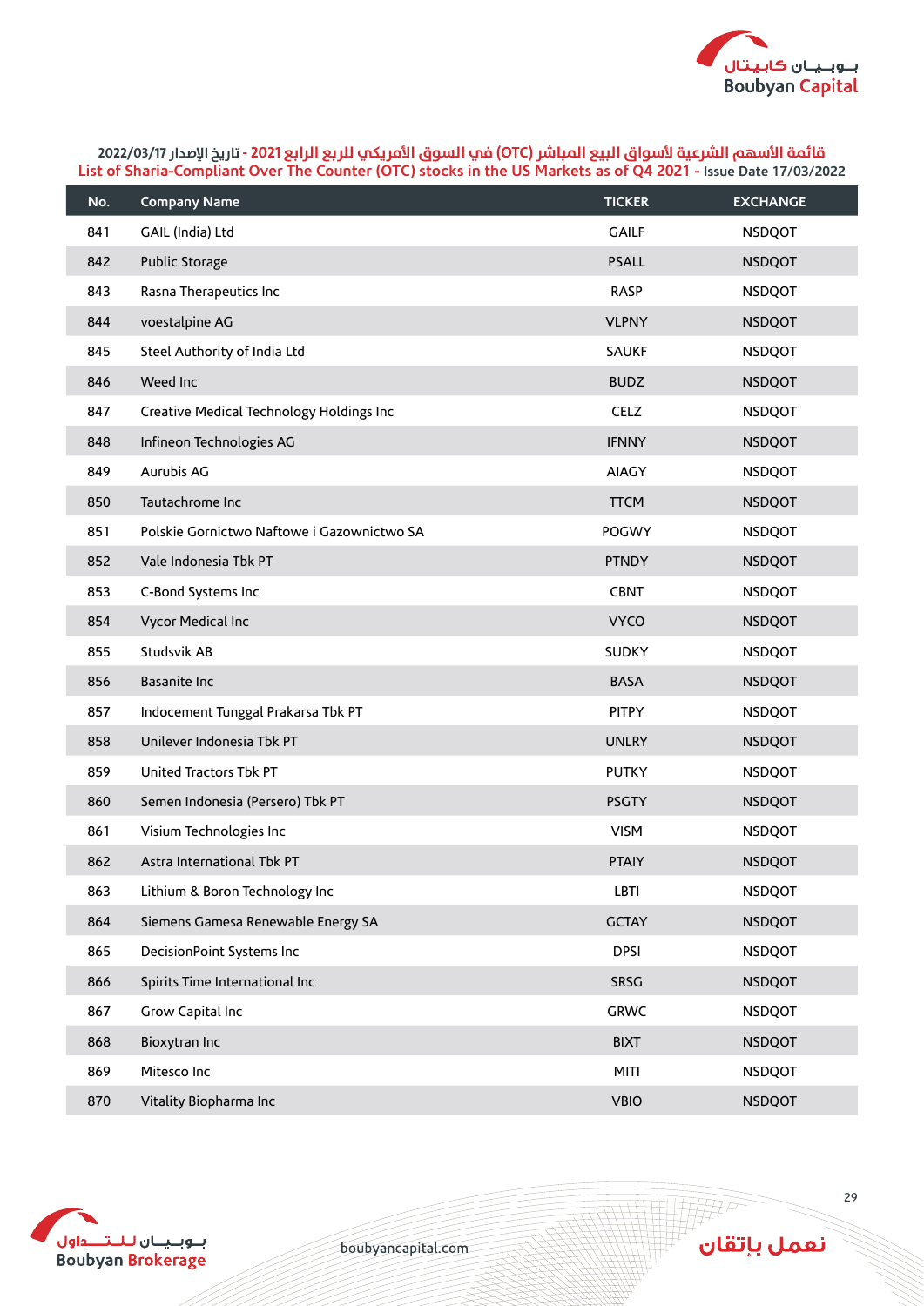قائمة الأسهم الشرعية لأسواق البيع المباشر (OTC) في السوق الأمريكي للربع الرابع 2021 - تاريخ الإصدار 2022/03/17

List of Sharia-Compliant Over The Counter (OTC) stocks in the US Markets as of Q4 2021 - Issue Date 17/03/2022

| No. | Company Name | TICKER | EXCHANGE |
|---|---|---|---|
| 841 | GAIL (India) Ltd | GAILF | NSDQOT |
| 842 | Public Storage | PSALL | NSDQOT |
| 843 | Rasna Therapeutics Inc | RASP | NSDQOT |
| 844 | voestalpine AG | VLPNY | NSDQOT |
| 845 | Steel Authority of India Ltd | SAUKF | NSDQOT |
| 846 | Weed Inc | BUDZ | NSDQOT |
| 847 | Creative Medical Technology Holdings Inc | CELZ | NSDQOT |
| 848 | Infineon Technologies AG | IFNNY | NSDQOT |
| 849 | Aurubis AG | AIAGY | NSDQOT |
| 850 | Tautachrome Inc | TTCM | NSDQOT |
| 851 | Polskie Gornictwo Naftowe i Gazownictwo SA | POGWY | NSDQOT |
| 852 | Vale Indonesia Tbk PT | PTNDY | NSDQOT |
| 853 | C-Bond Systems Inc | CBNT | NSDQOT |
| 854 | Vycor Medical Inc | VYCO | NSDQOT |
| 855 | Studsvik AB | SUDKY | NSDQOT |
| 856 | Basanite Inc | BASA | NSDQOT |
| 857 | Indocement Tunggal Prakarsa Tbk PT | PITPY | NSDQOT |
| 858 | Unilever Indonesia Tbk PT | UNLRY | NSDQOT |
| 859 | United Tractors Tbk PT | PUTKY | NSDQOT |
| 860 | Semen Indonesia (Persero) Tbk PT | PSGTY | NSDQOT |
| 861 | Visium Technologies Inc | VISM | NSDQOT |
| 862 | Astra International Tbk PT | PTAIY | NSDQOT |
| 863 | Lithium & Boron Technology Inc | LBTI | NSDQOT |
| 864 | Siemens Gamesa Renewable Energy SA | GCTAY | NSDQOT |
| 865 | DecisionPoint Systems Inc | DPSI | NSDQOT |
| 866 | Spirits Time International Inc | SRSG | NSDQOT |
| 867 | Grow Capital Inc | GRWC | NSDQOT |
| 868 | Bioxytran Inc | BIXT | NSDQOT |
| 869 | Mitesco Inc | MITI | NSDQOT |
| 870 | Vitality Biopharma Inc | VBIO | NSDQOT |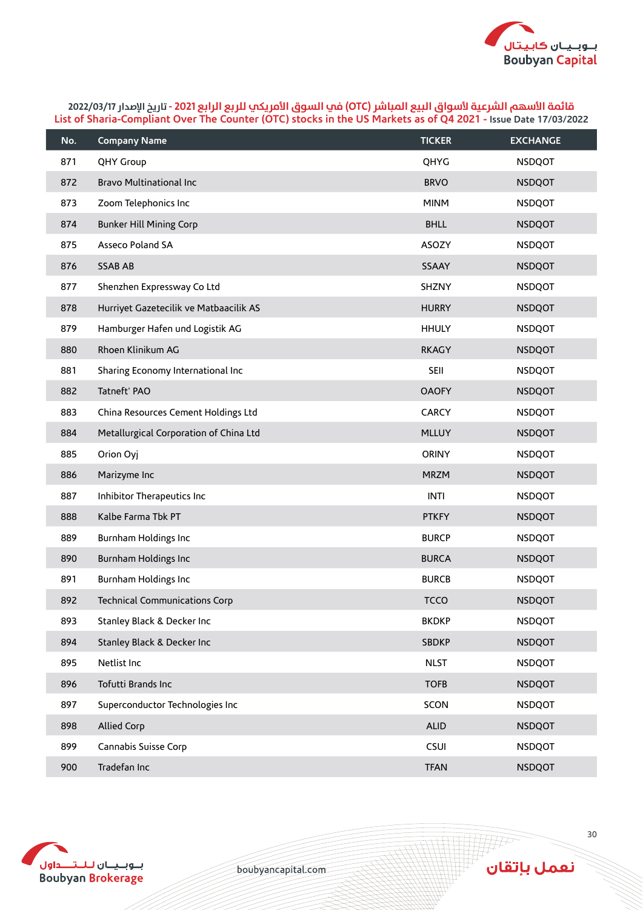قائمة الأسهم الشرعية لأسواق البيع المباشر (OTC) في السوق الأمريكي للربع الرابع 2021 - تاريخ الإصدار 2022/03/17

List of Sharia-Compliant Over The Counter (OTC) stocks in the US Markets as of Q4 2021 - Issue Date 17/03/2022

| No. | Company Name | TICKER | EXCHANGE |
|---|---|---|---|
| 871 | QHY Group | QHYG | NSDQOT |
| 872 | Bravo Multinational Inc | BRVO | NSDQOT |
| 873 | Zoom Telephonics Inc | MINM | NSDQOT |
| 874 | Bunker Hill Mining Corp | BHLL | NSDQOT |
| 875 | Asseco Poland SA | ASOZY | NSDQOT |
| 876 | SSAB AB | SSAAY | NSDQOT |
| 877 | Shenzhen Expressway Co Ltd | SHZNY | NSDQOT |
| 878 | Hurriyet Gazetecilik ve Matbaacilik AS | HURRY | NSDQOT |
| 879 | Hamburger Hafen und Logistik AG | HHULY | NSDQOT |
| 880 | Rhoen Klinikum AG | RKAGY | NSDQOT |
| 881 | Sharing Economy International Inc | SEII | NSDQOT |
| 882 | Tatneft' PAO | OAOFY | NSDQOT |
| 883 | China Resources Cement Holdings Ltd | CARCY | NSDQOT |
| 884 | Metallurgical Corporation of China Ltd | MLLUY | NSDQOT |
| 885 | Orion Oyj | ORINY | NSDQOT |
| 886 | Marizyme Inc | MRZM | NSDQOT |
| 887 | Inhibitor Therapeutics Inc | INTI | NSDQOT |
| 888 | Kalbe Farma Tbk PT | PTKFY | NSDQOT |
| 889 | Burnham Holdings Inc | BURCP | NSDQOT |
| 890 | Burnham Holdings Inc | BURCA | NSDQOT |
| 891 | Burnham Holdings Inc | BURCB | NSDQOT |
| 892 | Technical Communications Corp | TCCO | NSDQOT |
| 893 | Stanley Black & Decker Inc | BKDKP | NSDQOT |
| 894 | Stanley Black & Decker Inc | SBDKP | NSDQOT |
| 895 | Netlist Inc | NLST | NSDQOT |
| 896 | Tofutti Brands Inc | TOFB | NSDQOT |
| 897 | Superconductor Technologies Inc | SCON | NSDQOT |
| 898 | Allied Corp | ALID | NSDQOT |
| 899 | Cannabis Suisse Corp | CSUI | NSDQOT |
| 900 | Tradefan Inc | TFAN | NSDQOT |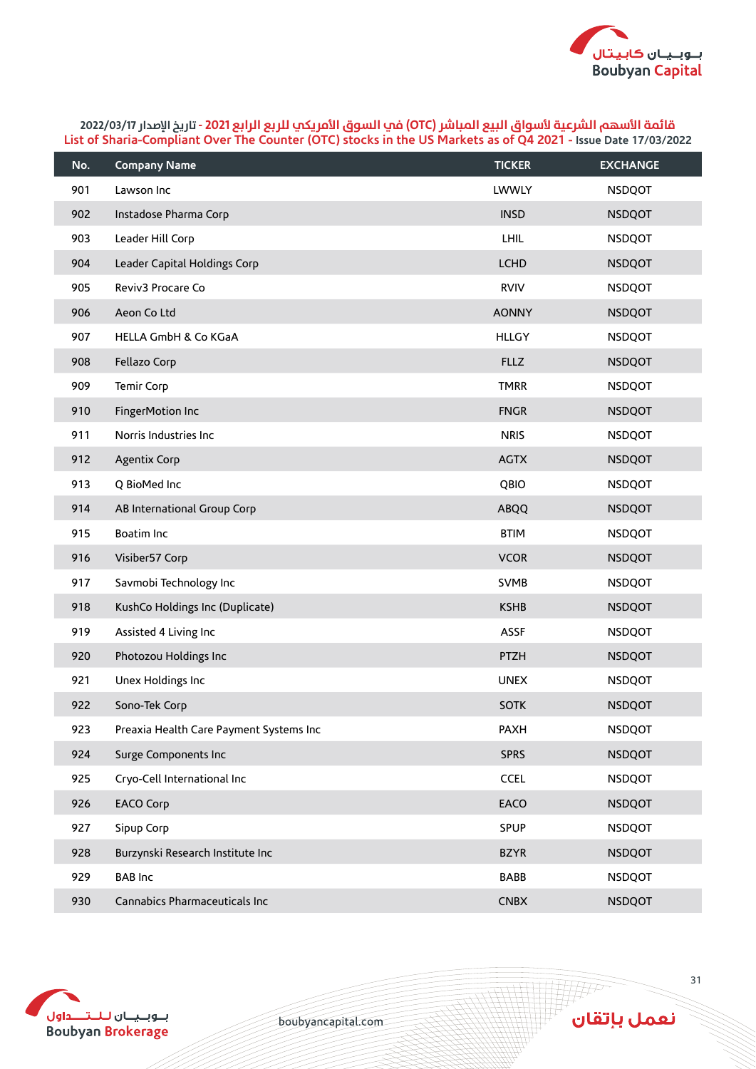قائمة الأسهم الشرعية لأسواق البيع المباشر (OTC) في السوق الأمريكي للربع الرابع 2021 - تاريخ الإصدار 2022/03/17

List of Sharia-Compliant Over The Counter (OTC) stocks in the US Markets as of Q4 2021 - Issue Date 17/03/2022

| No. | Company Name | TICKER | EXCHANGE |
|---|---|---|---|
| 901 | Lawson Inc | LWWLY | NSDQOT |
| 902 | Instadose Pharma Corp | INSD | NSDQOT |
| 903 | Leader Hill Corp | LHIL | NSDQOT |
| 904 | Leader Capital Holdings Corp | LCHD | NSDQOT |
| 905 | Reviv3 Procare Co | RVIV | NSDQOT |
| 906 | Aeon Co Ltd | AONNY | NSDQOT |
| 907 | HELLA GmbH & Co KGaA | HLLGY | NSDQOT |
| 908 | Fellazo Corp | FLLZ | NSDQOT |
| 909 | Temir Corp | TMRR | NSDQOT |
| 910 | FingerMotion Inc | FNGR | NSDQOT |
| 911 | Norris Industries Inc | NRIS | NSDQOT |
| 912 | Agentix Corp | AGTX | NSDQOT |
| 913 | Q BioMed Inc | QBIO | NSDQOT |
| 914 | AB International Group Corp | ABQQ | NSDQOT |
| 915 | Boatim Inc | BTIM | NSDQOT |
| 916 | Visiber57 Corp | VCOR | NSDQOT |
| 917 | Savmobi Technology Inc | SVMB | NSDQOT |
| 918 | KushCo Holdings Inc (Duplicate) | KSHB | NSDQOT |
| 919 | Assisted 4 Living Inc | ASSF | NSDQOT |
| 920 | Photozou Holdings Inc | PTZH | NSDQOT |
| 921 | Unex Holdings Inc | UNEX | NSDQOT |
| 922 | Sono-Tek Corp | SOTK | NSDQOT |
| 923 | Preaxia Health Care Payment Systems Inc | PAXH | NSDQOT |
| 924 | Surge Components Inc | SPRS | NSDQOT |
| 925 | Cryo-Cell International Inc | CCEL | NSDQOT |
| 926 | EACO Corp | EACO | NSDQOT |
| 927 | Sipup Corp | SPUP | NSDQOT |
| 928 | Burzynski Research Institute Inc | BZYR | NSDQOT |
| 929 | BAB Inc | BABB | NSDQOT |
| 930 | Cannabics Pharmaceuticals Inc | CNBX | NSDQOT |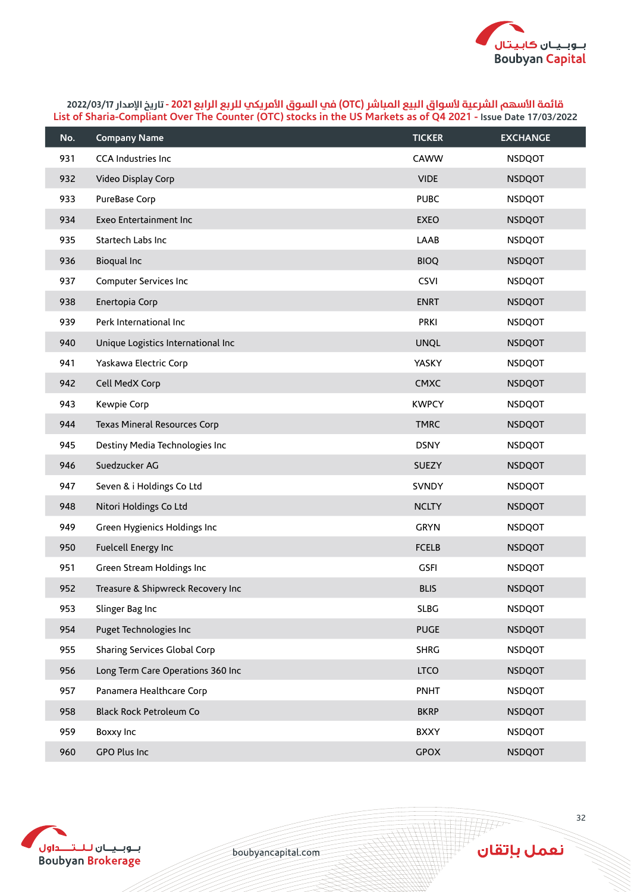قائمة الأسهم الشرعية لأسواق البيع المباشر (OTC) في السوق الأمريكي للربع الرابع 2021 - تاريخ الإصدار 2022/03/17

List of Sharia-Compliant Over The Counter (OTC) stocks in the US Markets as of Q4 2021 - Issue Date 17/03/2022

| No. | Company Name | TICKER | EXCHANGE |
|---|---|---|---|
| 931 | CCA Industries Inc | CAWW | NSDQOT |
| 932 | Video Display Corp | VIDE | NSDQOT |
| 933 | PureBase Corp | PUBC | NSDQOT |
| 934 | Exeo Entertainment Inc | EXEO | NSDQOT |
| 935 | Startech Labs Inc | LAAB | NSDQOT |
| 936 | Bioqual Inc | BIOQ | NSDQOT |
| 937 | Computer Services Inc | CSVI | NSDQOT |
| 938 | Enertopia Corp | ENRT | NSDQOT |
| 939 | Perk International Inc | PRKI | NSDQOT |
| 940 | Unique Logistics International Inc | UNQL | NSDQOT |
| 941 | Yaskawa Electric Corp | YASKY | NSDQOT |
| 942 | Cell MedX Corp | CMXC | NSDQOT |
| 943 | Kewpie Corp | KWPCY | NSDQOT |
| 944 | Texas Mineral Resources Corp | TMRC | NSDQOT |
| 945 | Destiny Media Technologies Inc | DSNY | NSDQOT |
| 946 | Suedzucker AG | SUEZY | NSDQOT |
| 947 | Seven & i Holdings Co Ltd | SVNDY | NSDQOT |
| 948 | Nitori Holdings Co Ltd | NCLTY | NSDQOT |
| 949 | Green Hygienics Holdings Inc | GRYN | NSDQOT |
| 950 | Fuelcell Energy Inc | FCELB | NSDQOT |
| 951 | Green Stream Holdings Inc | GSFI | NSDQOT |
| 952 | Treasure & Shipwreck Recovery Inc | BLIS | NSDQOT |
| 953 | Slinger Bag Inc | SLBG | NSDQOT |
| 954 | Puget Technologies Inc | PUGE | NSDQOT |
| 955 | Sharing Services Global Corp | SHRG | NSDQOT |
| 956 | Long Term Care Operations 360 Inc | LTCO | NSDQOT |
| 957 | Panamera Healthcare Corp | PNHT | NSDQOT |
| 958 | Black Rock Petroleum Co | BKRP | NSDQOT |
| 959 | Boxxy Inc | BXXY | NSDQOT |
| 960 | GPO Plus Inc | GPOX | NSDQOT |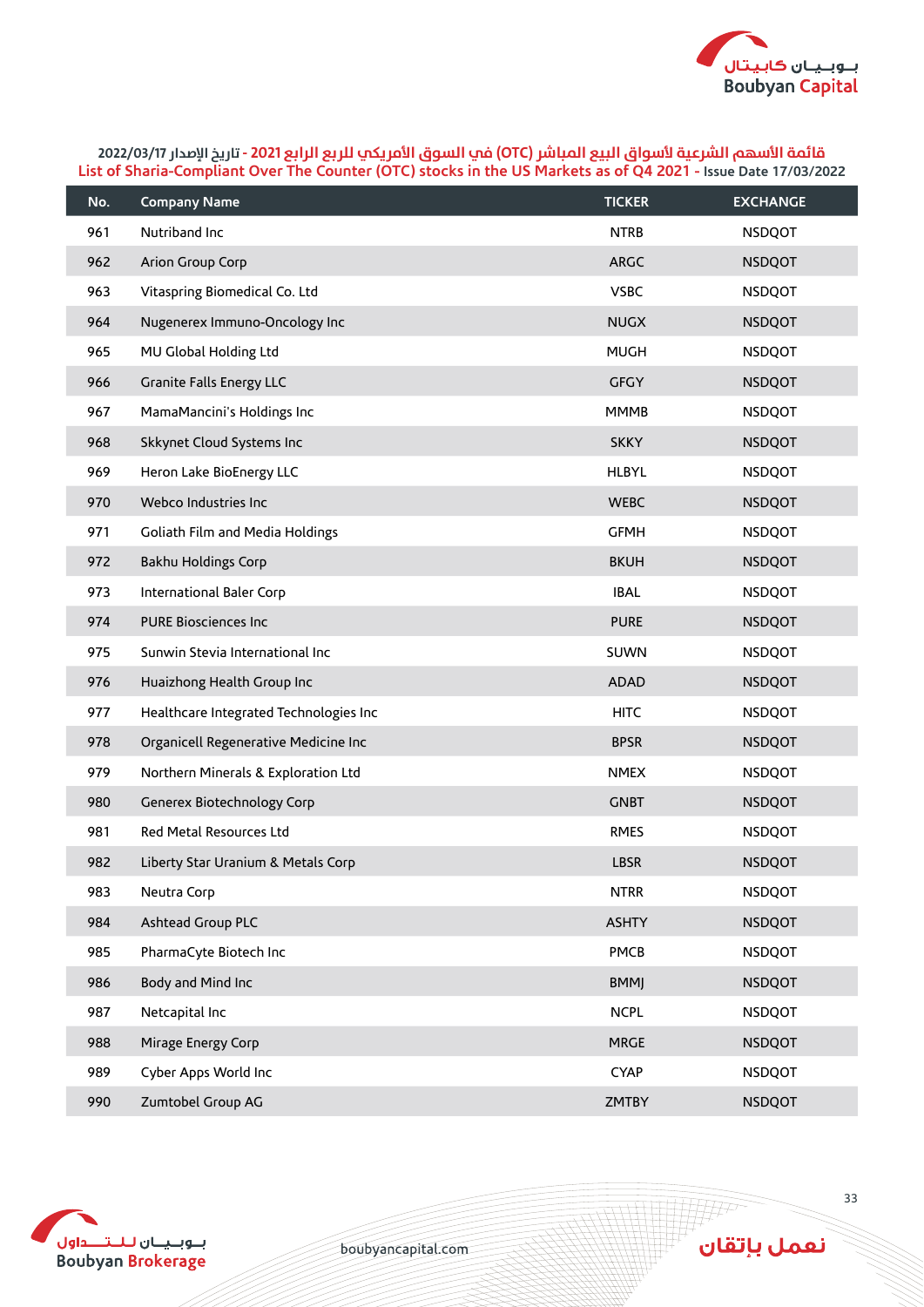## قائمة الأسهم الشرعية لأسواق البيع المباشر (OTC) في السوق الأمريكي للربع الرابع 2021 - تاريخ الإصدار 2022/03/17
## List of Sharia-Compliant Over The Counter (OTC) stocks in the US Markets as of Q4 2021 - Issue Date 17/03/2022

| No. | Company Name | TICKER | EXCHANGE |
|---|---|---|---|
| 961 | Nutriband Inc | NTRB | NSDQOT |
| 962 | Arion Group Corp | ARGC | NSDQOT |
| 963 | Vitaspring Biomedical Co. Ltd | VSBC | NSDQOT |
| 964 | Nugenerex Immuno-Oncology Inc | NUGX | NSDQOT |
| 965 | MU Global Holding Ltd | MUGH | NSDQOT |
| 966 | Granite Falls Energy LLC | GFGY | NSDQOT |
| 967 | MamaMancini's Holdings Inc | MMMB | NSDQOT |
| 968 | Skkynet Cloud Systems Inc | SKKY | NSDQOT |
| 969 | Heron Lake BioEnergy LLC | HLBYL | NSDQOT |
| 970 | Webco Industries Inc | WEBC | NSDQOT |
| 971 | Goliath Film and Media Holdings | GFMH | NSDQOT |
| 972 | Bakhu Holdings Corp | BKUH | NSDQOT |
| 973 | International Baler Corp | IBAL | NSDQOT |
| 974 | PURE Biosciences Inc | PURE | NSDQOT |
| 975 | Sunwin Stevia International Inc | SUWN | NSDQOT |
| 976 | Huaizhong Health Group Inc | ADAD | NSDQOT |
| 977 | Healthcare Integrated Technologies Inc | HITC | NSDQOT |
| 978 | Organicell Regenerative Medicine Inc | BPSR | NSDQOT |
| 979 | Northern Minerals & Exploration Ltd | NMEX | NSDQOT |
| 980 | Generex Biotechnology Corp | GNBT | NSDQOT |
| 981 | Red Metal Resources Ltd | RMES | NSDQOT |
| 982 | Liberty Star Uranium & Metals Corp | LBSR | NSDQOT |
| 983 | Neutra Corp | NTRR | NSDQOT |
| 984 | Ashtead Group PLC | ASHTY | NSDQOT |
| 985 | PharmaCyte Biotech Inc | PMCB | NSDQOT |
| 986 | Body and Mind Inc | BMMJ | NSDQOT |
| 987 | Netcapital Inc | NCPL | NSDQOT |
| 988 | Mirage Energy Corp | MRGE | NSDQOT |
| 989 | Cyber Apps World Inc | CYAP | NSDQOT |
| 990 | Zumtobel Group AG | ZMTBY | NSDQOT |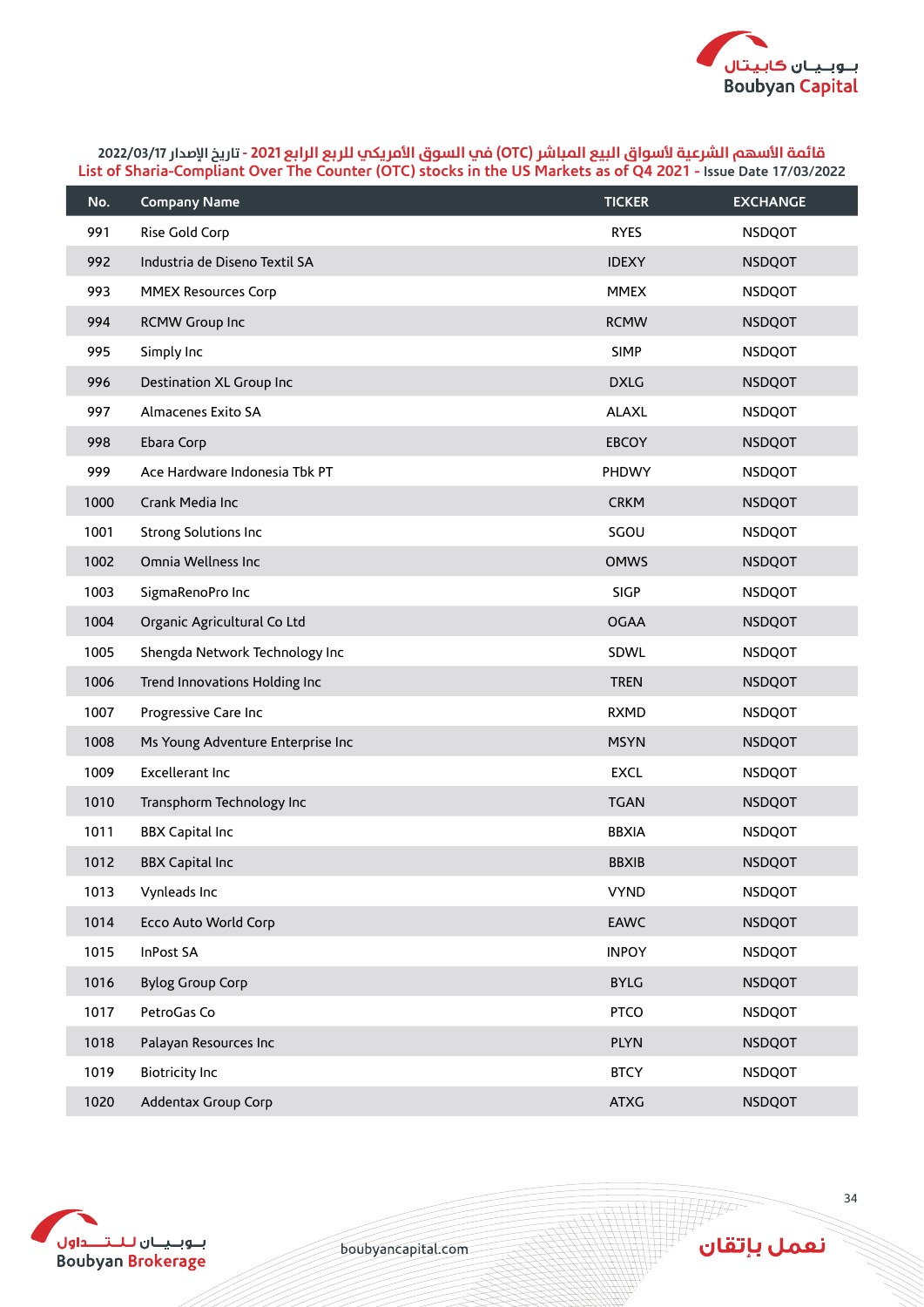قائمة الأسهم الشرعية لأسواق البيع المباشر (OTC) في السوق الأمريكي للربع الرابع 2021 - تاريخ الإصدار 2022/03/17

List of Sharia-Compliant Over The Counter (OTC) stocks in the US Markets as of Q4 2021 - Issue Date 17/03/2022

| No. | Company Name | TICKER | EXCHANGE |
|---|---|---|---|
| 991 | Rise Gold Corp | RYES | NSDQOT |
| 992 | Industria de Diseno Textil SA | IDEXY | NSDQOT |
| 993 | MMEX Resources Corp | MMEX | NSDQOT |
| 994 | RCMW Group Inc | RCMW | NSDQOT |
| 995 | Simply Inc | SIMP | NSDQOT |
| 996 | Destination XL Group Inc | DXLG | NSDQOT |
| 997 | Almacenes Exito SA | ALAXL | NSDQOT |
| 998 | Ebara Corp | EBCOY | NSDQOT |
| 999 | Ace Hardware Indonesia Tbk PT | PHDWY | NSDQOT |
| 1000 | Crank Media Inc | CRKM | NSDQOT |
| 1001 | Strong Solutions Inc | SGOU | NSDQOT |
| 1002 | Omnia Wellness Inc | OMWS | NSDQOT |
| 1003 | SigmaRenoPro Inc | SIGP | NSDQOT |
| 1004 | Organic Agricultural Co Ltd | OGAA | NSDQOT |
| 1005 | Shengda Network Technology Inc | SDWL | NSDQOT |
| 1006 | Trend Innovations Holding Inc | TREN | NSDQOT |
| 1007 | Progressive Care Inc | RXMD | NSDQOT |
| 1008 | Ms Young Adventure Enterprise Inc | MSYN | NSDQOT |
| 1009 | Excellerant Inc | EXCL | NSDQOT |
| 1010 | Transphorm Technology Inc | TGAN | NSDQOT |
| 1011 | BBX Capital Inc | BBXIA | NSDQOT |
| 1012 | BBX Capital Inc | BBXIB | NSDQOT |
| 1013 | Vynleads Inc | VYND | NSDQOT |
| 1014 | Ecco Auto World Corp | EAWC | NSDQOT |
| 1015 | InPost SA | INPOY | NSDQOT |
| 1016 | Bylog Group Corp | BYLG | NSDQOT |
| 1017 | PetroGas Co | PTCO | NSDQOT |
| 1018 | Palayan Resources Inc | PLYN | NSDQOT |
| 1019 | Biotricity Inc | BTCY | NSDQOT |
| 1020 | Addentax Group Corp | ATXG | NSDQOT |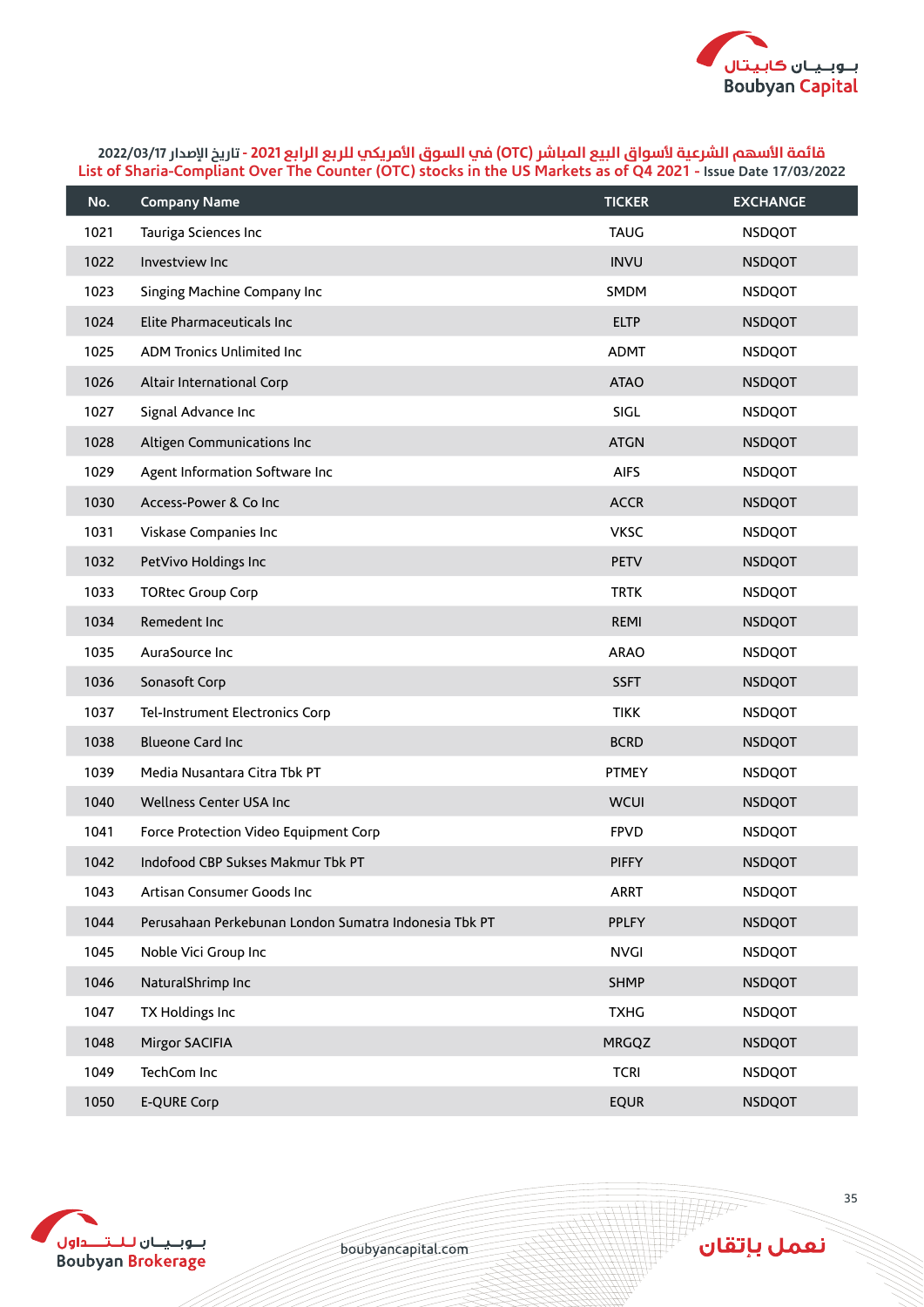قائمة الأسهم الشرعية لأسواق البيع المباشر (OTC) في السوق الأمريكي للربع الرابع 2021 - تاريخ الإصدار 2022/03/17

List of Sharia-Compliant Over The Counter (OTC) stocks in the US Markets as of Q4 2021 - Issue Date 17/03/2022

| No. | Company Name | TICKER | EXCHANGE |
|---|---|---|---|
| 1021 | Tauriga Sciences Inc | TAUG | NSDQOT |
| 1022 | Investview Inc | INVU | NSDQOT |
| 1023 | Singing Machine Company Inc | SMDM | NSDQOT |
| 1024 | Elite Pharmaceuticals Inc | ELTP | NSDQOT |
| 1025 | ADM Tronics Unlimited Inc | ADMT | NSDQOT |
| 1026 | Altair International Corp | ATAO | NSDQOT |
| 1027 | Signal Advance Inc | SIGL | NSDQOT |
| 1028 | Altigen Communications Inc | ATGN | NSDQOT |
| 1029 | Agent Information Software Inc | AIFS | NSDQOT |
| 1030 | Access-Power & Co Inc | ACCR | NSDQOT |
| 1031 | Viskase Companies Inc | VKSC | NSDQOT |
| 1032 | PetVivo Holdings Inc | PETV | NSDQOT |
| 1033 | TORtec Group Corp | TRTK | NSDQOT |
| 1034 | Remedent Inc | REMI | NSDQOT |
| 1035 | AuraSource Inc | ARAO | NSDQOT |
| 1036 | Sonasoft Corp | SSFT | NSDQOT |
| 1037 | Tel-Instrument Electronics Corp | TIKK | NSDQOT |
| 1038 | Blueone Card Inc | BCRD | NSDQOT |
| 1039 | Media Nusantara Citra Tbk PT | PTMEY | NSDQOT |
| 1040 | Wellness Center USA Inc | WCUI | NSDQOT |
| 1041 | Force Protection Video Equipment Corp | FPVD | NSDQOT |
| 1042 | Indofood CBP Sukses Makmur Tbk PT | PIFFY | NSDQOT |
| 1043 | Artisan Consumer Goods Inc | ARRT | NSDQOT |
| 1044 | Perusahaan Perkebunan London Sumatra Indonesia Tbk PT | PPLFY | NSDQOT |
| 1045 | Noble Vici Group Inc | NVGI | NSDQOT |
| 1046 | NaturalShrimp Inc | SHMP | NSDQOT |
| 1047 | TX Holdings Inc | TXHG | NSDQOT |
| 1048 | Mirgor SACIFIA | MRGQZ | NSDQOT |
| 1049 | TechCom Inc | TCRI | NSDQOT |
| 1050 | E-QURE Corp | EQUR | NSDQOT |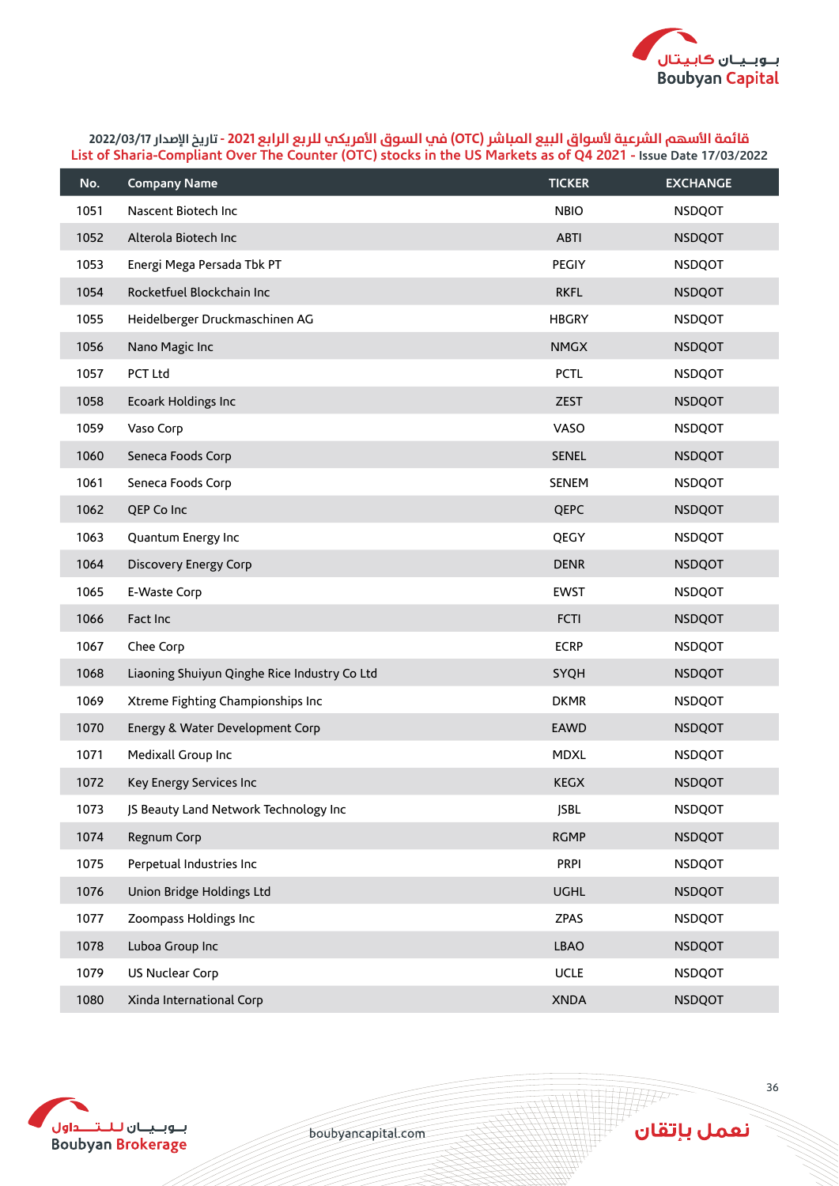قائمة الأسهم الشرعية لأسواق البيع المباشر (OTC) في السوق الأمريكي للربع الرابع 2021 - تاريخ الإصدار 2022/03/17
List of Sharia-Compliant Over The Counter (OTC) stocks in the US Markets as of Q4 2021 - Issue Date 17/03/2022

| No. | Company Name | TICKER | EXCHANGE |
|---|---|---|---|
| 1051 | Nascent Biotech Inc | NBIO | NSDQOT |
| 1052 | Alterola Biotech Inc | ABTI | NSDQOT |
| 1053 | Energi Mega Persada Tbk PT | PEGIY | NSDQOT |
| 1054 | Rocketfuel Blockchain Inc | RKFL | NSDQOT |
| 1055 | Heidelberger Druckmaschinen AG | HBGRY | NSDQOT |
| 1056 | Nano Magic Inc | NMGX | NSDQOT |
| 1057 | PCT Ltd | PCTL | NSDQOT |
| 1058 | Ecoark Holdings Inc | ZEST | NSDQOT |
| 1059 | Vaso Corp | VASO | NSDQOT |
| 1060 | Seneca Foods Corp | SENEL | NSDQOT |
| 1061 | Seneca Foods Corp | SENEM | NSDQOT |
| 1062 | QEP Co Inc | QEPC | NSDQOT |
| 1063 | Quantum Energy Inc | QEGY | NSDQOT |
| 1064 | Discovery Energy Corp | DENR | NSDQOT |
| 1065 | E-Waste Corp | EWST | NSDQOT |
| 1066 | Fact Inc | FCTI | NSDQOT |
| 1067 | Chee Corp | ECRP | NSDQOT |
| 1068 | Liaoning Shuiyun Qinghe Rice Industry Co Ltd | SYQH | NSDQOT |
| 1069 | Xtreme Fighting Championships Inc | DKMR | NSDQOT |
| 1070 | Energy & Water Development Corp | EAWD | NSDQOT |
| 1071 | Medixall Group Inc | MDXL | NSDQOT |
| 1072 | Key Energy Services Inc | KEGX | NSDQOT |
| 1073 | JS Beauty Land Network Technology Inc | JSBL | NSDQOT |
| 1074 | Regnum Corp | RGMP | NSDQOT |
| 1075 | Perpetual Industries Inc | PRPI | NSDQOT |
| 1076 | Union Bridge Holdings Ltd | UGHL | NSDQOT |
| 1077 | Zoompass Holdings Inc | ZPAS | NSDQOT |
| 1078 | Luboa Group Inc | LBAO | NSDQOT |
| 1079 | US Nuclear Corp | UCLE | NSDQOT |
| 1080 | Xinda International Corp | XNDA | NSDQOT |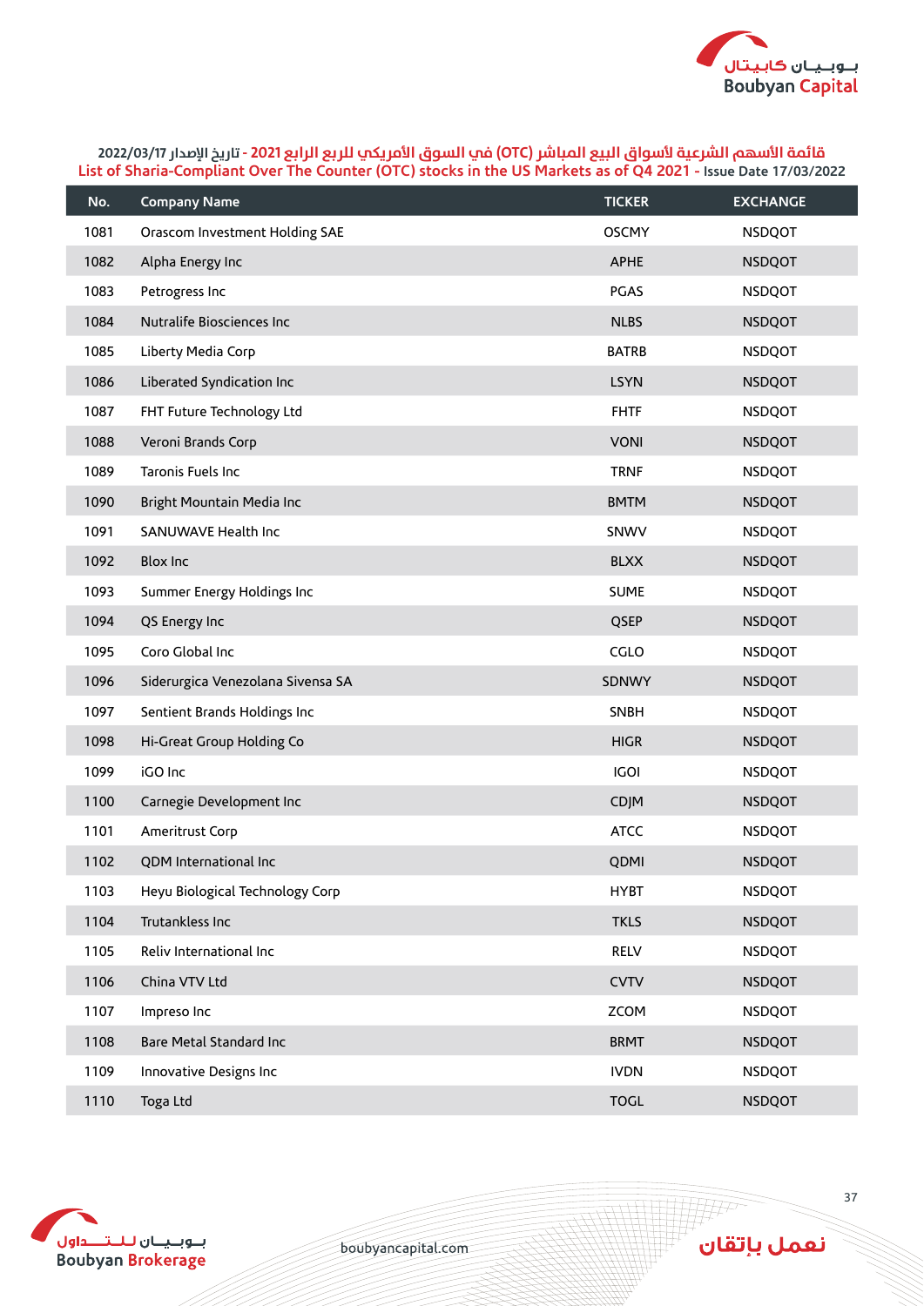قائمة الأسهم الشرعية لأسواق البيع المباشر (OTC) في السوق الأمريكي للربع الرابع 2021 - تاريخ الإصدار 2022/03/17
List of Sharia-Compliant Over The Counter (OTC) stocks in the US Markets as of Q4 2021 - Issue Date 17/03/2022

| No. | Company Name | TICKER | EXCHANGE |
|---|---|---|---|
| 1081 | Orascom Investment Holding SAE | OSCMY | NSDQOT |
| 1082 | Alpha Energy Inc | APHE | NSDQOT |
| 1083 | Petrogress Inc | PGAS | NSDQOT |
| 1084 | Nutralife Biosciences Inc | NLBS | NSDQOT |
| 1085 | Liberty Media Corp | BATRB | NSDQOT |
| 1086 | Liberated Syndication Inc | LSYN | NSDQOT |
| 1087 | FHT Future Technology Ltd | FHTF | NSDQOT |
| 1088 | Veroni Brands Corp | VONI | NSDQOT |
| 1089 | Taronis Fuels Inc | TRNF | NSDQOT |
| 1090 | Bright Mountain Media Inc | BMTM | NSDQOT |
| 1091 | SANUWAVE Health Inc | SNWV | NSDQOT |
| 1092 | Blox Inc | BLXX | NSDQOT |
| 1093 | Summer Energy Holdings Inc | SUME | NSDQOT |
| 1094 | QS Energy Inc | QSEP | NSDQOT |
| 1095 | Coro Global Inc | CGLO | NSDQOT |
| 1096 | Siderurgica Venezolana Sivensa SA | SDNWY | NSDQOT |
| 1097 | Sentient Brands Holdings Inc | SNBH | NSDQOT |
| 1098 | Hi-Great Group Holding Co | HIGR | NSDQOT |
| 1099 | iGO Inc | IGOI | NSDQOT |
| 1100 | Carnegie Development Inc | CDJM | NSDQOT |
| 1101 | Ameritrust Corp | ATCC | NSDQOT |
| 1102 | QDM International Inc | QDMI | NSDQOT |
| 1103 | Heyu Biological Technology Corp | HYBT | NSDQOT |
| 1104 | Trutankless Inc | TKLS | NSDQOT |
| 1105 | Reliv International Inc | RELV | NSDQOT |
| 1106 | China VTV Ltd | CVTV | NSDQOT |
| 1107 | Impreso Inc | ZCOM | NSDQOT |
| 1108 | Bare Metal Standard Inc | BRMT | NSDQOT |
| 1109 | Innovative Designs Inc | IVDN | NSDQOT |
| 1110 | Toga Ltd | TOGL | NSDQOT |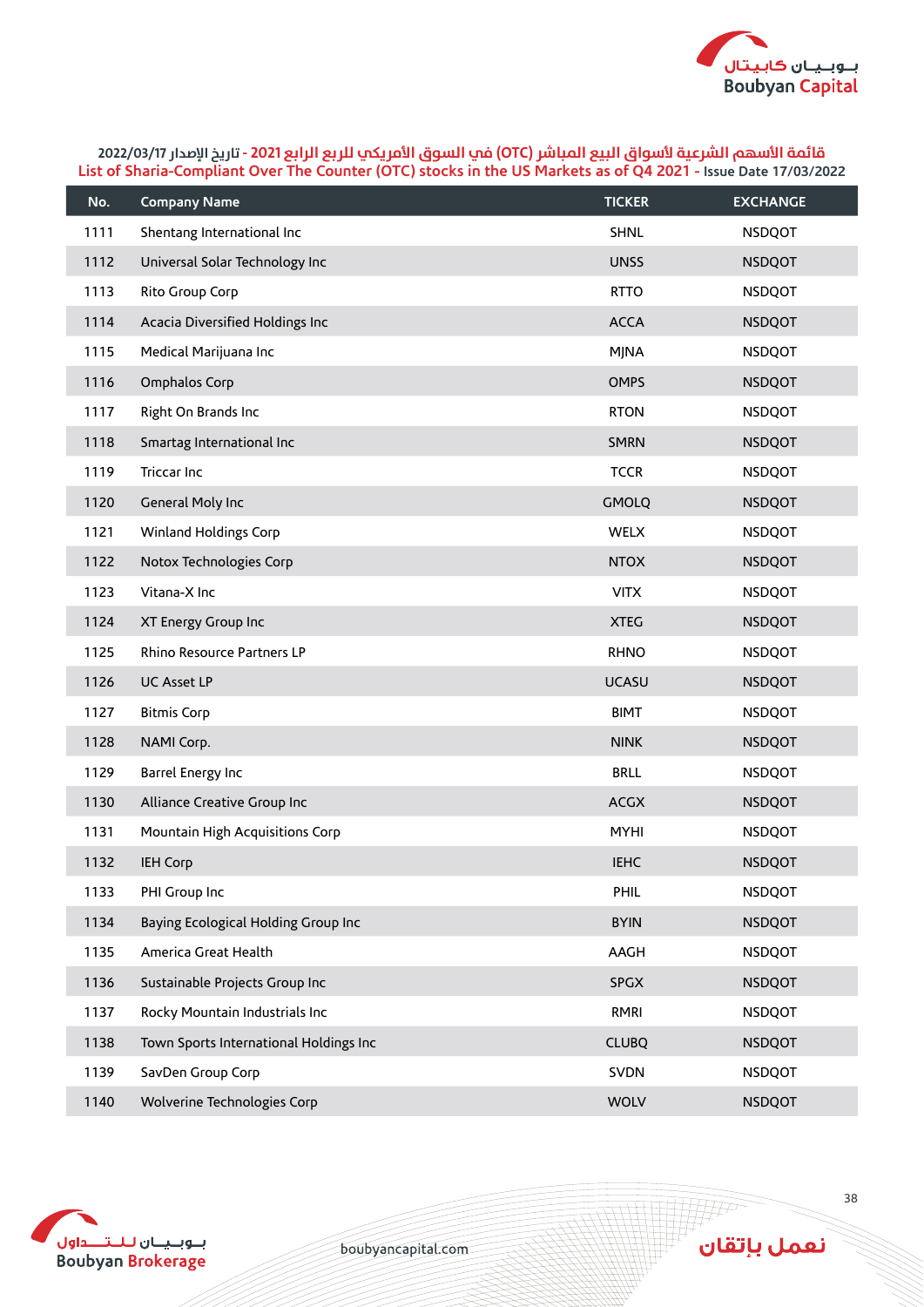قائمة الأسهم الشرعية لأسواق البيع المباشر (OTC) في السوق الأمريكي للربع الرابع 2021 - تاريخ الإصدار 2022/03/17

List of Sharia-Compliant Over The Counter (OTC) stocks in the US Markets as of Q4 2021 - Issue Date 17/03/2022

| No. | Company Name | TICKER | EXCHANGE |
|---|---|---|---|
| 1111 | Shentang International Inc | SHNL | NSDQOT |
| 1112 | Universal Solar Technology Inc | UNSS | NSDQOT |
| 1113 | Rito Group Corp | RTTO | NSDQOT |
| 1114 | Acacia Diversified Holdings Inc | ACCA | NSDQOT |
| 1115 | Medical Marijuana Inc | MJNA | NSDQOT |
| 1116 | Omphalos Corp | OMPS | NSDQOT |
| 1117 | Right On Brands Inc | RTON | NSDQOT |
| 1118 | Smartag International Inc | SMRN | NSDQOT |
| 1119 | Triccar Inc | TCCR | NSDQOT |
| 1120 | General Moly Inc | GMOLQ | NSDQOT |
| 1121 | Winland Holdings Corp | WELX | NSDQOT |
| 1122 | Notox Technologies Corp | NTOX | NSDQOT |
| 1123 | Vitana-X Inc | VITX | NSDQOT |
| 1124 | XT Energy Group Inc | XTEG | NSDQOT |
| 1125 | Rhino Resource Partners LP | RHNO | NSDQOT |
| 1126 | UC Asset LP | UCASU | NSDQOT |
| 1127 | Bitmis Corp | BIMT | NSDQOT |
| 1128 | NAMI Corp. | NINK | NSDQOT |
| 1129 | Barrel Energy Inc | BRLL | NSDQOT |
| 1130 | Alliance Creative Group Inc | ACGX | NSDQOT |
| 1131 | Mountain High Acquisitions Corp | MYHI | NSDQOT |
| 1132 | IEH Corp | IEHC | NSDQOT |
| 1133 | PHI Group Inc | PHIL | NSDQOT |
| 1134 | Baying Ecological Holding Group Inc | BYIN | NSDQOT |
| 1135 | America Great Health | AAGH | NSDQOT |
| 1136 | Sustainable Projects Group Inc | SPGX | NSDQOT |
| 1137 | Rocky Mountain Industrials Inc | RMRI | NSDQOT |
| 1138 | Town Sports International Holdings Inc | CLUBQ | NSDQOT |
| 1139 | SavDen Group Corp | SVDN | NSDQOT |
| 1140 | Wolverine Technologies Corp | WOLV | NSDQOT |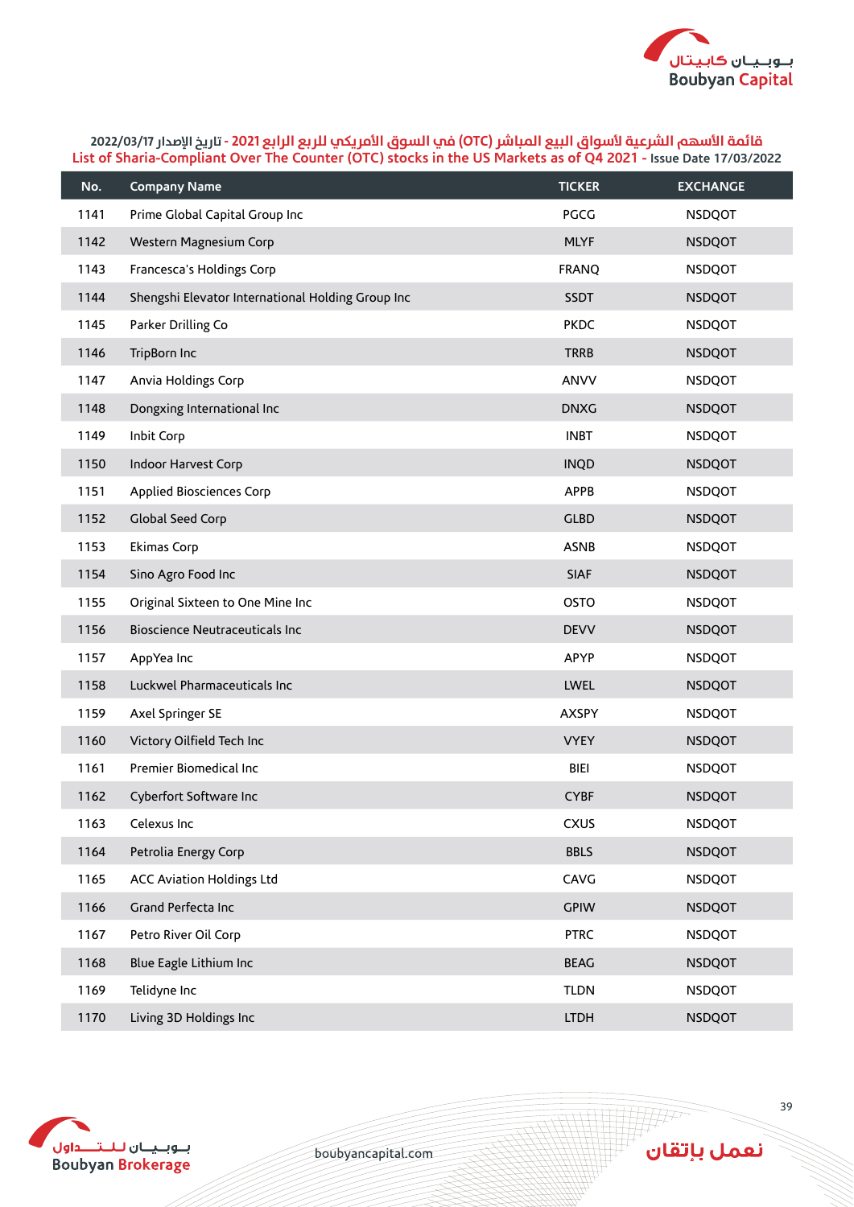قائمة الأسهم الشرعية لأسواق البيع المباشر (OTC) في السوق الأمريكي للربع الرابع 2021 - تاريخ الإصدار 2022/03/17

List of Sharia-Compliant Over The Counter (OTC) stocks in the US Markets as of Q4 2021 - Issue Date 17/03/2022

| No. | Company Name | TICKER | EXCHANGE |
|---|---|---|---|
| 1141 | Prime Global Capital Group Inc | PGCG | NSDQOT |
| 1142 | Western Magnesium Corp | MLYF | NSDQOT |
| 1143 | Francesca's Holdings Corp | FRANQ | NSDQOT |
| 1144 | Shengshi Elevator International Holding Group Inc | SSDT | NSDQOT |
| 1145 | Parker Drilling Co | PKDC | NSDQOT |
| 1146 | TripBorn Inc | TRRB | NSDQOT |
| 1147 | Anvia Holdings Corp | ANVV | NSDQOT |
| 1148 | Dongxing International Inc | DNXG | NSDQOT |
| 1149 | Inbit Corp | INBT | NSDQOT |
| 1150 | Indoor Harvest Corp | INQD | NSDQOT |
| 1151 | Applied Biosciences Corp | APPB | NSDQOT |
| 1152 | Global Seed Corp | GLBD | NSDQOT |
| 1153 | Ekimas Corp | ASNB | NSDQOT |
| 1154 | Sino Agro Food Inc | SIAF | NSDQOT |
| 1155 | Original Sixteen to One Mine Inc | OSTO | NSDQOT |
| 1156 | Bioscience Neutraceuticals Inc | DEVV | NSDQOT |
| 1157 | AppYea Inc | APYP | NSDQOT |
| 1158 | Luckwel Pharmaceuticals Inc | LWEL | NSDQOT |
| 1159 | Axel Springer SE | AXSPY | NSDQOT |
| 1160 | Victory Oilfield Tech Inc | VYEY | NSDQOT |
| 1161 | Premier Biomedical Inc | BIEI | NSDQOT |
| 1162 | Cyberfort Software Inc | CYBF | NSDQOT |
| 1163 | Celexus Inc | CXUS | NSDQOT |
| 1164 | Petrolia Energy Corp | BBLS | NSDQOT |
| 1165 | ACC Aviation Holdings Ltd | CAVG | NSDQOT |
| 1166 | Grand Perfecta Inc | GPIW | NSDQOT |
| 1167 | Petro River Oil Corp | PTRC | NSDQOT |
| 1168 | Blue Eagle Lithium Inc | BEAG | NSDQOT |
| 1169 | Telidyne Inc | TLDN | NSDQOT |
| 1170 | Living 3D Holdings Inc | LTDH | NSDQOT |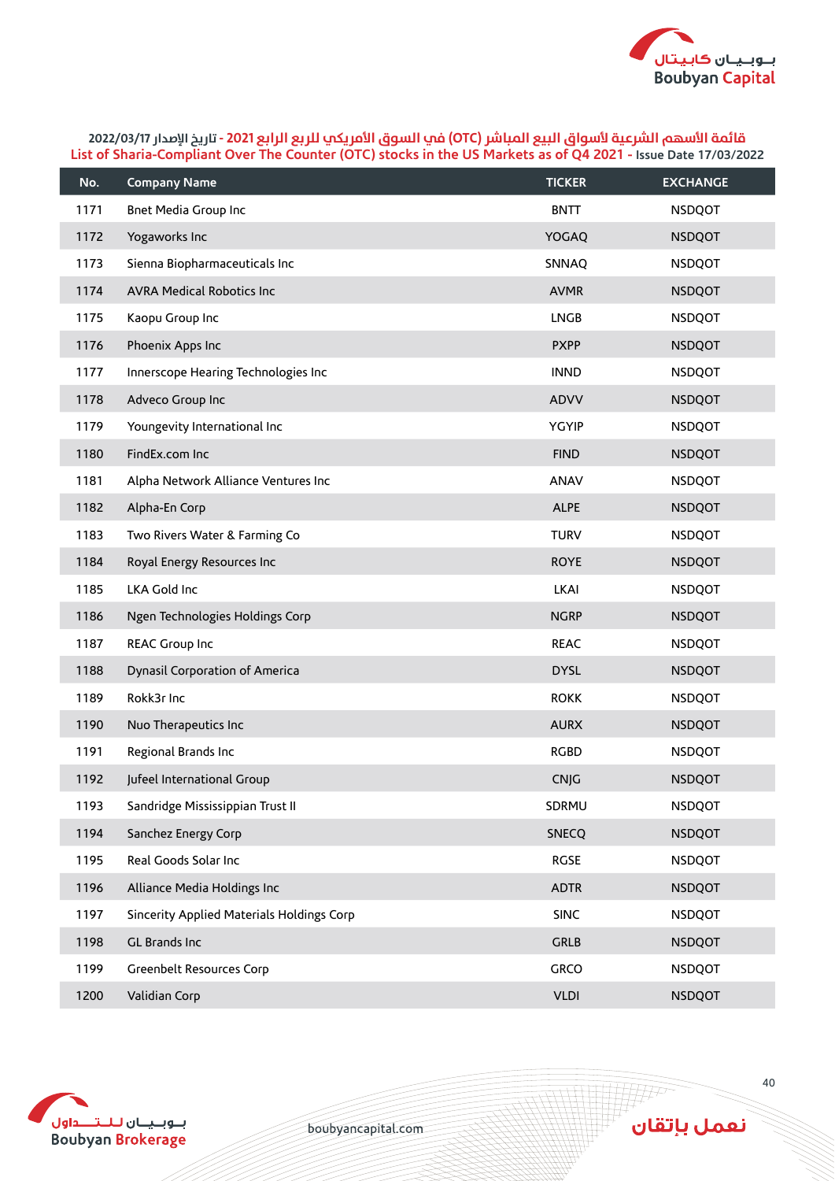قائمة الأسهم الشرعية لأسواق البيع المباشر (OTC) في السوق الأمريكي للربع الرابع 2021 - تاريخ الإصدار 2022/03/17

List of Sharia-Compliant Over The Counter (OTC) stocks in the US Markets as of Q4 2021 - Issue Date 17/03/2022

| No. | Company Name | TICKER | EXCHANGE |
|---|---|---|---|
| 1171 | Bnet Media Group Inc | BNTT | NSDQOT |
| 1172 | Yogaworks Inc | YOGAQ | NSDQOT |
| 1173 | Sienna Biopharmaceuticals Inc | SNNAQ | NSDQOT |
| 1174 | AVRA Medical Robotics Inc | AVMR | NSDQOT |
| 1175 | Kaopu Group Inc | LNGB | NSDQOT |
| 1176 | Phoenix Apps Inc | PXPP | NSDQOT |
| 1177 | Innerscope Hearing Technologies Inc | INND | NSDQOT |
| 1178 | Adveco Group Inc | ADVV | NSDQOT |
| 1179 | Youngevity International Inc | YGYIP | NSDQOT |
| 1180 | FindEx.com Inc | FIND | NSDQOT |
| 1181 | Alpha Network Alliance Ventures Inc | ANAV | NSDQOT |
| 1182 | Alpha-En Corp | ALPE | NSDQOT |
| 1183 | Two Rivers Water & Farming Co | TURV | NSDQOT |
| 1184 | Royal Energy Resources Inc | ROYE | NSDQOT |
| 1185 | LKA Gold Inc | LKAI | NSDQOT |
| 1186 | Ngen Technologies Holdings Corp | NGRP | NSDQOT |
| 1187 | REAC Group Inc | REAC | NSDQOT |
| 1188 | Dynasil Corporation of America | DYSL | NSDQOT |
| 1189 | Rokk3r Inc | ROKK | NSDQOT |
| 1190 | Nuo Therapeutics Inc | AURX | NSDQOT |
| 1191 | Regional Brands Inc | RGBD | NSDQOT |
| 1192 | Jufeel International Group | CNJG | NSDQOT |
| 1193 | Sandridge Mississippian Trust II | SDRMU | NSDQOT |
| 1194 | Sanchez Energy Corp | SNECQ | NSDQOT |
| 1195 | Real Goods Solar Inc | RGSE | NSDQOT |
| 1196 | Alliance Media Holdings Inc | ADTR | NSDQOT |
| 1197 | Sincerity Applied Materials Holdings Corp | SINC | NSDQOT |
| 1198 | GL Brands Inc | GRLB | NSDQOT |
| 1199 | Greenbelt Resources Corp | GRCO | NSDQOT |
| 1200 | Validian Corp | VLDI | NSDQOT |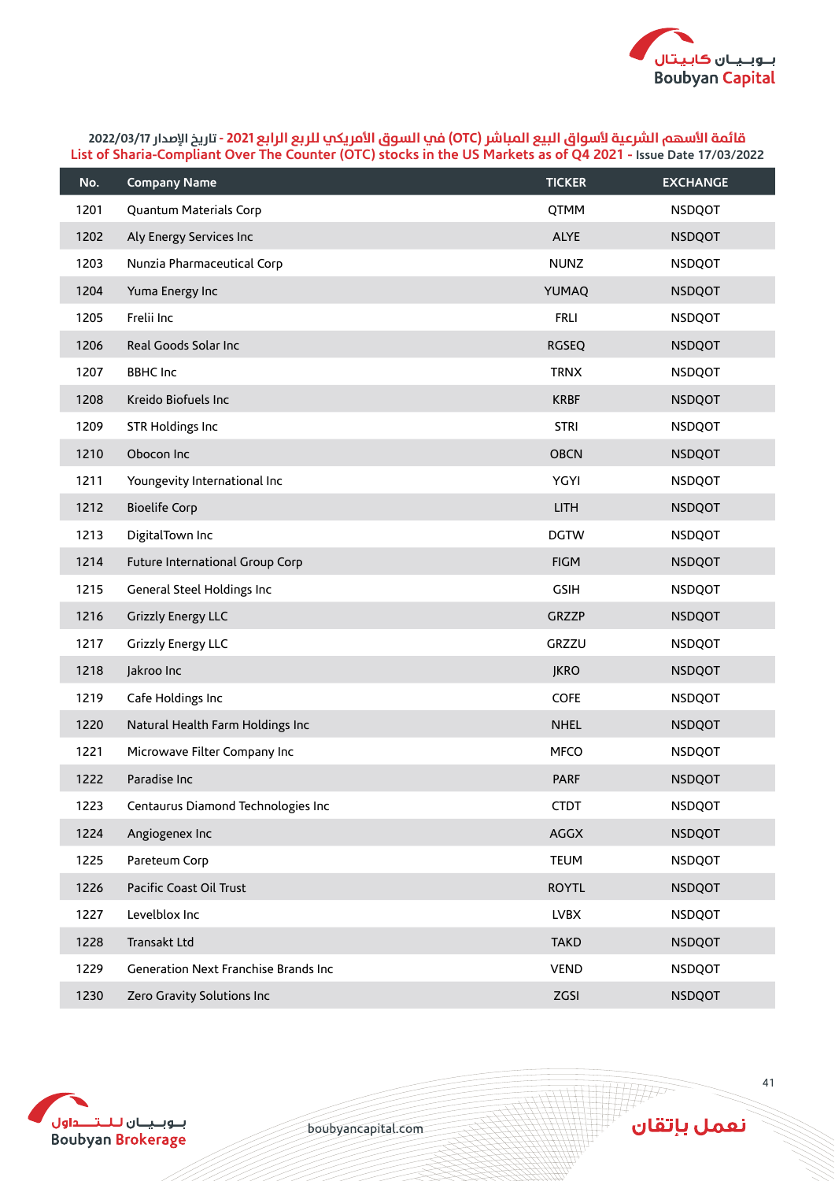## قائمة الأسهم الشرعية لأسواق البيع المباشر (OTC) في السوق الأمريكي للربع الرابع 2021 - تاريخ الإصدار 2022/03/17

## List of Sharia-Compliant Over The Counter (OTC) stocks in the US Markets as of Q4 2021 - Issue Date 17/03/2022

| No. | Company Name | TICKER | EXCHANGE |
|---|---|---|---|
| 1201 | Quantum Materials Corp | QTMM | NSDQOT |
| 1202 | Aly Energy Services Inc | ALYE | NSDQOT |
| 1203 | Nunzia Pharmaceutical Corp | NUNZ | NSDQOT |
| 1204 | Yuma Energy Inc | YUMAQ | NSDQOT |
| 1205 | Frelii Inc | FRLI | NSDQOT |
| 1206 | Real Goods Solar Inc | RGSEQ | NSDQOT |
| 1207 | BBHC Inc | TRNX | NSDQOT |
| 1208 | Kreido Biofuels Inc | KRBF | NSDQOT |
| 1209 | STR Holdings Inc | STRI | NSDQOT |
| 1210 | Obocon Inc | OBCN | NSDQOT |
| 1211 | Youngevity International Inc | YGYI | NSDQOT |
| 1212 | Bioelife Corp | LITH | NSDQOT |
| 1213 | DigitalTown Inc | DGTW | NSDQOT |
| 1214 | Future International Group Corp | FIGM | NSDQOT |
| 1215 | General Steel Holdings Inc | GSIH | NSDQOT |
| 1216 | Grizzly Energy LLC | GRZZP | NSDQOT |
| 1217 | Grizzly Energy LLC | GRZZU | NSDQOT |
| 1218 | Jakroo Inc | JKRO | NSDQOT |
| 1219 | Cafe Holdings Inc | COFE | NSDQOT |
| 1220 | Natural Health Farm Holdings Inc | NHEL | NSDQOT |
| 1221 | Microwave Filter Company Inc | MFCO | NSDQOT |
| 1222 | Paradise Inc | PARF | NSDQOT |
| 1223 | Centaurus Diamond Technologies Inc | CTDT | NSDQOT |
| 1224 | Angiogenex Inc | AGGX | NSDQOT |
| 1225 | Pareteum Corp | TEUM | NSDQOT |
| 1226 | Pacific Coast Oil Trust | ROYTL | NSDQOT |
| 1227 | Levelblox Inc | LVBX | NSDQOT |
| 1228 | Transakt Ltd | TAKD | NSDQOT |
| 1229 | Generation Next Franchise Brands Inc | VEND | NSDQOT |
| 1230 | Zero Gravity Solutions Inc | ZGSI | NSDQOT |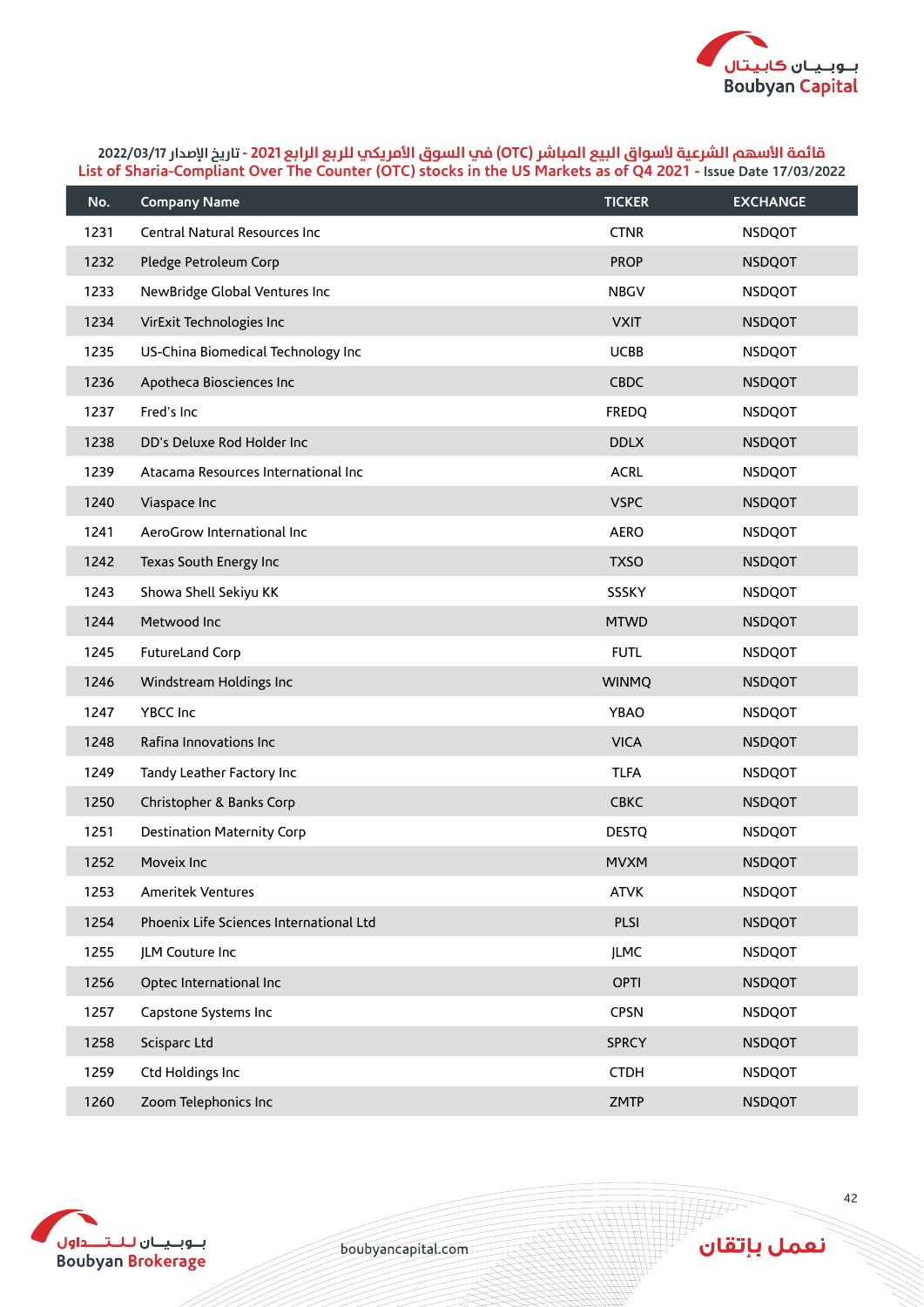## قائمة الأسهم الشرعية لأسواق البيع المباشر (OTC) في السوق الأمريكي للربع الرابع 2021 - تاريخ الإصدار 2022/03/17
## List of Sharia-Compliant Over The Counter (OTC) stocks in the US Markets as of Q4 2021 - Issue Date 17/03/2022

| No. | Company Name | TICKER | EXCHANGE |
|---|---|---|---|
| 1231 | Central Natural Resources Inc | CTNR | NSDQOT |
| 1232 | Pledge Petroleum Corp | PROP | NSDQOT |
| 1233 | NewBridge Global Ventures Inc | NBGV | NSDQOT |
| 1234 | VirExit Technologies Inc | VXIT | NSDQOT |
| 1235 | US-China Biomedical Technology Inc | UCBB | NSDQOT |
| 1236 | Apotheca Biosciences Inc | CBDC | NSDQOT |
| 1237 | Fred's Inc | FREDQ | NSDQOT |
| 1238 | DD's Deluxe Rod Holder Inc | DDLX | NSDQOT |
| 1239 | Atacama Resources International Inc | ACRL | NSDQOT |
| 1240 | Viaspace Inc | VSPC | NSDQOT |
| 1241 | AeroGrow International Inc | AERO | NSDQOT |
| 1242 | Texas South Energy Inc | TXSO | NSDQOT |
| 1243 | Showa Shell Sekiyu KK | SSSKY | NSDQOT |
| 1244 | Metwood Inc | MTWD | NSDQOT |
| 1245 | FutureLand Corp | FUTL | NSDQOT |
| 1246 | Windstream Holdings Inc | WINMQ | NSDQOT |
| 1247 | YBCC Inc | YBAO | NSDQOT |
| 1248 | Rafina Innovations Inc | VICA | NSDQOT |
| 1249 | Tandy Leather Factory Inc | TLFA | NSDQOT |
| 1250 | Christopher & Banks Corp | CBKC | NSDQOT |
| 1251 | Destination Maternity Corp | DESTQ | NSDQOT |
| 1252 | Moveix Inc | MVXM | NSDQOT |
| 1253 | Ameritek Ventures | ATVK | NSDQOT |
| 1254 | Phoenix Life Sciences International Ltd | PLSI | NSDQOT |
| 1255 | JLM Couture Inc | JLMC | NSDQOT |
| 1256 | Optec International Inc | OPTI | NSDQOT |
| 1257 | Capstone Systems Inc | CPSN | NSDQOT |
| 1258 | Scisparc Ltd | SPRCY | NSDQOT |
| 1259 | Ctd Holdings Inc | CTDH | NSDQOT |
| 1260 | Zoom Telephonics Inc | ZMTP | NSDQOT |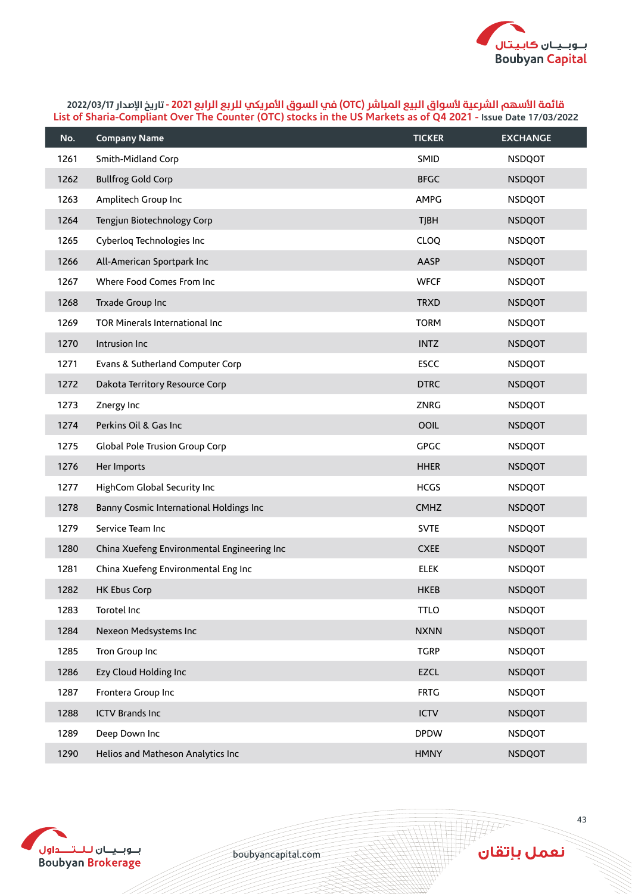قائمة الأسهم الشرعية لأسواق البيع المباشر (OTC) في السوق الأمريكي للربع الرابع 2021 - تاريخ الإصدار 2022/03/17
List of Sharia-Compliant Over The Counter (OTC) stocks in the US Markets as of Q4 2021 - Issue Date 17/03/2022

| No. | Company Name | TICKER | EXCHANGE |
|---|---|---|---|
| 1261 | Smith-Midland Corp | SMID | NSDQOT |
| 1262 | Bullfrog Gold Corp | BFGC | NSDQOT |
| 1263 | Amplitech Group Inc | AMPG | NSDQOT |
| 1264 | Tengjun Biotechnology Corp | TJBH | NSDQOT |
| 1265 | Cyberloq Technologies Inc | CLOQ | NSDQOT |
| 1266 | All-American Sportpark Inc | AASP | NSDQOT |
| 1267 | Where Food Comes From Inc | WFCF | NSDQOT |
| 1268 | Trxade Group Inc | TRXD | NSDQOT |
| 1269 | TOR Minerals International Inc | TORM | NSDQOT |
| 1270 | Intrusion Inc | INTZ | NSDQOT |
| 1271 | Evans & Sutherland Computer Corp | ESCC | NSDQOT |
| 1272 | Dakota Territory Resource Corp | DTRC | NSDQOT |
| 1273 | Znergy Inc | ZNRG | NSDQOT |
| 1274 | Perkins Oil & Gas Inc | OOIL | NSDQOT |
| 1275 | Global Pole Trusion Group Corp | GPGC | NSDQOT |
| 1276 | Her Imports | HHER | NSDQOT |
| 1277 | HighCom Global Security Inc | HCGS | NSDQOT |
| 1278 | Banny Cosmic International Holdings Inc | CMHZ | NSDQOT |
| 1279 | Service Team Inc | SVTE | NSDQOT |
| 1280 | China Xuefeng Environmental Engineering Inc | CXEE | NSDQOT |
| 1281 | China Xuefeng Environmental Eng Inc | ELEK | NSDQOT |
| 1282 | HK Ebus Corp | HKEB | NSDQOT |
| 1283 | Torotel Inc | TTLO | NSDQOT |
| 1284 | Nexeon Medsystems Inc | NXNN | NSDQOT |
| 1285 | Tron Group Inc | TGRP | NSDQOT |
| 1286 | Ezy Cloud Holding Inc | EZCL | NSDQOT |
| 1287 | Frontera Group Inc | FRTG | NSDQOT |
| 1288 | ICTV Brands Inc | ICTV | NSDQOT |
| 1289 | Deep Down Inc | DPDW | NSDQOT |
| 1290 | Helios and Matheson Analytics Inc | HMNY | NSDQOT |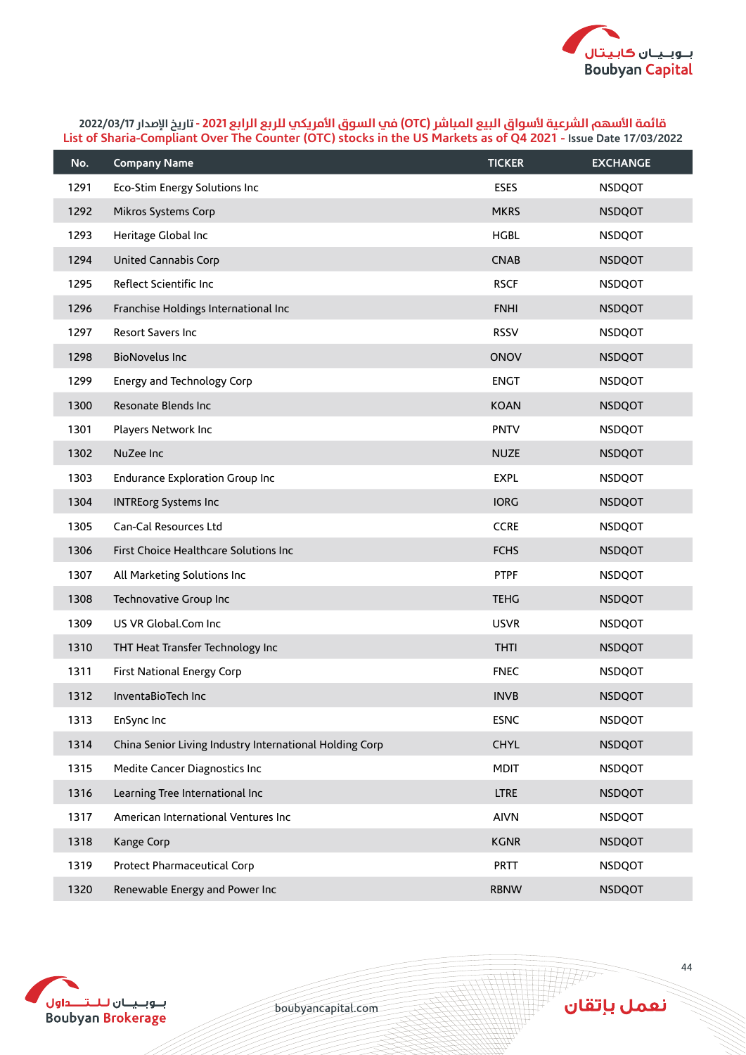قائمة الأسهم الشرعية لأسواق البيع المباشر (OTC) في السوق الأمريكي للربع الرابع 2021 - تاريخ الإصدار 2022/03/17
List of Sharia-Compliant Over The Counter (OTC) stocks in the US Markets as of Q4 2021 - Issue Date 17/03/2022

| No. | Company Name | TICKER | EXCHANGE |
|---|---|---|---|
| 1291 | Eco-Stim Energy Solutions Inc | ESES | NSDQOT |
| 1292 | Mikros Systems Corp | MKRS | NSDQOT |
| 1293 | Heritage Global Inc | HGBL | NSDQOT |
| 1294 | United Cannabis Corp | CNAB | NSDQOT |
| 1295 | Reflect Scientific Inc | RSCF | NSDQOT |
| 1296 | Franchise Holdings International Inc | FNHI | NSDQOT |
| 1297 | Resort Savers Inc | RSSV | NSDQOT |
| 1298 | BioNovelus Inc | ONOV | NSDQOT |
| 1299 | Energy and Technology Corp | ENGT | NSDQOT |
| 1300 | Resonate Blends Inc | KOAN | NSDQOT |
| 1301 | Players Network Inc | PNTV | NSDQOT |
| 1302 | NuZee Inc | NUZE | NSDQOT |
| 1303 | Endurance Exploration Group Inc | EXPL | NSDQOT |
| 1304 | INTREorg Systems Inc | IORG | NSDQOT |
| 1305 | Can-Cal Resources Ltd | CCRE | NSDQOT |
| 1306 | First Choice Healthcare Solutions Inc | FCHS | NSDQOT |
| 1307 | All Marketing Solutions Inc | PTPF | NSDQOT |
| 1308 | Technovative Group Inc | TEHG | NSDQOT |
| 1309 | US VR Global.Com Inc | USVR | NSDQOT |
| 1310 | THT Heat Transfer Technology Inc | THTI | NSDQOT |
| 1311 | First National Energy Corp | FNEC | NSDQOT |
| 1312 | InventaBioTech Inc | INVB | NSDQOT |
| 1313 | EnSync Inc | ESNC | NSDQOT |
| 1314 | China Senior Living Industry International Holding Corp | CHYL | NSDQOT |
| 1315 | Medite Cancer Diagnostics Inc | MDIT | NSDQOT |
| 1316 | Learning Tree International Inc | LTRE | NSDQOT |
| 1317 | American International Ventures Inc | AIVN | NSDQOT |
| 1318 | Kange Corp | KGNR | NSDQOT |
| 1319 | Protect Pharmaceutical Corp | PRTT | NSDQOT |
| 1320 | Renewable Energy and Power Inc | RBNW | NSDQOT |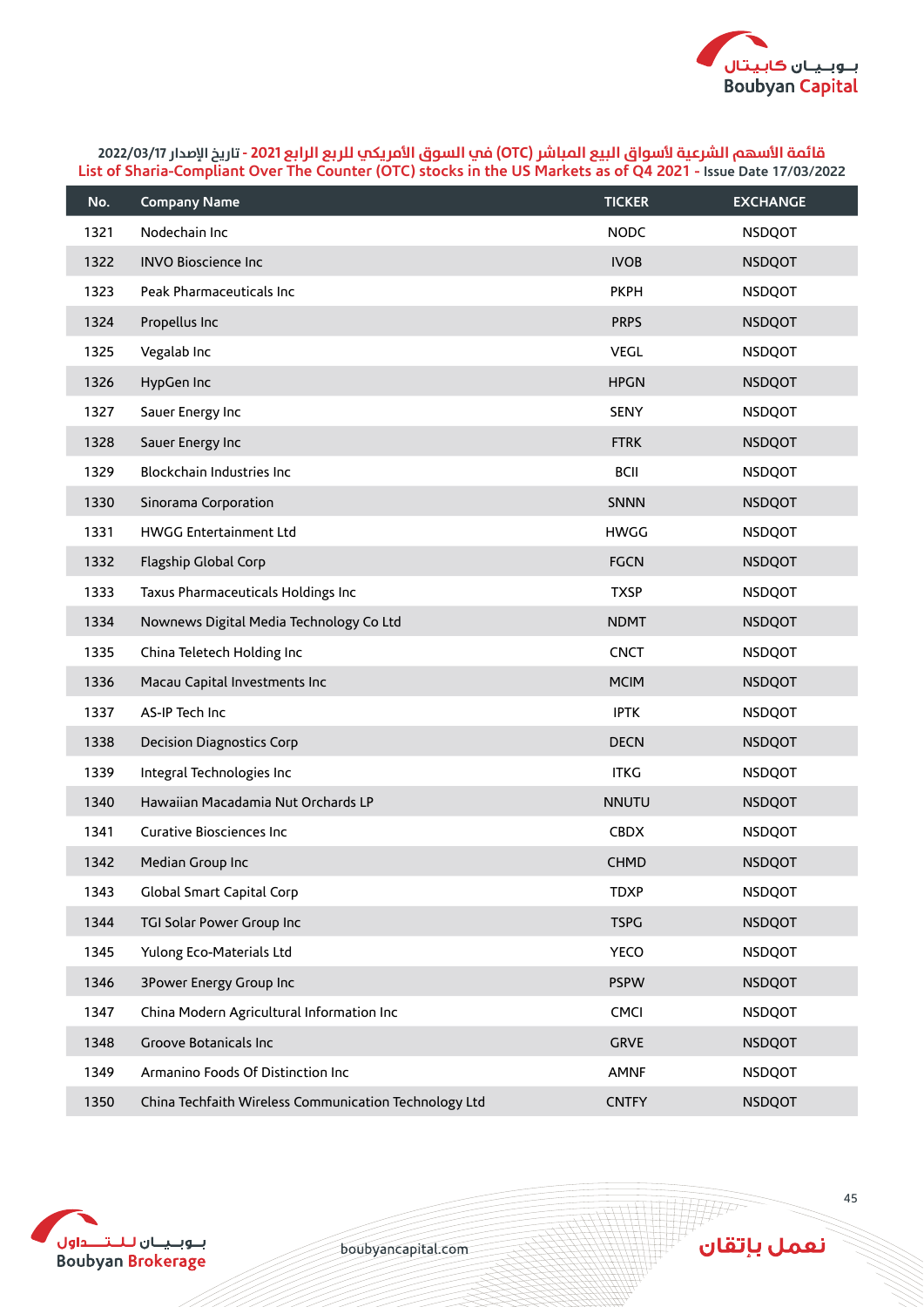قائمة الأسهم الشرعية لأسواق البيع المباشر (OTC) في السوق الأمريكي للربع الرابع 2021 - تاريخ الإصدار 2022/03/17

List of Sharia-Compliant Over The Counter (OTC) stocks in the US Markets as of Q4 2021 - Issue Date 17/03/2022

| No. | Company Name | TICKER | EXCHANGE |
|---|---|---|---|
| 1321 | Nodechain Inc | NODC | NSDQOT |
| 1322 | INVO Bioscience Inc | IVOB | NSDQOT |
| 1323 | Peak Pharmaceuticals Inc | PKPH | NSDQOT |
| 1324 | Propellus Inc | PRPS | NSDQOT |
| 1325 | Vegalab Inc | VEGL | NSDQOT |
| 1326 | HypGen Inc | HPGN | NSDQOT |
| 1327 | Sauer Energy Inc | SENY | NSDQOT |
| 1328 | Sauer Energy Inc | FTRK | NSDQOT |
| 1329 | Blockchain Industries Inc | BCII | NSDQOT |
| 1330 | Sinorama Corporation | SNNN | NSDQOT |
| 1331 | HWGG Entertainment Ltd | HWGG | NSDQOT |
| 1332 | Flagship Global Corp | FGCN | NSDQOT |
| 1333 | Taxus Pharmaceuticals Holdings Inc | TXSP | NSDQOT |
| 1334 | Nownews Digital Media Technology Co Ltd | NDMT | NSDQOT |
| 1335 | China Teletech Holding Inc | CNCT | NSDQOT |
| 1336 | Macau Capital Investments Inc | MCIM | NSDQOT |
| 1337 | AS-IP Tech Inc | IPTK | NSDQOT |
| 1338 | Decision Diagnostics Corp | DECN | NSDQOT |
| 1339 | Integral Technologies Inc | ITKG | NSDQOT |
| 1340 | Hawaiian Macadamia Nut Orchards LP | NNUTU | NSDQOT |
| 1341 | Curative Biosciences Inc | CBDX | NSDQOT |
| 1342 | Median Group Inc | CHMD | NSDQOT |
| 1343 | Global Smart Capital Corp | TDXP | NSDQOT |
| 1344 | TGI Solar Power Group Inc | TSPG | NSDQOT |
| 1345 | Yulong Eco-Materials Ltd | YECO | NSDQOT |
| 1346 | 3Power Energy Group Inc | PSPW | NSDQOT |
| 1347 | China Modern Agricultural Information Inc | CMCI | NSDQOT |
| 1348 | Groove Botanicals Inc | GRVE | NSDQOT |
| 1349 | Armanino Foods Of Distinction Inc | AMNF | NSDQOT |
| 1350 | China Techfaith Wireless Communication Technology Ltd | CNTFY | NSDQOT |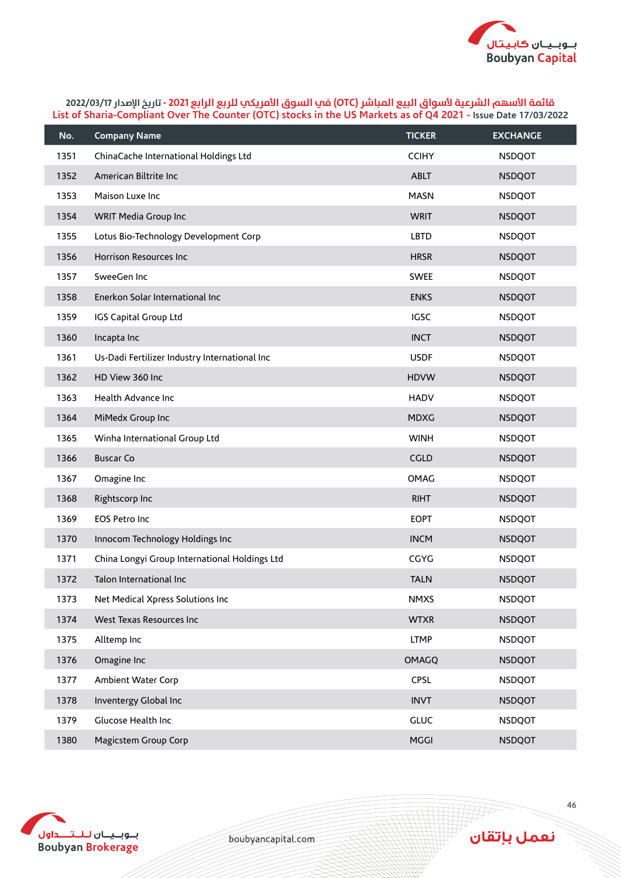قائمة الأسهم الشرعية لأسواق البيع المباشر (OTC) في السوق الأمريكي للربع الرابع 2021 - تاريخ الإصدار 2022/03/17

List of Sharia-Compliant Over The Counter (OTC) stocks in the US Markets as of Q4 2021 - Issue Date 17/03/2022

| No. | Company Name | TICKER | EXCHANGE |
|---|---|---|---|
| 1351 | ChinaCache International Holdings Ltd | CCIHY | NSDQOT |
| 1352 | American Biltrite Inc | ABLT | NSDQOT |
| 1353 | Maison Luxe Inc | MASN | NSDQOT |
| 1354 | WRIT Media Group Inc | WRIT | NSDQOT |
| 1355 | Lotus Bio-Technology Development Corp | LBTD | NSDQOT |
| 1356 | Horrison Resources Inc | HRSR | NSDQOT |
| 1357 | SweeGen Inc | SWEE | NSDQOT |
| 1358 | Enerkon Solar International Inc | ENKS | NSDQOT |
| 1359 | IGS Capital Group Ltd | IGSC | NSDQOT |
| 1360 | Incapta Inc | INCT | NSDQOT |
| 1361 | Us-Dadi Fertilizer Industry International Inc | USDF | NSDQOT |
| 1362 | HD View 360 Inc | HDVW | NSDQOT |
| 1363 | Health Advance Inc | HADV | NSDQOT |
| 1364 | MiMedx Group Inc | MDXG | NSDQOT |
| 1365 | Winha International Group Ltd | WINH | NSDQOT |
| 1366 | Buscar Co | CGLD | NSDQOT |
| 1367 | Omagine Inc | OMAG | NSDQOT |
| 1368 | Rightscorp Inc | RIHT | NSDQOT |
| 1369 | EOS Petro Inc | EOPT | NSDQOT |
| 1370 | Innocom Technology Holdings Inc | INCM | NSDQOT |
| 1371 | China Longyi Group International Holdings Ltd | CGYG | NSDQOT |
| 1372 | Talon International Inc | TALN | NSDQOT |
| 1373 | Net Medical Xpress Solutions Inc | NMXS | NSDQOT |
| 1374 | West Texas Resources Inc | WTXR | NSDQOT |
| 1375 | Alltemp Inc | LTMP | NSDQOT |
| 1376 | Omagine Inc | OMAGQ | NSDQOT |
| 1377 | Ambient Water Corp | CPSL | NSDQOT |
| 1378 | Inventergy Global Inc | INVT | NSDQOT |
| 1379 | Glucose Health Inc | GLUC | NSDQOT |
| 1380 | Magicstem Group Corp | MGGI | NSDQOT |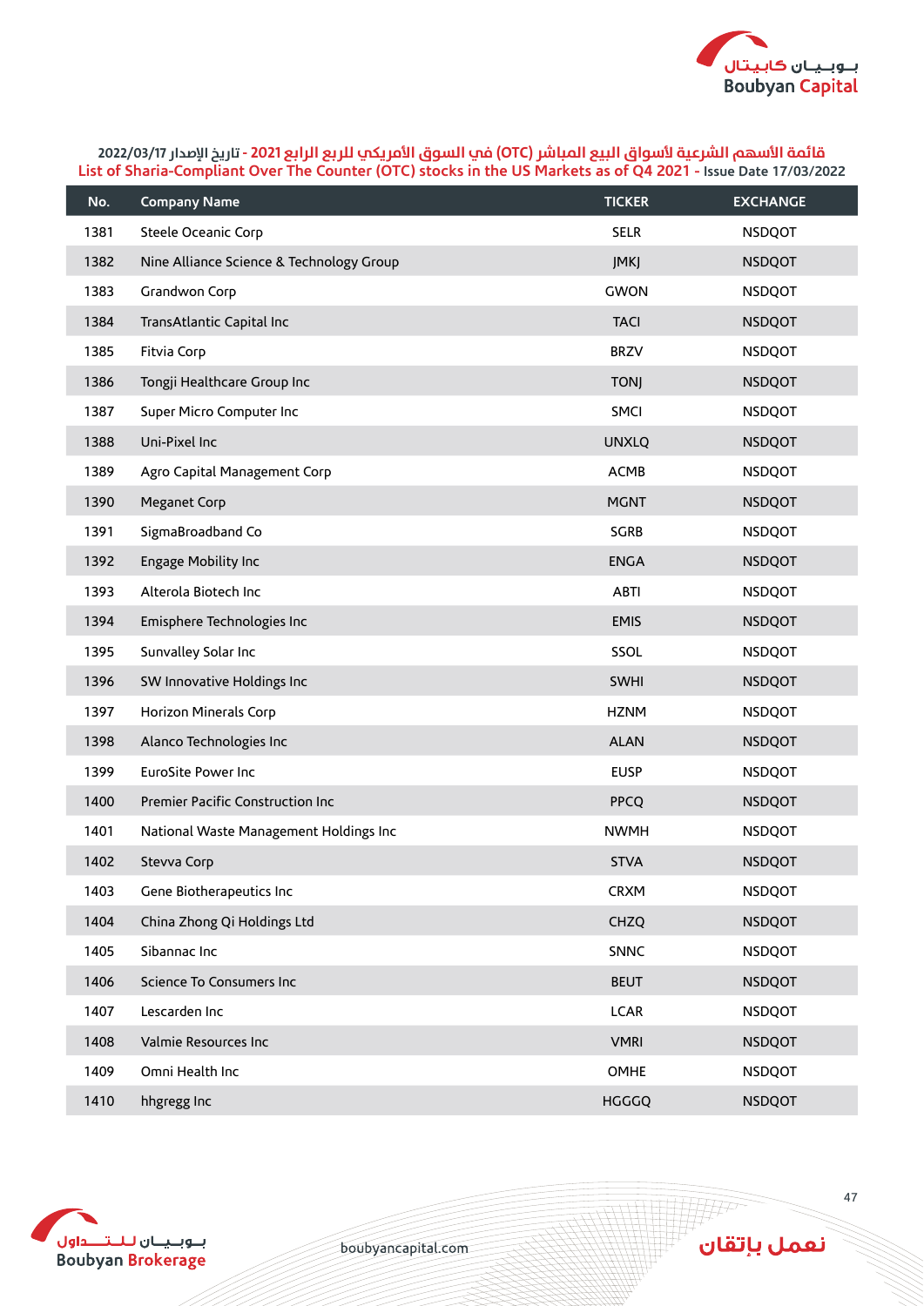قائمة الأسهم الشرعية لأسواق البيع المباشر (OTC) في السوق الأمريكي للربع الرابع 2021 - تاريخ الإصدار 2022/03/17

List of Sharia-Compliant Over The Counter (OTC) stocks in the US Markets as of Q4 2021 - Issue Date 17/03/2022

| No. | Company Name | TICKER | EXCHANGE |
|---|---|---|---|
| 1381 | Steele Oceanic Corp | SELR | NSDQOT |
| 1382 | Nine Alliance Science & Technology Group | JMKJ | NSDQOT |
| 1383 | Grandwon Corp | GWON | NSDQOT |
| 1384 | TransAtlantic Capital Inc | TACI | NSDQOT |
| 1385 | Fitvia Corp | BRZV | NSDQOT |
| 1386 | Tongji Healthcare Group Inc | TONJ | NSDQOT |
| 1387 | Super Micro Computer Inc | SMCI | NSDQOT |
| 1388 | Uni-Pixel Inc | UNXLQ | NSDQOT |
| 1389 | Agro Capital Management Corp | ACMB | NSDQOT |
| 1390 | Meganet Corp | MGNT | NSDQOT |
| 1391 | SigmaBroadband Co | SGRB | NSDQOT |
| 1392 | Engage Mobility Inc | ENGA | NSDQOT |
| 1393 | Alterola Biotech Inc | ABTI | NSDQOT |
| 1394 | Emisphere Technologies Inc | EMIS | NSDQOT |
| 1395 | Sunvalley Solar Inc | SSOL | NSDQOT |
| 1396 | SW Innovative Holdings Inc | SWHI | NSDQOT |
| 1397 | Horizon Minerals Corp | HZNM | NSDQOT |
| 1398 | Alanco Technologies Inc | ALAN | NSDQOT |
| 1399 | EuroSite Power Inc | EUSP | NSDQOT |
| 1400 | Premier Pacific Construction Inc | PPCQ | NSDQOT |
| 1401 | National Waste Management Holdings Inc | NWMH | NSDQOT |
| 1402 | Stevva Corp | STVA | NSDQOT |
| 1403 | Gene Biotherapeutics Inc | CRXM | NSDQOT |
| 1404 | China Zhong Qi Holdings Ltd | CHZQ | NSDQOT |
| 1405 | Sibannac Inc | SNNC | NSDQOT |
| 1406 | Science To Consumers Inc | BEUT | NSDQOT |
| 1407 | Lescarden Inc | LCAR | NSDQOT |
| 1408 | Valmie Resources Inc | VMRI | NSDQOT |
| 1409 | Omni Health Inc | OMHE | NSDQOT |
| 1410 | hhgregg Inc | HGGGQ | NSDQOT |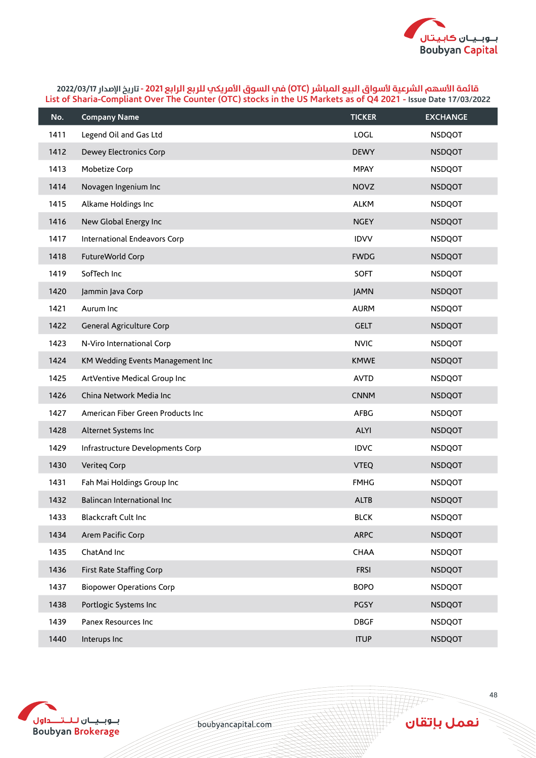قائمة الأسهم الشرعية لأسواق البيع المباشر (OTC) في السوق الأمريكي للربع الرابع 2021 - تاريخ الإصدار 2022/03/17

List of Sharia-Compliant Over The Counter (OTC) stocks in the US Markets as of Q4 2021 - Issue Date 17/03/2022

| No. | Company Name | TICKER | EXCHANGE |
|---|---|---|---|
| 1411 | Legend Oil and Gas Ltd | LOGL | NSDQOT |
| 1412 | Dewey Electronics Corp | DEWY | NSDQOT |
| 1413 | Mobetize Corp | MPAY | NSDQOT |
| 1414 | Novagen Ingenium Inc | NOVZ | NSDQOT |
| 1415 | Alkame Holdings Inc | ALKM | NSDQOT |
| 1416 | New Global Energy Inc | NGEY | NSDQOT |
| 1417 | International Endeavors Corp | IDVV | NSDQOT |
| 1418 | FutureWorld Corp | FWDG | NSDQOT |
| 1419 | SofTech Inc | SOFT | NSDQOT |
| 1420 | Jammin Java Corp | JAMN | NSDQOT |
| 1421 | Aurum Inc | AURM | NSDQOT |
| 1422 | General Agriculture Corp | GELT | NSDQOT |
| 1423 | N-Viro International Corp | NVIC | NSDQOT |
| 1424 | KM Wedding Events Management Inc | KMWE | NSDQOT |
| 1425 | ArtVentive Medical Group Inc | AVTD | NSDQOT |
| 1426 | China Network Media Inc | CNNM | NSDQOT |
| 1427 | American Fiber Green Products Inc | AFBG | NSDQOT |
| 1428 | Alternet Systems Inc | ALYI | NSDQOT |
| 1429 | Infrastructure Developments Corp | IDVC | NSDQOT |
| 1430 | Veriteq Corp | VTEQ | NSDQOT |
| 1431 | Fah Mai Holdings Group Inc | FMHG | NSDQOT |
| 1432 | Balincan International Inc | ALTB | NSDQOT |
| 1433 | Blackcraft Cult Inc | BLCK | NSDQOT |
| 1434 | Arem Pacific Corp | ARPC | NSDQOT |
| 1435 | ChatAnd Inc | CHAA | NSDQOT |
| 1436 | First Rate Staffing Corp | FRSI | NSDQOT |
| 1437 | Biopower Operations Corp | BOPO | NSDQOT |
| 1438 | Portlogic Systems Inc | PGSY | NSDQOT |
| 1439 | Panex Resources Inc | DBGF | NSDQOT |
| 1440 | Interups Inc | ITUP | NSDQOT |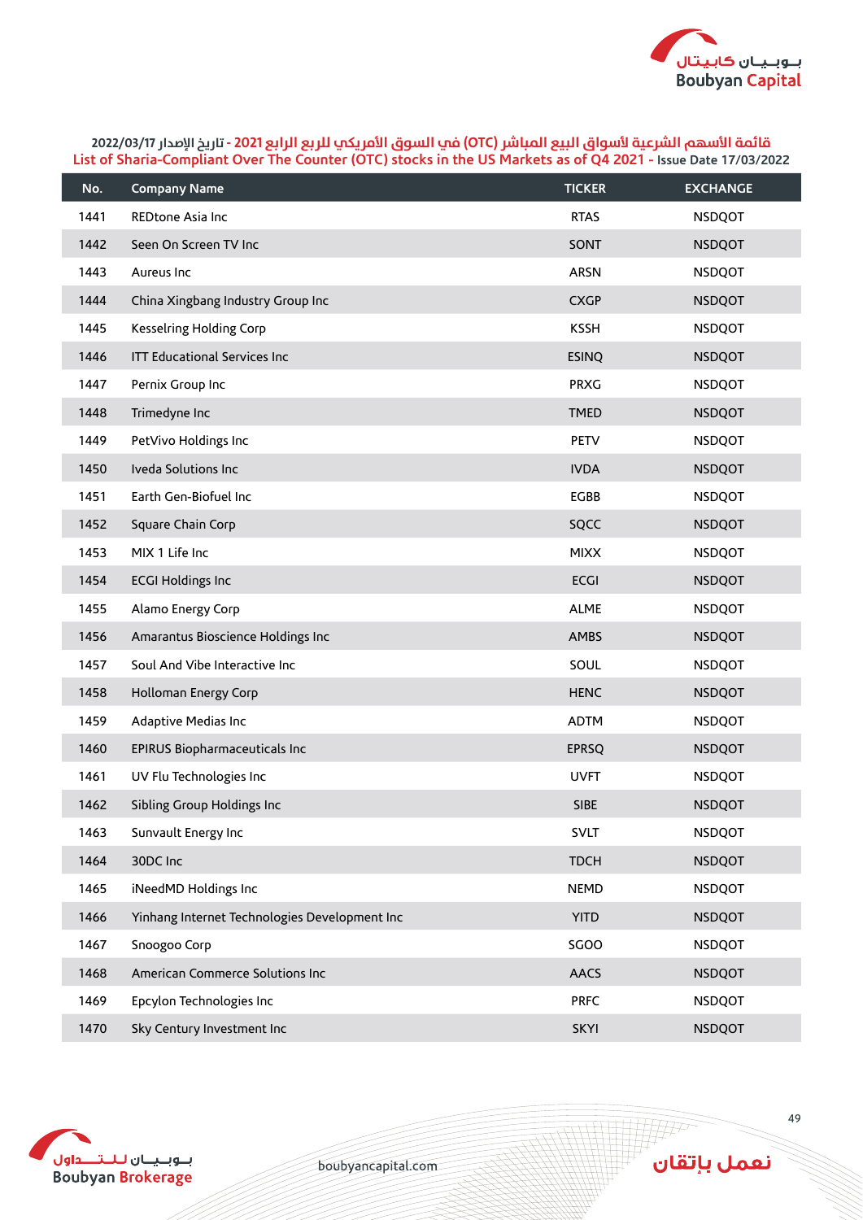## قائمة الأسهم الشرعية لأسواق البيع المباشر (OTC) في السوق الأمريكي للربع الرابع 2021 - تاريخ الإصدار 2022/03/17
## List of Sharia-Compliant Over The Counter (OTC) stocks in the US Markets as of Q4 2021 - Issue Date 17/03/2022

| No. | Company Name | TICKER | EXCHANGE |
|---|---|---|---|
| 1441 | REDtone Asia Inc | RTAS | NSDQOT |
| 1442 | Seen On Screen TV Inc | SONT | NSDQOT |
| 1443 | Aureus Inc | ARSN | NSDQOT |
| 1444 | China Xingbang Industry Group Inc | CXGP | NSDQOT |
| 1445 | Kesselring Holding Corp | KSSH | NSDQOT |
| 1446 | ITT Educational Services Inc | ESINQ | NSDQOT |
| 1447 | Pernix Group Inc | PRXG | NSDQOT |
| 1448 | Trimedyne Inc | TMED | NSDQOT |
| 1449 | PetVivo Holdings Inc | PETV | NSDQOT |
| 1450 | Iveda Solutions Inc | IVDA | NSDQOT |
| 1451 | Earth Gen-Biofuel Inc | EGBB | NSDQOT |
| 1452 | Square Chain Corp | SQCC | NSDQOT |
| 1453 | MIX 1 Life Inc | MIXX | NSDQOT |
| 1454 | ECGI Holdings Inc | ECGI | NSDQOT |
| 1455 | Alamo Energy Corp | ALME | NSDQOT |
| 1456 | Amarantus Bioscience Holdings Inc | AMBS | NSDQOT |
| 1457 | Soul And Vibe Interactive Inc | SOUL | NSDQOT |
| 1458 | Holloman Energy Corp | HENC | NSDQOT |
| 1459 | Adaptive Medias Inc | ADTM | NSDQOT |
| 1460 | EPIRUS Biopharmaceuticals Inc | EPRSQ | NSDQOT |
| 1461 | UV Flu Technologies Inc | UVFT | NSDQOT |
| 1462 | Sibling Group Holdings Inc | SIBE | NSDQOT |
| 1463 | Sunvault Energy Inc | SVLT | NSDQOT |
| 1464 | 30DC Inc | TDCH | NSDQOT |
| 1465 | iNeedMD Holdings Inc | NEMD | NSDQOT |
| 1466 | Yinhang Internet Technologies Development Inc | YITD | NSDQOT |
| 1467 | Snoogoo Corp | SGOO | NSDQOT |
| 1468 | American Commerce Solutions Inc | AACS | NSDQOT |
| 1469 | Epcylon Technologies Inc | PRFC | NSDQOT |
| 1470 | Sky Century Investment Inc | SKYI | NSDQOT |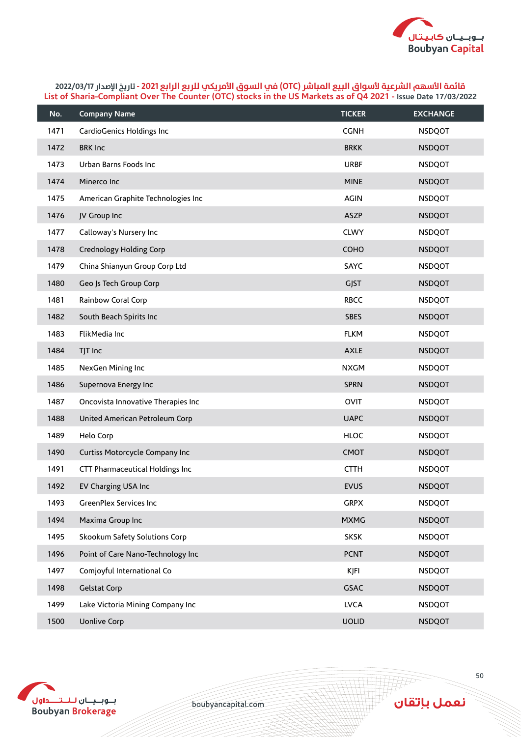قائمة الأسهم الشرعية لأسواق البيع المباشر (OTC) في السوق الأمريكي للربع الرابع 2021 - تاريخ الإصدار 2022/03/17

List of Sharia-Compliant Over The Counter (OTC) stocks in the US Markets as of Q4 2021 - Issue Date 17/03/2022

| No. | Company Name | TICKER | EXCHANGE |
|---|---|---|---|
| 1471 | CardioGenics Holdings Inc | CGNH | NSDQOT |
| 1472 | BRK Inc | BRKK | NSDQOT |
| 1473 | Urban Barns Foods Inc | URBF | NSDQOT |
| 1474 | Minerco Inc | MINE | NSDQOT |
| 1475 | American Graphite Technologies Inc | AGIN | NSDQOT |
| 1476 | JV Group Inc | ASZP | NSDQOT |
| 1477 | Calloway's Nursery Inc | CLWY | NSDQOT |
| 1478 | Crednology Holding Corp | COHO | NSDQOT |
| 1479 | China Shianyun Group Corp Ltd | SAYC | NSDQOT |
| 1480 | Geo Js Tech Group Corp | GJST | NSDQOT |
| 1481 | Rainbow Coral Corp | RBCC | NSDQOT |
| 1482 | South Beach Spirits Inc | SBES | NSDQOT |
| 1483 | FlikMedia Inc | FLKM | NSDQOT |
| 1484 | TJT Inc | AXLE | NSDQOT |
| 1485 | NexGen Mining Inc | NXGM | NSDQOT |
| 1486 | Supernova Energy Inc | SPRN | NSDQOT |
| 1487 | Oncovista Innovative Therapies Inc | OVIT | NSDQOT |
| 1488 | United American Petroleum Corp | UAPC | NSDQOT |
| 1489 | Helo Corp | HLOC | NSDQOT |
| 1490 | Curtiss Motorcycle Company Inc | CMOT | NSDQOT |
| 1491 | CTT Pharmaceutical Holdings Inc | CTTH | NSDQOT |
| 1492 | EV Charging USA Inc | EVUS | NSDQOT |
| 1493 | GreenPlex Services Inc | GRPX | NSDQOT |
| 1494 | Maxima Group Inc | MXMG | NSDQOT |
| 1495 | Skookum Safety Solutions Corp | SKSK | NSDQOT |
| 1496 | Point of Care Nano-Technology Inc | PCNT | NSDQOT |
| 1497 | Comjoyful International Co | KJFI | NSDQOT |
| 1498 | Gelstat Corp | GSAC | NSDQOT |
| 1499 | Lake Victoria Mining Company Inc | LVCA | NSDQOT |
| 1500 | Uonlive Corp | UOLID | NSDQOT |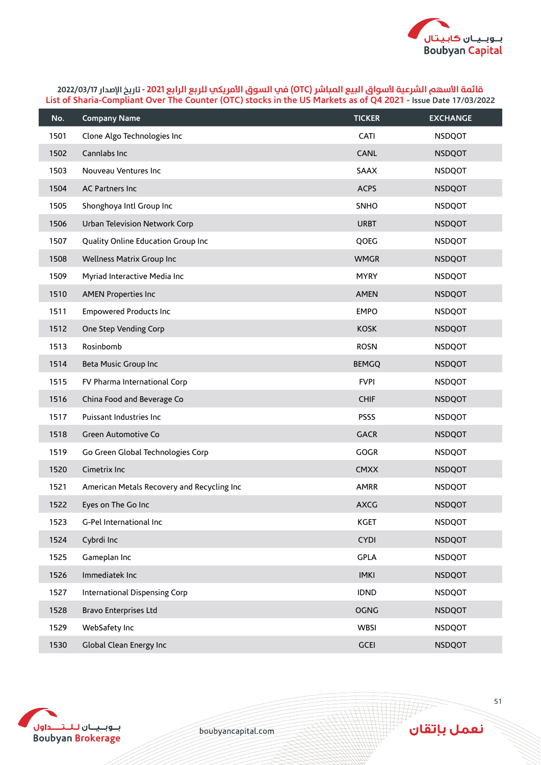قائمة الأسهم الشرعية لأسواق البيع المباشر (OTC) في السوق الأمريكي للربع الرابع 2021 - تاريخ الإصدار 2022/03/17

List of Sharia-Compliant Over The Counter (OTC) stocks in the US Markets as of Q4 2021 - Issue Date 17/03/2022

| No. | Company Name | TICKER | EXCHANGE |
|---|---|---|---|
| 1501 | Clone Algo Technologies Inc | CATI | NSDQOT |
| 1502 | Cannlabs Inc | CANL | NSDQOT |
| 1503 | Nouveau Ventures Inc | SAAX | NSDQOT |
| 1504 | AC Partners Inc | ACPS | NSDQOT |
| 1505 | Shonghoya Intl Group Inc | SNHO | NSDQOT |
| 1506 | Urban Television Network Corp | URBT | NSDQOT |
| 1507 | Quality Online Education Group Inc | QOEG | NSDQOT |
| 1508 | Wellness Matrix Group Inc | WMGR | NSDQOT |
| 1509 | Myriad Interactive Media Inc | MYRY | NSDQOT |
| 1510 | AMEN Properties Inc | AMEN | NSDQOT |
| 1511 | Empowered Products Inc | EMPO | NSDQOT |
| 1512 | One Step Vending Corp | KOSK | NSDQOT |
| 1513 | Rosinbomb | ROSN | NSDQOT |
| 1514 | Beta Music Group Inc | BEMGQ | NSDQOT |
| 1515 | FV Pharma International Corp | FVPI | NSDQOT |
| 1516 | China Food and Beverage Co | CHIF | NSDQOT |
| 1517 | Puissant Industries Inc | PSSS | NSDQOT |
| 1518 | Green Automotive Co | GACR | NSDQOT |
| 1519 | Go Green Global Technologies Corp | GOGR | NSDQOT |
| 1520 | Cimetrix Inc | CMXX | NSDQOT |
| 1521 | American Metals Recovery and Recycling Inc | AMRR | NSDQOT |
| 1522 | Eyes on The Go Inc | AXCG | NSDQOT |
| 1523 | G-Pel International Inc | KGET | NSDQOT |
| 1524 | Cybrdi Inc | CYDI | NSDQOT |
| 1525 | Gameplan Inc | GPLA | NSDQOT |
| 1526 | Immediatek Inc | IMKI | NSDQOT |
| 1527 | International Dispensing Corp | IDND | NSDQOT |
| 1528 | Bravo Enterprises Ltd | OGNG | NSDQOT |
| 1529 | WebSafety Inc | WBSI | NSDQOT |
| 1530 | Global Clean Energy Inc | GCEI | NSDQOT |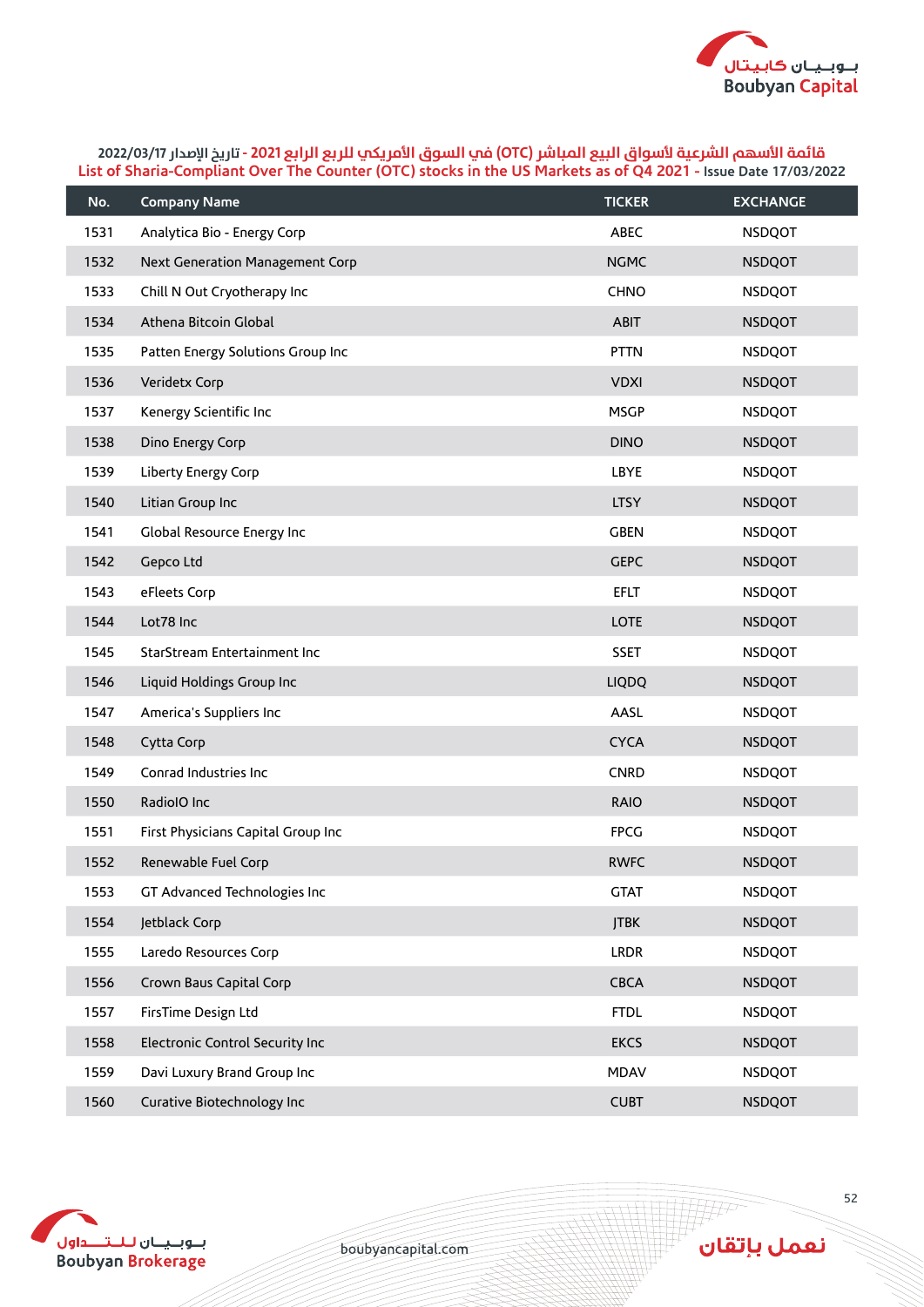قائمة الأسهم الشرعية لأسواق البيع المباشر (OTC) في السوق الأمريكي للربع الرابع 2021 - تاريخ الإصدار 2022/03/17

List of Sharia-Compliant Over The Counter (OTC) stocks in the US Markets as of Q4 2021 - Issue Date 17/03/2022

| No. | Company Name | TICKER | EXCHANGE |
|---|---|---|---|
| 1531 | Analytica Bio - Energy Corp | ABEC | NSDQOT |
| 1532 | Next Generation Management Corp | NGMC | NSDQOT |
| 1533 | Chill N Out Cryotherapy Inc | CHNO | NSDQOT |
| 1534 | Athena Bitcoin Global | ABIT | NSDQOT |
| 1535 | Patten Energy Solutions Group Inc | PTTN | NSDQOT |
| 1536 | Veridetx Corp | VDXI | NSDQOT |
| 1537 | Kenergy Scientific Inc | MSGP | NSDQOT |
| 1538 | Dino Energy Corp | DINO | NSDQOT |
| 1539 | Liberty Energy Corp | LBYE | NSDQOT |
| 1540 | Litian Group Inc | LTSY | NSDQOT |
| 1541 | Global Resource Energy Inc | GBEN | NSDQOT |
| 1542 | Gepco Ltd | GEPC | NSDQOT |
| 1543 | eFleets Corp | EFLT | NSDQOT |
| 1544 | Lot78 Inc | LOTE | NSDQOT |
| 1545 | StarStream Entertainment Inc | SSET | NSDQOT |
| 1546 | Liquid Holdings Group Inc | LIQDQ | NSDQOT |
| 1547 | America's Suppliers Inc | AASL | NSDQOT |
| 1548 | Cytta Corp | CYCA | NSDQOT |
| 1549 | Conrad Industries Inc | CNRD | NSDQOT |
| 1550 | RadioIO Inc | RAIO | NSDQOT |
| 1551 | First Physicians Capital Group Inc | FPCG | NSDQOT |
| 1552 | Renewable Fuel Corp | RWFC | NSDQOT |
| 1553 | GT Advanced Technologies Inc | GTAT | NSDQOT |
| 1554 | Jetblack Corp | JTBK | NSDQOT |
| 1555 | Laredo Resources Corp | LRDR | NSDQOT |
| 1556 | Crown Baus Capital Corp | CBCA | NSDQOT |
| 1557 | FirsTime Design Ltd | FTDL | NSDQOT |
| 1558 | Electronic Control Security Inc | EKCS | NSDQOT |
| 1559 | Davi Luxury Brand Group Inc | MDAV | NSDQOT |
| 1560 | Curative Biotechnology Inc | CUBT | NSDQOT |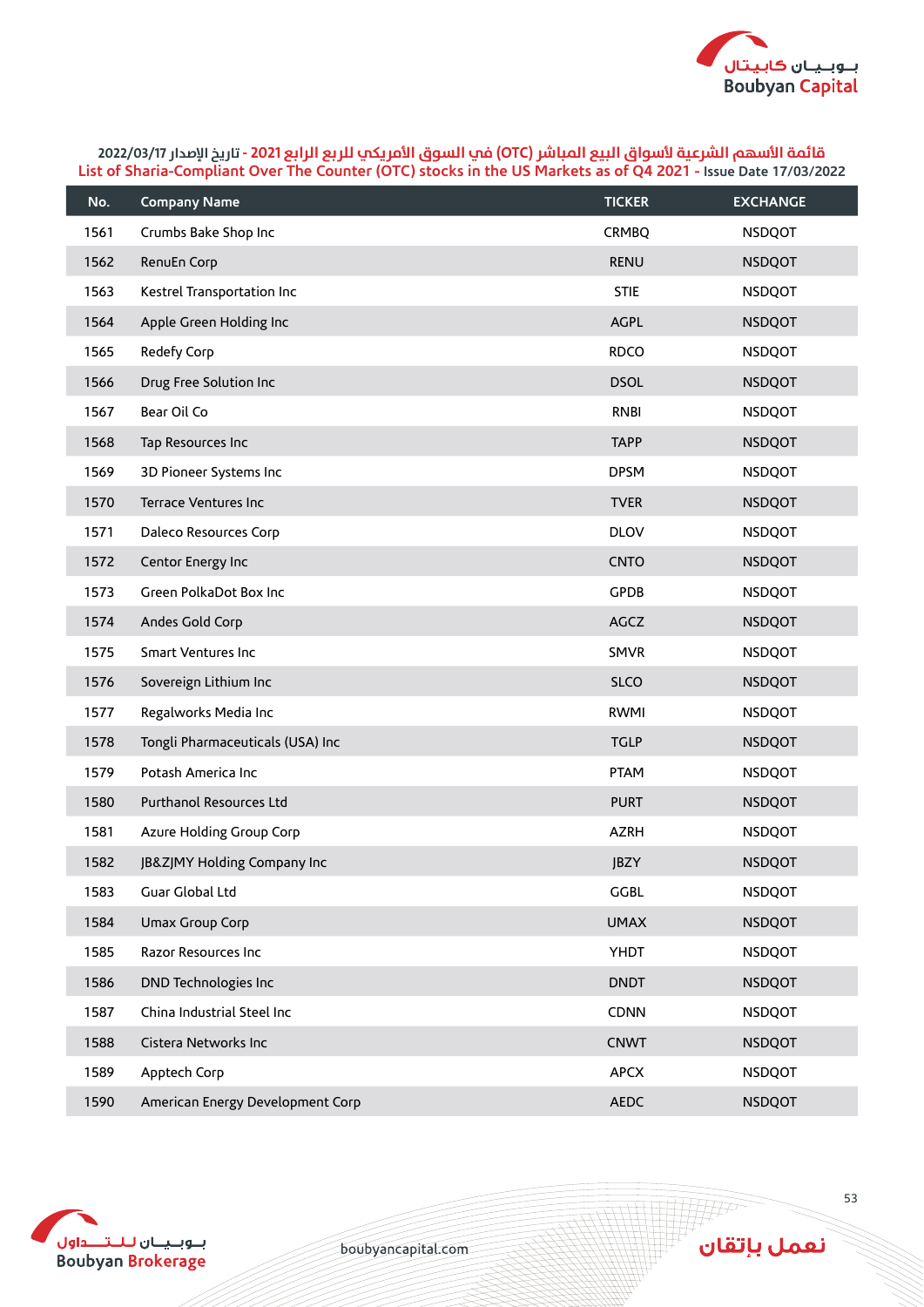قائمة الأسهم الشرعية لأسواق البيع المباشر (OTC) في السوق الأمريكي للربع الرابع 2021 - تاريخ الإصدار 2022/03/17

List of Sharia-Compliant Over The Counter (OTC) stocks in the US Markets as of Q4 2021 - Issue Date 17/03/2022

| No. | Company Name | TICKER | EXCHANGE |
|---|---|---|---|
| 1561 | Crumbs Bake Shop Inc | CRMBQ | NSDQOT |
| 1562 | RenuEn Corp | RENU | NSDQOT |
| 1563 | Kestrel Transportation Inc | STIE | NSDQOT |
| 1564 | Apple Green Holding Inc | AGPL | NSDQOT |
| 1565 | Redefy Corp | RDCO | NSDQOT |
| 1566 | Drug Free Solution Inc | DSOL | NSDQOT |
| 1567 | Bear Oil Co | RNBI | NSDQOT |
| 1568 | Tap Resources Inc | TAPP | NSDQOT |
| 1569 | 3D Pioneer Systems Inc | DPSM | NSDQOT |
| 1570 | Terrace Ventures Inc | TVER | NSDQOT |
| 1571 | Daleco Resources Corp | DLOV | NSDQOT |
| 1572 | Centor Energy Inc | CNTO | NSDQOT |
| 1573 | Green PolkaDot Box Inc | GPDB | NSDQOT |
| 1574 | Andes Gold Corp | AGCZ | NSDQOT |
| 1575 | Smart Ventures Inc | SMVR | NSDQOT |
| 1576 | Sovereign Lithium Inc | SLCO | NSDQOT |
| 1577 | Regalworks Media Inc | RWMI | NSDQOT |
| 1578 | Tongli Pharmaceuticals (USA) Inc | TGLP | NSDQOT |
| 1579 | Potash America Inc | PTAM | NSDQOT |
| 1580 | Purthanol Resources Ltd | PURT | NSDQOT |
| 1581 | Azure Holding Group Corp | AZRH | NSDQOT |
| 1582 | JB&ZJMY Holding Company Inc | JBZY | NSDQOT |
| 1583 | Guar Global Ltd | GGBL | NSDQOT |
| 1584 | Umax Group Corp | UMAX | NSDQOT |
| 1585 | Razor Resources Inc | YHDT | NSDQOT |
| 1586 | DND Technologies Inc | DNDT | NSDQOT |
| 1587 | China Industrial Steel Inc | CDNN | NSDQOT |
| 1588 | Cistera Networks Inc | CNWT | NSDQOT |
| 1589 | Apptech Corp | APCX | NSDQOT |
| 1590 | American Energy Development Corp | AEDC | NSDQOT |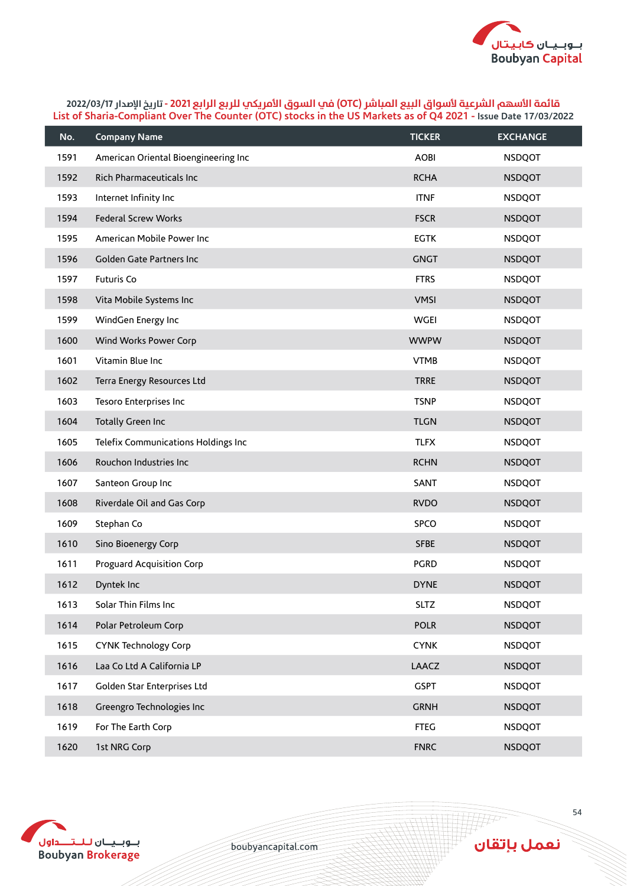قائمة الأسهم الشرعية لأسواق البيع المباشر (OTC) في السوق الأمريكي للربع الرابع 2021 - تاريخ الإصدار 2022/03/17

List of Sharia-Compliant Over The Counter (OTC) stocks in the US Markets as of Q4 2021 - Issue Date 17/03/2022

| No. | Company Name | TICKER | EXCHANGE |
|---|---|---|---|
| 1591 | American Oriental Bioengineering Inc | AOBI | NSDQOT |
| 1592 | Rich Pharmaceuticals Inc | RCHA | NSDQOT |
| 1593 | Internet Infinity Inc | ITNF | NSDQOT |
| 1594 | Federal Screw Works | FSCR | NSDQOT |
| 1595 | American Mobile Power Inc | EGTK | NSDQOT |
| 1596 | Golden Gate Partners Inc | GNGT | NSDQOT |
| 1597 | Futuris Co | FTRS | NSDQOT |
| 1598 | Vita Mobile Systems Inc | VMSI | NSDQOT |
| 1599 | WindGen Energy Inc | WGEI | NSDQOT |
| 1600 | Wind Works Power Corp | WWPW | NSDQOT |
| 1601 | Vitamin Blue Inc | VTMB | NSDQOT |
| 1602 | Terra Energy Resources Ltd | TRRE | NSDQOT |
| 1603 | Tesoro Enterprises Inc | TSNP | NSDQOT |
| 1604 | Totally Green Inc | TLGN | NSDQOT |
| 1605 | Telefix Communications Holdings Inc | TLFX | NSDQOT |
| 1606 | Rouchon Industries Inc | RCHN | NSDQOT |
| 1607 | Santeon Group Inc | SANT | NSDQOT |
| 1608 | Riverdale Oil and Gas Corp | RVDO | NSDQOT |
| 1609 | Stephan Co | SPCO | NSDQOT |
| 1610 | Sino Bioenergy Corp | SFBE | NSDQOT |
| 1611 | Proguard Acquisition Corp | PGRD | NSDQOT |
| 1612 | Dyntek Inc | DYNE | NSDQOT |
| 1613 | Solar Thin Films Inc | SLTZ | NSDQOT |
| 1614 | Polar Petroleum Corp | POLR | NSDQOT |
| 1615 | CYNK Technology Corp | CYNK | NSDQOT |
| 1616 | Laa Co Ltd A California LP | LAACZ | NSDQOT |
| 1617 | Golden Star Enterprises Ltd | GSPT | NSDQOT |
| 1618 | Greengro Technologies Inc | GRNH | NSDQOT |
| 1619 | For The Earth Corp | FTEG | NSDQOT |
| 1620 | 1st NRG Corp | FNRC | NSDQOT |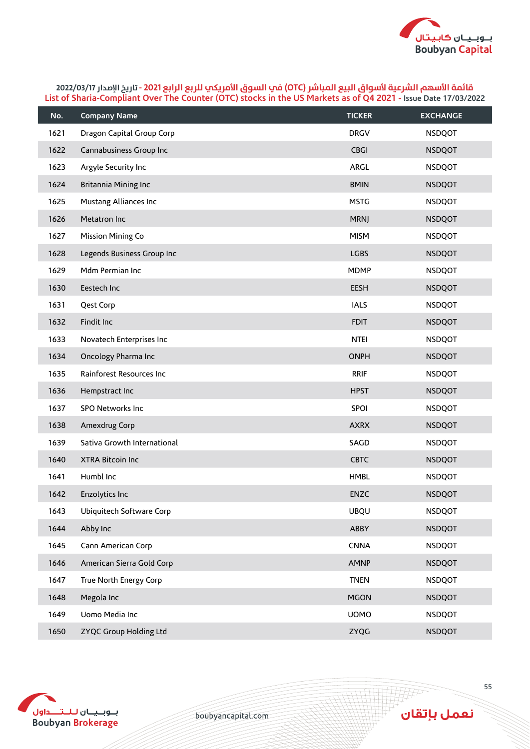## قائمة الأسهم الشرعية لأسواق البيع المباشر (OTC) في السوق الأمريكي للربع الرابع 2021 - تاريخ الإصدار 2022/03/17
## List of Sharia-Compliant Over The Counter (OTC) stocks in the US Markets as of Q4 2021 - Issue Date 17/03/2022

| No. | Company Name | TICKER | EXCHANGE |
|---|---|---|---|
| 1621 | Dragon Capital Group Corp | DRGV | NSDQOT |
| 1622 | Cannabusiness Group Inc | CBGI | NSDQOT |
| 1623 | Argyle Security Inc | ARGL | NSDQOT |
| 1624 | Britannia Mining Inc | BMIN | NSDQOT |
| 1625 | Mustang Alliances Inc | MSTG | NSDQOT |
| 1626 | Metatron Inc | MRNJ | NSDQOT |
| 1627 | Mission Mining Co | MISM | NSDQOT |
| 1628 | Legends Business Group Inc | LGBS | NSDQOT |
| 1629 | Mdm Permian Inc | MDMP | NSDQOT |
| 1630 | Eestech Inc | EESH | NSDQOT |
| 1631 | Qest Corp | IALS | NSDQOT |
| 1632 | Findit Inc | FDIT | NSDQOT |
| 1633 | Novatech Enterprises Inc | NTEI | NSDQOT |
| 1634 | Oncology Pharma Inc | ONPH | NSDQOT |
| 1635 | Rainforest Resources Inc | RRIF | NSDQOT |
| 1636 | Hempstract Inc | HPST | NSDQOT |
| 1637 | SPO Networks Inc | SPOI | NSDQOT |
| 1638 | Amexdrug Corp | AXRX | NSDQOT |
| 1639 | Sativa Growth International | SAGD | NSDQOT |
| 1640 | XTRA Bitcoin Inc | CBTC | NSDQOT |
| 1641 | Humbl Inc | HMBL | NSDQOT |
| 1642 | Enzolytics Inc | ENZC | NSDQOT |
| 1643 | Ubiquitech Software Corp | UBQU | NSDQOT |
| 1644 | Abby Inc | ABBY | NSDQOT |
| 1645 | Cann American Corp | CNNA | NSDQOT |
| 1646 | American Sierra Gold Corp | AMNP | NSDQOT |
| 1647 | True North Energy Corp | TNEN | NSDQOT |
| 1648 | Megola Inc | MGON | NSDQOT |
| 1649 | Uomo Media Inc | UOMO | NSDQOT |
| 1650 | ZYQC Group Holding Ltd | ZYQG | NSDQOT |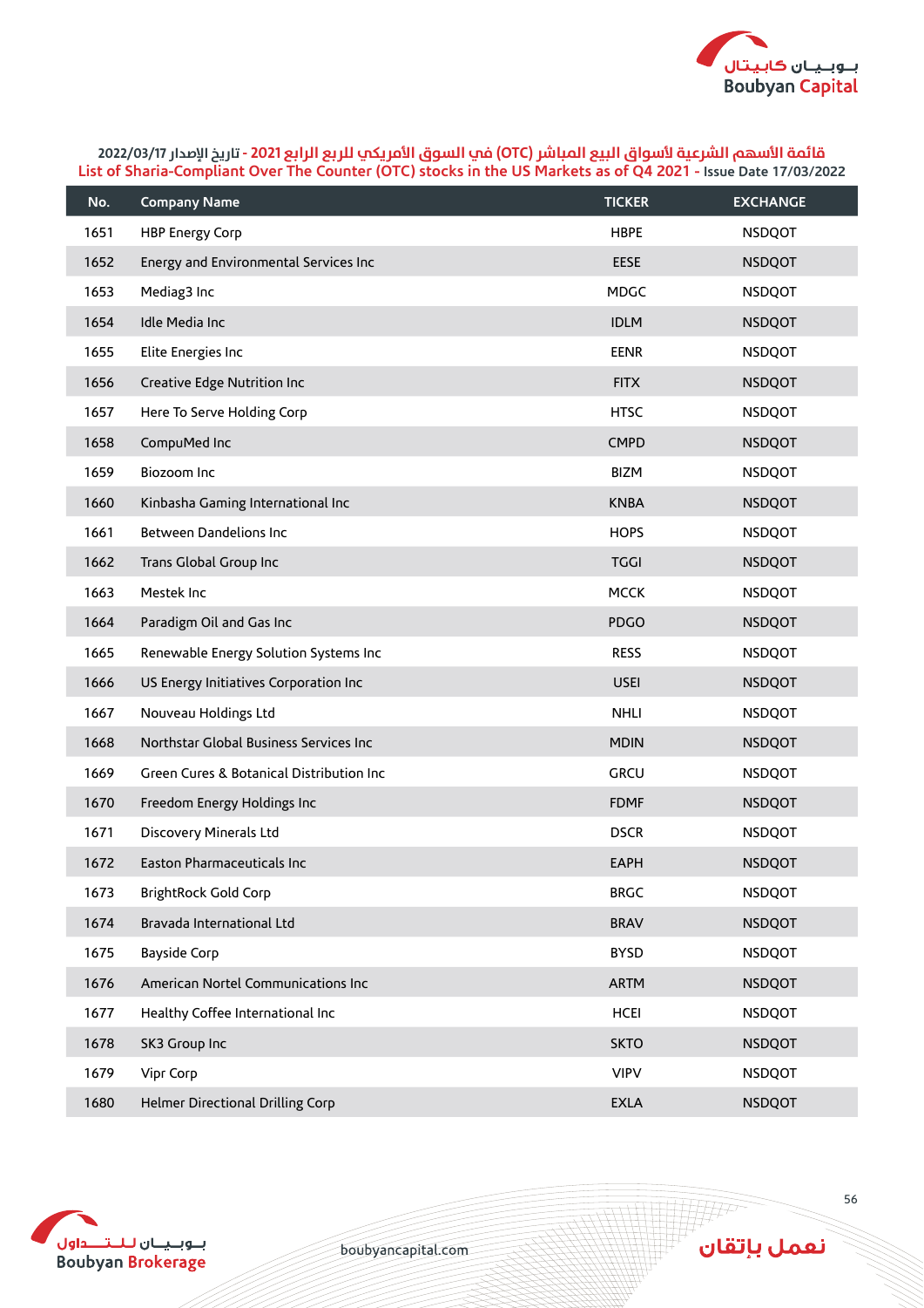قائمة الأسهم الشرعية لأسواق البيع المباشر (OTC) في السوق الأمريكي للربع الرابع 2021 - تاريخ الإصدار 2022/03/17
List of Sharia-Compliant Over The Counter (OTC) stocks in the US Markets as of Q4 2021 - Issue Date 17/03/2022

| No. | Company Name | TICKER | EXCHANGE |
|---|---|---|---|
| 1651 | HBP Energy Corp | HBPE | NSDQOT |
| 1652 | Energy and Environmental Services Inc | EESE | NSDQOT |
| 1653 | Mediag3 Inc | MDGC | NSDQOT |
| 1654 | Idle Media Inc | IDLM | NSDQOT |
| 1655 | Elite Energies Inc | EENR | NSDQOT |
| 1656 | Creative Edge Nutrition Inc | FITX | NSDQOT |
| 1657 | Here To Serve Holding Corp | HTSC | NSDQOT |
| 1658 | CompuMed Inc | CMPD | NSDQOT |
| 1659 | Biozoom Inc | BIZM | NSDQOT |
| 1660 | Kinbasha Gaming International Inc | KNBA | NSDQOT |
| 1661 | Between Dandelions Inc | HOPS | NSDQOT |
| 1662 | Trans Global Group Inc | TGGI | NSDQOT |
| 1663 | Mestek Inc | MCCK | NSDQOT |
| 1664 | Paradigm Oil and Gas Inc | PDGO | NSDQOT |
| 1665 | Renewable Energy Solution Systems Inc | RESS | NSDQOT |
| 1666 | US Energy Initiatives Corporation Inc | USEI | NSDQOT |
| 1667 | Nouveau Holdings Ltd | NHLI | NSDQOT |
| 1668 | Northstar Global Business Services Inc | MDIN | NSDQOT |
| 1669 | Green Cures & Botanical Distribution Inc | GRCU | NSDQOT |
| 1670 | Freedom Energy Holdings Inc | FDMF | NSDQOT |
| 1671 | Discovery Minerals Ltd | DSCR | NSDQOT |
| 1672 | Easton Pharmaceuticals Inc | EAPH | NSDQOT |
| 1673 | BrightRock Gold Corp | BRGC | NSDQOT |
| 1674 | Bravada International Ltd | BRAV | NSDQOT |
| 1675 | Bayside Corp | BYSD | NSDQOT |
| 1676 | American Nortel Communications Inc | ARTM | NSDQOT |
| 1677 | Healthy Coffee International Inc | HCEI | NSDQOT |
| 1678 | SK3 Group Inc | SKTO | NSDQOT |
| 1679 | Vipr Corp | VIPV | NSDQOT |
| 1680 | Helmer Directional Drilling Corp | EXLA | NSDQOT |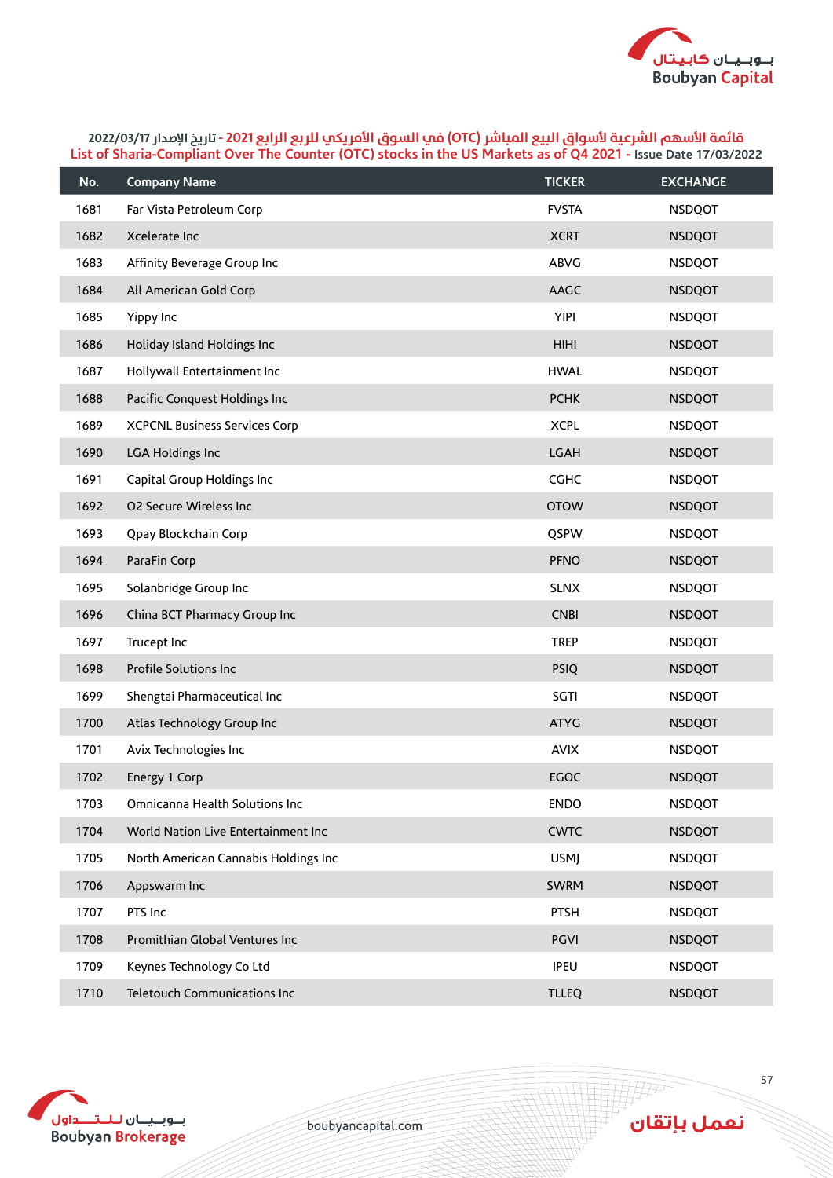## قائمة الأسهم الشرعية لأسواق البيع المباشر (OTC) في السوق الأمريكي للربع الرابع 2021 - تاريخ الإصدار 2022/03/17
## List of Sharia-Compliant Over The Counter (OTC) stocks in the US Markets as of Q4 2021 - Issue Date 17/03/2022

| No. | Company Name | TICKER | EXCHANGE |
|---|---|---|---|
| 1681 | Far Vista Petroleum Corp | FVSTA | NSDQOT |
| 1682 | Xcelerate Inc | XCRT | NSDQOT |
| 1683 | Affinity Beverage Group Inc | ABVG | NSDQOT |
| 1684 | All American Gold Corp | AAGC | NSDQOT |
| 1685 | Yippy Inc | YIPI | NSDQOT |
| 1686 | Holiday Island Holdings Inc | HIHI | NSDQOT |
| 1687 | Hollywall Entertainment Inc | HWAL | NSDQOT |
| 1688 | Pacific Conquest Holdings Inc | PCHK | NSDQOT |
| 1689 | XCPCNL Business Services Corp | XCPL | NSDQOT |
| 1690 | LGA Holdings Inc | LGAH | NSDQOT |
| 1691 | Capital Group Holdings Inc | CGHC | NSDQOT |
| 1692 | O2 Secure Wireless Inc | OTOW | NSDQOT |
| 1693 | Qpay Blockchain Corp | QSPW | NSDQOT |
| 1694 | ParaFin Corp | PFNO | NSDQOT |
| 1695 | Solanbridge Group Inc | SLNX | NSDQOT |
| 1696 | China BCT Pharmacy Group Inc | CNBI | NSDQOT |
| 1697 | Trucept Inc | TREP | NSDQOT |
| 1698 | Profile Solutions Inc | PSIQ | NSDQOT |
| 1699 | Shengtai Pharmaceutical Inc | SGTI | NSDQOT |
| 1700 | Atlas Technology Group Inc | ATYG | NSDQOT |
| 1701 | Avix Technologies Inc | AVIX | NSDQOT |
| 1702 | Energy 1 Corp | EGOC | NSDQOT |
| 1703 | Omnicanna Health Solutions Inc | ENDO | NSDQOT |
| 1704 | World Nation Live Entertainment Inc | CWTC | NSDQOT |
| 1705 | North American Cannabis Holdings Inc | USMJ | NSDQOT |
| 1706 | Appswarm Inc | SWRM | NSDQOT |
| 1707 | PTS Inc | PTSH | NSDQOT |
| 1708 | Promithian Global Ventures Inc | PGVI | NSDQOT |
| 1709 | Keynes Technology Co Ltd | IPEU | NSDQOT |
| 1710 | Teletouch Communications Inc | TLLEQ | NSDQOT |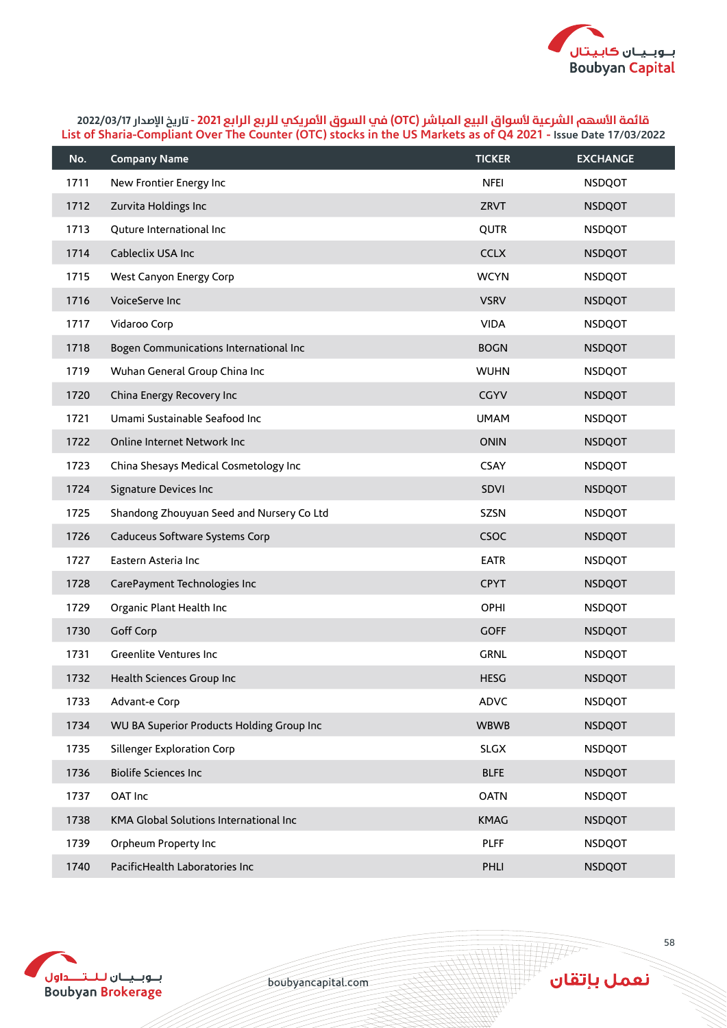قائمة الأسهم الشرعية لأسواق البيع المباشر (OTC) في السوق الأمريكي للربع الرابع 2021 - تاريخ الإصدار 2022/03/17

List of Sharia-Compliant Over The Counter (OTC) stocks in the US Markets as of Q4 2021 - Issue Date 17/03/2022

| No. | Company Name | TICKER | EXCHANGE |
|---|---|---|---|
| 1711 | New Frontier Energy Inc | NFEI | NSDQOT |
| 1712 | Zurvita Holdings Inc | ZRVT | NSDQOT |
| 1713 | Quture International Inc | QUTR | NSDQOT |
| 1714 | Cableclix USA Inc | CCLX | NSDQOT |
| 1715 | West Canyon Energy Corp | WCYN | NSDQOT |
| 1716 | VoiceServe Inc | VSRV | NSDQOT |
| 1717 | Vidaroo Corp | VIDA | NSDQOT |
| 1718 | Bogen Communications International Inc | BOGN | NSDQOT |
| 1719 | Wuhan General Group China Inc | WUHN | NSDQOT |
| 1720 | China Energy Recovery Inc | CGYV | NSDQOT |
| 1721 | Umami Sustainable Seafood Inc | UMAM | NSDQOT |
| 1722 | Online Internet Network Inc | ONIN | NSDQOT |
| 1723 | China Shesays Medical Cosmetology Inc | CSAY | NSDQOT |
| 1724 | Signature Devices Inc | SDVI | NSDQOT |
| 1725 | Shandong Zhouyuan Seed and Nursery Co Ltd | SZSN | NSDQOT |
| 1726 | Caduceus Software Systems Corp | CSOC | NSDQOT |
| 1727 | Eastern Asteria Inc | EATR | NSDQOT |
| 1728 | CarePayment Technologies Inc | CPYT | NSDQOT |
| 1729 | Organic Plant Health Inc | OPHI | NSDQOT |
| 1730 | Goff Corp | GOFF | NSDQOT |
| 1731 | Greenlite Ventures Inc | GRNL | NSDQOT |
| 1732 | Health Sciences Group Inc | HESG | NSDQOT |
| 1733 | Advant-e Corp | ADVC | NSDQOT |
| 1734 | WU BA Superior Products Holding Group Inc | WBWB | NSDQOT |
| 1735 | Sillenger Exploration Corp | SLGX | NSDQOT |
| 1736 | Biolife Sciences Inc | BLFE | NSDQOT |
| 1737 | OAT Inc | OATN | NSDQOT |
| 1738 | KMA Global Solutions International Inc | KMAG | NSDQOT |
| 1739 | Orpheum Property Inc | PLFF | NSDQOT |
| 1740 | PacificHealth Laboratories Inc | PHLI | NSDQOT |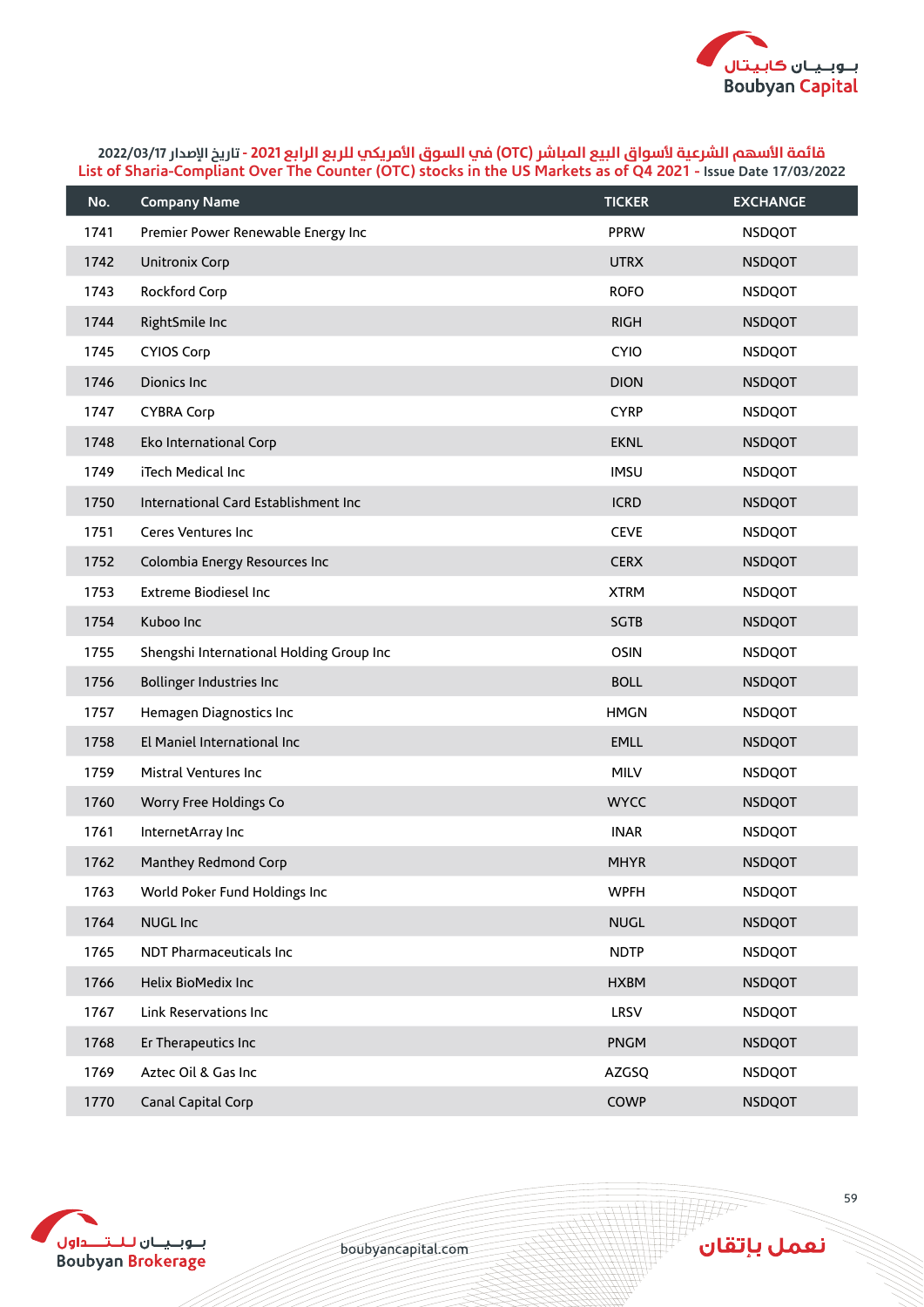قائمة الأسهم الشرعية لأسواق البيع المباشر (OTC) في السوق الأمريكي للربع الرابع 2021 - تاريخ الإصدار 2022/03/17

List of Sharia-Compliant Over The Counter (OTC) stocks in the US Markets as of Q4 2021 - Issue Date 17/03/2022

| No. | Company Name | TICKER | EXCHANGE |
|---|---|---|---|
| 1741 | Premier Power Renewable Energy Inc | PPRW | NSDQOT |
| 1742 | Unitronix Corp | UTRX | NSDQOT |
| 1743 | Rockford Corp | ROFO | NSDQOT |
| 1744 | RightSmile Inc | RIGH | NSDQOT |
| 1745 | CYIOS Corp | CYIO | NSDQOT |
| 1746 | Dionics Inc | DION | NSDQOT |
| 1747 | CYBRA Corp | CYRP | NSDQOT |
| 1748 | Eko International Corp | EKNL | NSDQOT |
| 1749 | iTech Medical Inc | IMSU | NSDQOT |
| 1750 | International Card Establishment Inc | ICRD | NSDQOT |
| 1751 | Ceres Ventures Inc | CEVE | NSDQOT |
| 1752 | Colombia Energy Resources Inc | CERX | NSDQOT |
| 1753 | Extreme Biodiesel Inc | XTRM | NSDQOT |
| 1754 | Kuboo Inc | SGTB | NSDQOT |
| 1755 | Shengshi International Holding Group Inc | OSIN | NSDQOT |
| 1756 | Bollinger Industries Inc | BOLL | NSDQOT |
| 1757 | Hemagen Diagnostics Inc | HMGN | NSDQOT |
| 1758 | El Maniel International Inc | EMLL | NSDQOT |
| 1759 | Mistral Ventures Inc | MILV | NSDQOT |
| 1760 | Worry Free Holdings Co | WYCC | NSDQOT |
| 1761 | InternetArray Inc | INAR | NSDQOT |
| 1762 | Manthey Redmond Corp | MHYR | NSDQOT |
| 1763 | World Poker Fund Holdings Inc | WPFH | NSDQOT |
| 1764 | NUGL Inc | NUGL | NSDQOT |
| 1765 | NDT Pharmaceuticals Inc | NDTP | NSDQOT |
| 1766 | Helix BioMedix Inc | HXBM | NSDQOT |
| 1767 | Link Reservations Inc | LRSV | NSDQOT |
| 1768 | Er Therapeutics Inc | PNGM | NSDQOT |
| 1769 | Aztec Oil & Gas Inc | AZGSQ | NSDQOT |
| 1770 | Canal Capital Corp | COWP | NSDQOT |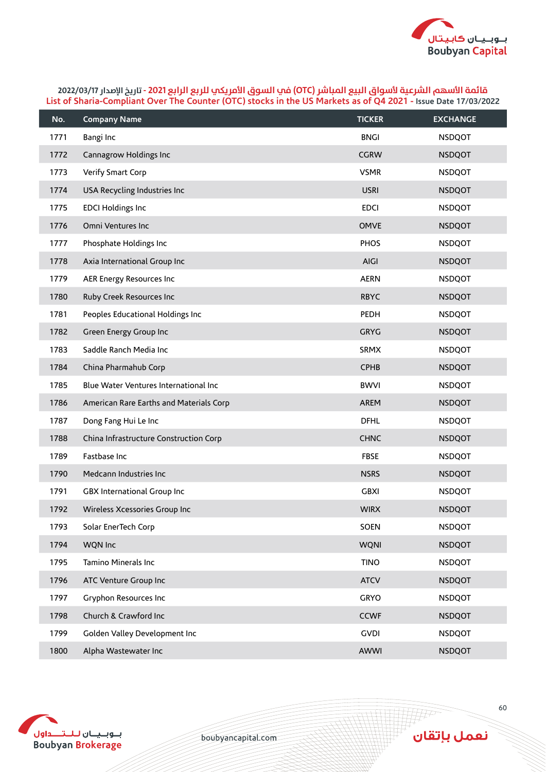قائمة الأسهم الشرعية لأسواق البيع المباشر (OTC) في السوق الأمريكي للربع الرابع 2021 - تاريخ الإصدار 2022/03/17

List of Sharia-Compliant Over The Counter (OTC) stocks in the US Markets as of Q4 2021 - Issue Date 17/03/2022

| No. | Company Name | TICKER | EXCHANGE |
|---|---|---|---|
| 1771 | Bangi Inc | BNGI | NSDQOT |
| 1772 | Cannagrow Holdings Inc | CGRW | NSDQOT |
| 1773 | Verify Smart Corp | VSMR | NSDQOT |
| 1774 | USA Recycling Industries Inc | USRI | NSDQOT |
| 1775 | EDCI Holdings Inc | EDCI | NSDQOT |
| 1776 | Omni Ventures Inc | OMVE | NSDQOT |
| 1777 | Phosphate Holdings Inc | PHOS | NSDQOT |
| 1778 | Axia International Group Inc | AIGI | NSDQOT |
| 1779 | AER Energy Resources Inc | AERN | NSDQOT |
| 1780 | Ruby Creek Resources Inc | RBYC | NSDQOT |
| 1781 | Peoples Educational Holdings Inc | PEDH | NSDQOT |
| 1782 | Green Energy Group Inc | GRYG | NSDQOT |
| 1783 | Saddle Ranch Media Inc | SRMX | NSDQOT |
| 1784 | China Pharmahub Corp | CPHB | NSDQOT |
| 1785 | Blue Water Ventures International Inc | BWVI | NSDQOT |
| 1786 | American Rare Earths and Materials Corp | AREM | NSDQOT |
| 1787 | Dong Fang Hui Le Inc | DFHL | NSDQOT |
| 1788 | China Infrastructure Construction Corp | CHNC | NSDQOT |
| 1789 | Fastbase Inc | FBSE | NSDQOT |
| 1790 | Medcann Industries Inc | NSRS | NSDQOT |
| 1791 | GBX International Group Inc | GBXI | NSDQOT |
| 1792 | Wireless Xcessories Group Inc | WIRX | NSDQOT |
| 1793 | Solar EnerTech Corp | SOEN | NSDQOT |
| 1794 | WQN Inc | WQNI | NSDQOT |
| 1795 | Tamino Minerals Inc | TINO | NSDQOT |
| 1796 | ATC Venture Group Inc | ATCV | NSDQOT |
| 1797 | Gryphon Resources Inc | GRYO | NSDQOT |
| 1798 | Church & Crawford Inc | CCWF | NSDQOT |
| 1799 | Golden Valley Development Inc | GVDI | NSDQOT |
| 1800 | Alpha Wastewater Inc | AWWI | NSDQOT |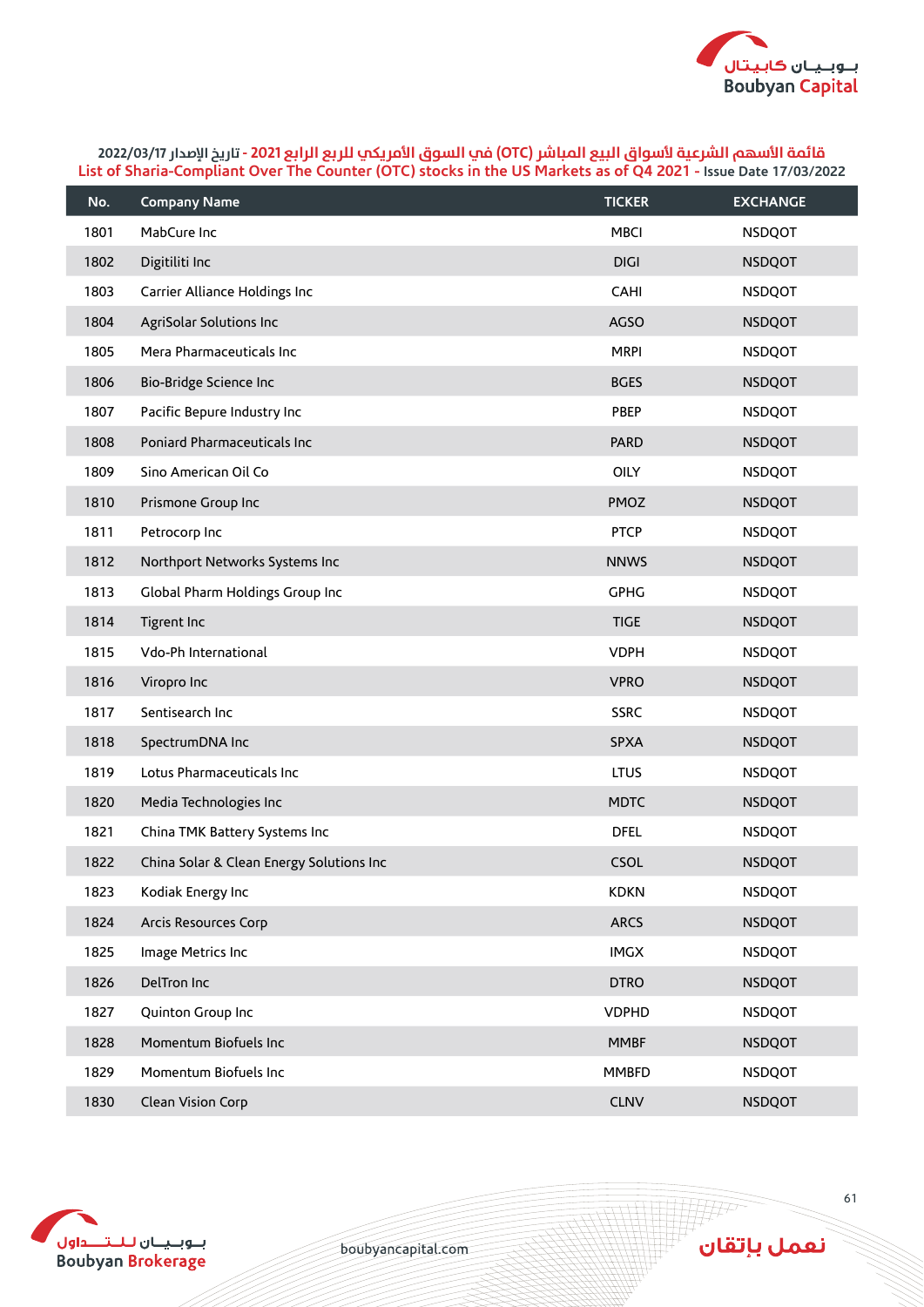قائمة الأسهم الشرعية لأسواق البيع المباشر (OTC) في السوق الأمريكي للربع الرابع 2021 - تاريخ الإصدار 2022/03/17
List of Sharia-Compliant Over The Counter (OTC) stocks in the US Markets as of Q4 2021 - Issue Date 17/03/2022

| No. | Company Name | TICKER | EXCHANGE |
|---|---|---|---|
| 1801 | MabCure Inc | MBCI | NSDQOT |
| 1802 | Digitiliti Inc | DIGI | NSDQOT |
| 1803 | Carrier Alliance Holdings Inc | CAHI | NSDQOT |
| 1804 | AgriSolar Solutions Inc | AGSO | NSDQOT |
| 1805 | Mera Pharmaceuticals Inc | MRPI | NSDQOT |
| 1806 | Bio-Bridge Science Inc | BGES | NSDQOT |
| 1807 | Pacific Bepure Industry Inc | PBEP | NSDQOT |
| 1808 | Poniard Pharmaceuticals Inc | PARD | NSDQOT |
| 1809 | Sino American Oil Co | OILY | NSDQOT |
| 1810 | Prismone Group Inc | PMOZ | NSDQOT |
| 1811 | Petrocorp Inc | PTCP | NSDQOT |
| 1812 | Northport Networks Systems Inc | NNWS | NSDQOT |
| 1813 | Global Pharm Holdings Group Inc | GPHG | NSDQOT |
| 1814 | Tigrent Inc | TIGE | NSDQOT |
| 1815 | Vdo-Ph International | VDPH | NSDQOT |
| 1816 | Viropro Inc | VPRO | NSDQOT |
| 1817 | Sentisearch Inc | SSRC | NSDQOT |
| 1818 | SpectrumDNA Inc | SPXA | NSDQOT |
| 1819 | Lotus Pharmaceuticals Inc | LTUS | NSDQOT |
| 1820 | Media Technologies Inc | MDTC | NSDQOT |
| 1821 | China TMK Battery Systems Inc | DFEL | NSDQOT |
| 1822 | China Solar & Clean Energy Solutions Inc | CSOL | NSDQOT |
| 1823 | Kodiak Energy Inc | KDKN | NSDQOT |
| 1824 | Arcis Resources Corp | ARCS | NSDQOT |
| 1825 | Image Metrics Inc | IMGX | NSDQOT |
| 1826 | DelTron Inc | DTRO | NSDQOT |
| 1827 | Quinton Group Inc | VDPHD | NSDQOT |
| 1828 | Momentum Biofuels Inc | MMBF | NSDQOT |
| 1829 | Momentum Biofuels Inc | MMBFD | NSDQOT |
| 1830 | Clean Vision Corp | CLNV | NSDQOT |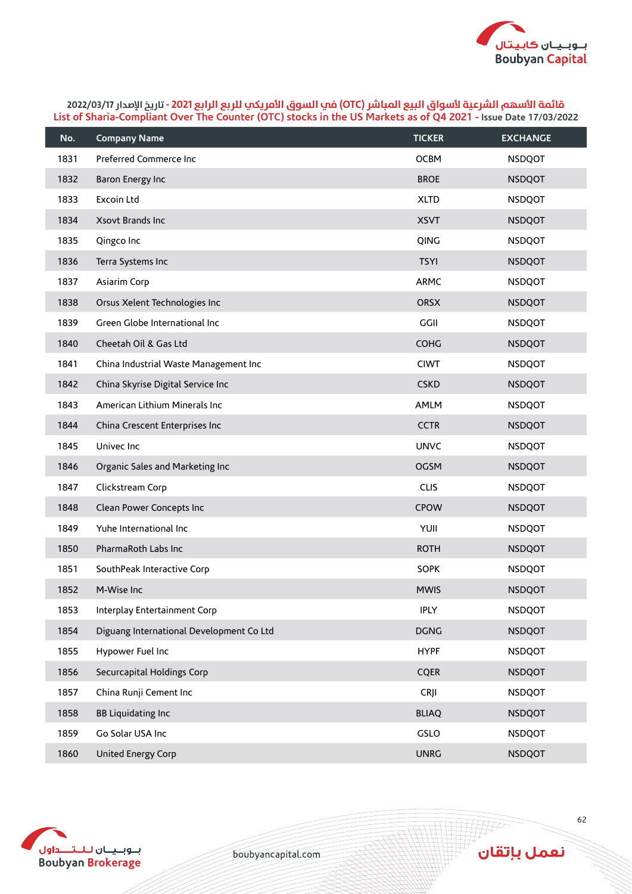قائمة الأسهم الشرعية لأسواق البيع المباشر (OTC) في السوق الأمريكي للربع الرابع 2021 - تاريخ الإصدار 2022/03/17

List of Sharia-Compliant Over The Counter (OTC) stocks in the US Markets as of Q4 2021 - Issue Date 17/03/2022

| No. | Company Name | TICKER | EXCHANGE |
|---|---|---|---|
| 1831 | Preferred Commerce Inc | OCBM | NSDQOT |
| 1832 | Baron Energy Inc | BROE | NSDQOT |
| 1833 | Excoin Ltd | XLTD | NSDQOT |
| 1834 | Xsovt Brands Inc | XSVT | NSDQOT |
| 1835 | Qingco Inc | QING | NSDQOT |
| 1836 | Terra Systems Inc | TSYI | NSDQOT |
| 1837 | Asiarim Corp | ARMC | NSDQOT |
| 1838 | Orsus Xelent Technologies Inc | ORSX | NSDQOT |
| 1839 | Green Globe International Inc | GGII | NSDQOT |
| 1840 | Cheetah Oil & Gas Ltd | COHG | NSDQOT |
| 1841 | China Industrial Waste Management Inc | CIWT | NSDQOT |
| 1842 | China Skyrise Digital Service Inc | CSKD | NSDQOT |
| 1843 | American Lithium Minerals Inc | AMLM | NSDQOT |
| 1844 | China Crescent Enterprises Inc | CCTR | NSDQOT |
| 1845 | Univec Inc | UNVC | NSDQOT |
| 1846 | Organic Sales and Marketing Inc | OGSM | NSDQOT |
| 1847 | Clickstream Corp | CLIS | NSDQOT |
| 1848 | Clean Power Concepts Inc | CPOW | NSDQOT |
| 1849 | Yuhe International Inc | YUII | NSDQOT |
| 1850 | PharmaRoth Labs Inc | ROTH | NSDQOT |
| 1851 | SouthPeak Interactive Corp | SOPK | NSDQOT |
| 1852 | M-Wise Inc | MWIS | NSDQOT |
| 1853 | Interplay Entertainment Corp | IPLY | NSDQOT |
| 1854 | Diguang International Development Co Ltd | DGNG | NSDQOT |
| 1855 | Hypower Fuel Inc | HYPF | NSDQOT |
| 1856 | Securcapital Holdings Corp | CQER | NSDQOT |
| 1857 | China Runji Cement Inc | CRJI | NSDQOT |
| 1858 | BB Liquidating Inc | BLIAQ | NSDQOT |
| 1859 | Go Solar USA Inc | GSLO | NSDQOT |
| 1860 | United Energy Corp | UNRG | NSDQOT |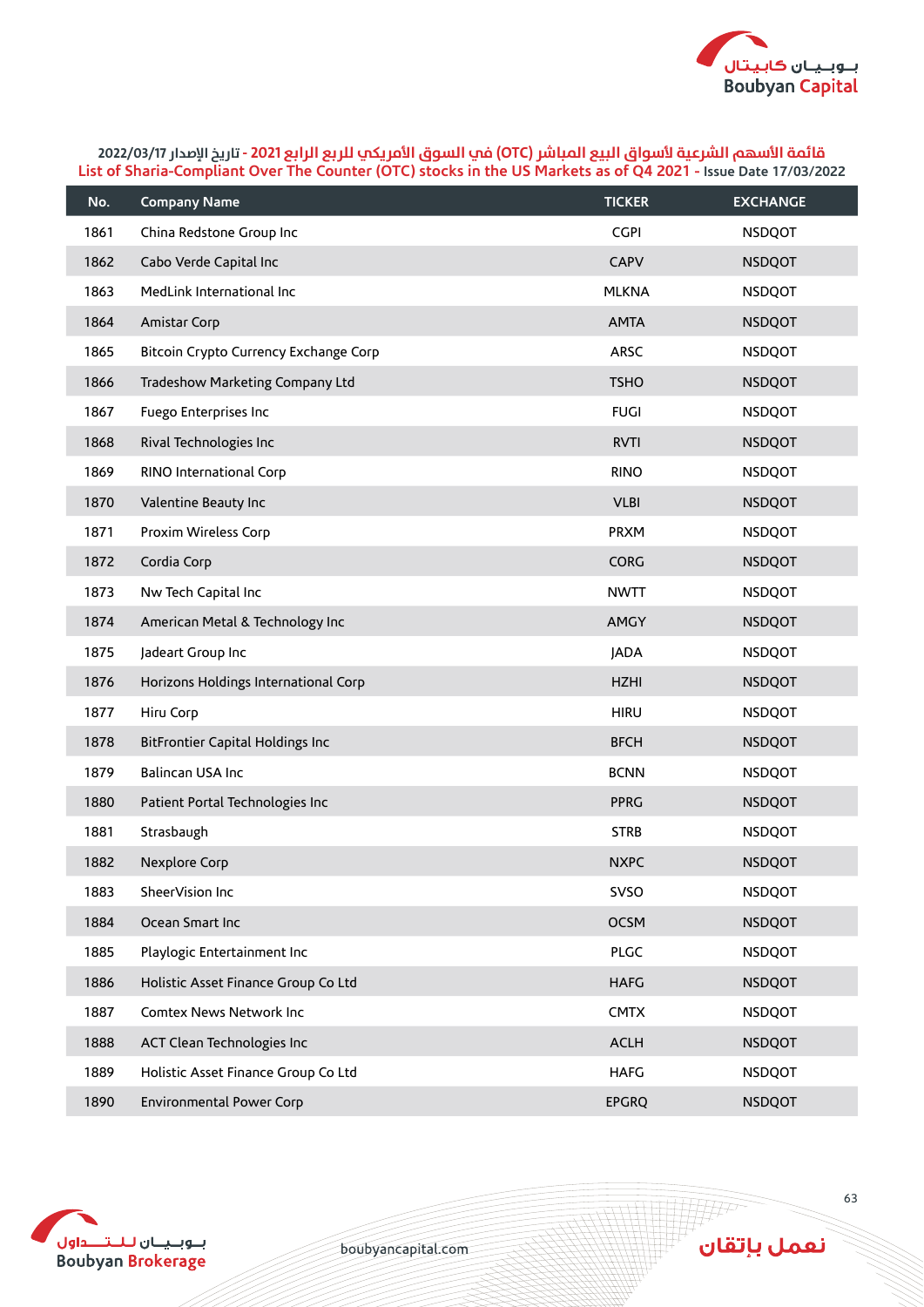قائمة الأسهم الشرعية لأسواق البيع المباشر (OTC) في السوق الأمريكي للربع الرابع 2021 - تاريخ الإصدار 2022/03/17

List of Sharia-Compliant Over The Counter (OTC) stocks in the US Markets as of Q4 2021 - Issue Date 17/03/2022

| No. | Company Name | TICKER | EXCHANGE |
|---|---|---|---|
| 1861 | China Redstone Group Inc | CGPI | NSDQOT |
| 1862 | Cabo Verde Capital Inc | CAPV | NSDQOT |
| 1863 | MedLink International Inc | MLKNA | NSDQOT |
| 1864 | Amistar Corp | AMTA | NSDQOT |
| 1865 | Bitcoin Crypto Currency Exchange Corp | ARSC | NSDQOT |
| 1866 | Tradeshow Marketing Company Ltd | TSHO | NSDQOT |
| 1867 | Fuego Enterprises Inc | FUGI | NSDQOT |
| 1868 | Rival Technologies Inc | RVTI | NSDQOT |
| 1869 | RINO International Corp | RINO | NSDQOT |
| 1870 | Valentine Beauty Inc | VLBI | NSDQOT |
| 1871 | Proxim Wireless Corp | PRXM | NSDQOT |
| 1872 | Cordia Corp | CORG | NSDQOT |
| 1873 | Nw Tech Capital Inc | NWTT | NSDQOT |
| 1874 | American Metal & Technology Inc | AMGY | NSDQOT |
| 1875 | Jadeart Group Inc | JADA | NSDQOT |
| 1876 | Horizons Holdings International Corp | HZHI | NSDQOT |
| 1877 | Hiru Corp | HIRU | NSDQOT |
| 1878 | BitFrontier Capital Holdings Inc | BFCH | NSDQOT |
| 1879 | Balincan USA Inc | BCNN | NSDQOT |
| 1880 | Patient Portal Technologies Inc | PPRG | NSDQOT |
| 1881 | Strasbaugh | STRB | NSDQOT |
| 1882 | Nexplore Corp | NXPC | NSDQOT |
| 1883 | SheerVision Inc | SVSO | NSDQOT |
| 1884 | Ocean Smart Inc | OCSM | NSDQOT |
| 1885 | Playlogic Entertainment Inc | PLGC | NSDQOT |
| 1886 | Holistic Asset Finance Group Co Ltd | HAFG | NSDQOT |
| 1887 | Comtex News Network Inc | CMTX | NSDQOT |
| 1888 | ACT Clean Technologies Inc | ACLH | NSDQOT |
| 1889 | Holistic Asset Finance Group Co Ltd | HAFG | NSDQOT |
| 1890 | Environmental Power Corp | EPGRQ | NSDQOT |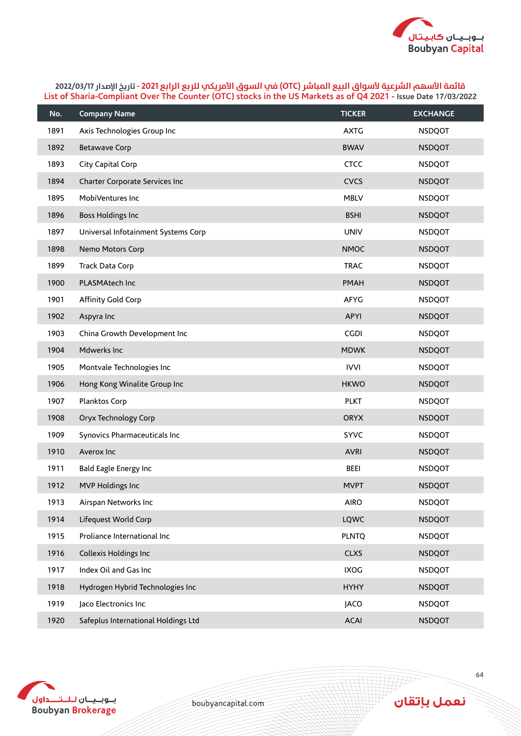قائمة الأسهم الشرعية لأسواق البيع المباشر (OTC) في السوق الأمريكي للربع الرابع 2021 - تاريخ الإصدار 2022/03/17

List of Sharia-Compliant Over The Counter (OTC) stocks in the US Markets as of Q4 2021 - Issue Date 17/03/2022

| No. | Company Name | TICKER | EXCHANGE |
|---|---|---|---|
| 1891 | Axis Technologies Group Inc | AXTG | NSDQOT |
| 1892 | Betawave Corp | BWAV | NSDQOT |
| 1893 | City Capital Corp | CTCC | NSDQOT |
| 1894 | Charter Corporate Services Inc | CVCS | NSDQOT |
| 1895 | MobiVentures Inc | MBLV | NSDQOT |
| 1896 | Boss Holdings Inc | BSHI | NSDQOT |
| 1897 | Universal Infotainment Systems Corp | UNIV | NSDQOT |
| 1898 | Nemo Motors Corp | NMOC | NSDQOT |
| 1899 | Track Data Corp | TRAC | NSDQOT |
| 1900 | PLASMAtech Inc | PMAH | NSDQOT |
| 1901 | Affinity Gold Corp | AFYG | NSDQOT |
| 1902 | Aspyra Inc | APYI | NSDQOT |
| 1903 | China Growth Development Inc | CGDI | NSDQOT |
| 1904 | Mdwerks Inc | MDWK | NSDQOT |
| 1905 | Montvale Technologies Inc | IVVI | NSDQOT |
| 1906 | Hong Kong Winalite Group Inc | HKWO | NSDQOT |
| 1907 | Planktos Corp | PLKT | NSDQOT |
| 1908 | Oryx Technology Corp | ORYX | NSDQOT |
| 1909 | Synovics Pharmaceuticals Inc | SYVC | NSDQOT |
| 1910 | Averox Inc | AVRI | NSDQOT |
| 1911 | Bald Eagle Energy Inc | BEEI | NSDQOT |
| 1912 | MVP Holdings Inc | MVPT | NSDQOT |
| 1913 | Airspan Networks Inc | AIRO | NSDQOT |
| 1914 | Lifequest World Corp | LQWC | NSDQOT |
| 1915 | Proliance International Inc | PLNTQ | NSDQOT |
| 1916 | Collexis Holdings Inc | CLXS | NSDQOT |
| 1917 | Index Oil and Gas Inc | IXOG | NSDQOT |
| 1918 | Hydrogen Hybrid Technologies Inc | HYHY | NSDQOT |
| 1919 | Jaco Electronics Inc | JACO | NSDQOT |
| 1920 | Safeplus International Holdings Ltd | ACAI | NSDQOT |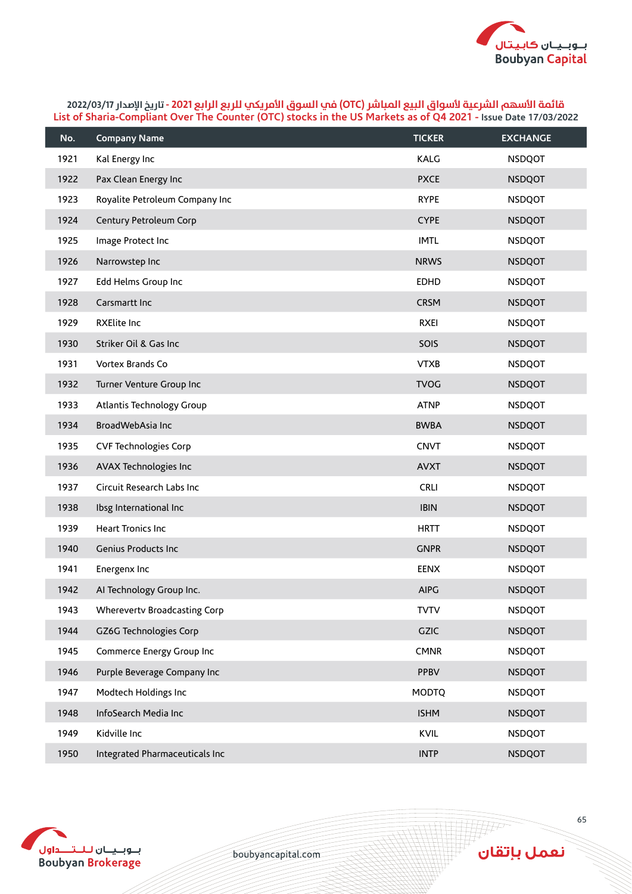قائمة الأسهم الشرعية لأسواق البيع المباشر (OTC) في السوق الأمريكي للربع الرابع 2021 - تاريخ الإصدار 2022/03/17

List of Sharia-Compliant Over The Counter (OTC) stocks in the US Markets as of Q4 2021 - Issue Date 17/03/2022

| No. | Company Name | TICKER | EXCHANGE |
|---|---|---|---|
| 1921 | Kal Energy Inc | KALG | NSDQOT |
| 1922 | Pax Clean Energy Inc | PXCE | NSDQOT |
| 1923 | Royalite Petroleum Company Inc | RYPE | NSDQOT |
| 1924 | Century Petroleum Corp | CYPE | NSDQOT |
| 1925 | Image Protect Inc | IMTL | NSDQOT |
| 1926 | Narrowstep Inc | NRWS | NSDQOT |
| 1927 | Edd Helms Group Inc | EDHD | NSDQOT |
| 1928 | Carsmartt Inc | CRSM | NSDQOT |
| 1929 | RXElite Inc | RXEI | NSDQOT |
| 1930 | Striker Oil & Gas Inc | SOIS | NSDQOT |
| 1931 | Vortex Brands Co | VTXB | NSDQOT |
| 1932 | Turner Venture Group Inc | TVOG | NSDQOT |
| 1933 | Atlantis Technology Group | ATNP | NSDQOT |
| 1934 | BroadWebAsia Inc | BWBA | NSDQOT |
| 1935 | CVF Technologies Corp | CNVT | NSDQOT |
| 1936 | AVAX Technologies Inc | AVXT | NSDQOT |
| 1937 | Circuit Research Labs Inc | CRLI | NSDQOT |
| 1938 | Ibsg International Inc | IBIN | NSDQOT |
| 1939 | Heart Tronics Inc | HRTT | NSDQOT |
| 1940 | Genius Products Inc | GNPR | NSDQOT |
| 1941 | Energenx Inc | EENX | NSDQOT |
| 1942 | AI Technology Group Inc. | AIPG | NSDQOT |
| 1943 | Wherevertv Broadcasting Corp | TVTV | NSDQOT |
| 1944 | GZ6G Technologies Corp | GZIC | NSDQOT |
| 1945 | Commerce Energy Group Inc | CMNR | NSDQOT |
| 1946 | Purple Beverage Company Inc | PPBV | NSDQOT |
| 1947 | Modtech Holdings Inc | MODTQ | NSDQOT |
| 1948 | InfoSearch Media Inc | ISHM | NSDQOT |
| 1949 | Kidville Inc | KVIL | NSDQOT |
| 1950 | Integrated Pharmaceuticals Inc | INTP | NSDQOT |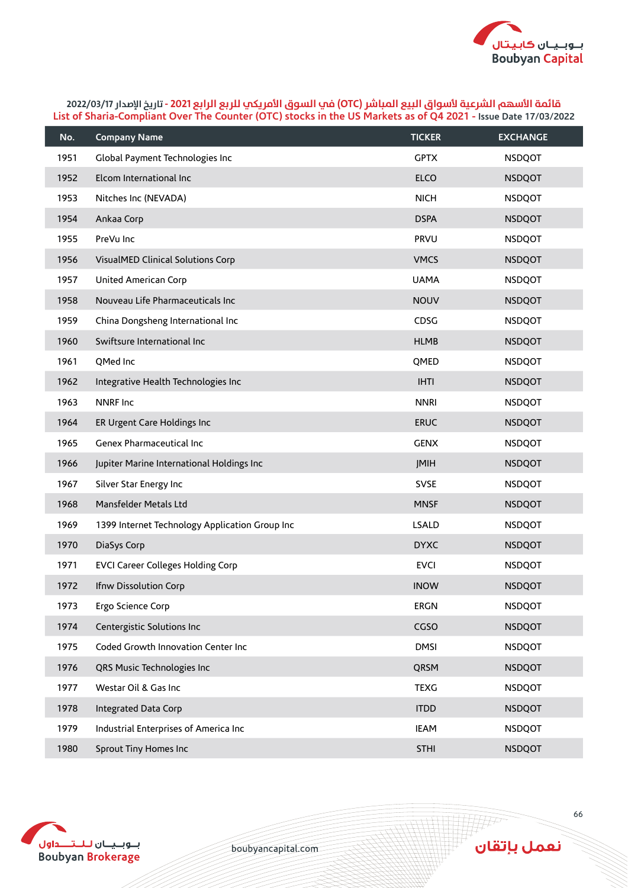قائمة الأسهم الشرعية لأسواق البيع المباشر (OTC) في السوق الأمريكي للربع الرابع 2021 - تاريخ الإصدار 2022/03/17

List of Sharia-Compliant Over The Counter (OTC) stocks in the US Markets as of Q4 2021 - Issue Date 17/03/2022

| No. | Company Name | TICKER | EXCHANGE |
|---|---|---|---|
| 1951 | Global Payment Technologies Inc | GPTX | NSDQOT |
| 1952 | Elcom International Inc | ELCO | NSDQOT |
| 1953 | Nitches Inc (NEVADA) | NICH | NSDQOT |
| 1954 | Ankaa Corp | DSPA | NSDQOT |
| 1955 | PreVu Inc | PRVU | NSDQOT |
| 1956 | VisualMED Clinical Solutions Corp | VMCS | NSDQOT |
| 1957 | United American Corp | UAMA | NSDQOT |
| 1958 | Nouveau Life Pharmaceuticals Inc | NOUV | NSDQOT |
| 1959 | China Dongsheng International Inc | CDSG | NSDQOT |
| 1960 | Swiftsure International Inc | HLMB | NSDQOT |
| 1961 | QMed Inc | QMED | NSDQOT |
| 1962 | Integrative Health Technologies Inc | IHTI | NSDQOT |
| 1963 | NNRF Inc | NNRI | NSDQOT |
| 1964 | ER Urgent Care Holdings Inc | ERUC | NSDQOT |
| 1965 | Genex Pharmaceutical Inc | GENX | NSDQOT |
| 1966 | Jupiter Marine International Holdings Inc | JMIH | NSDQOT |
| 1967 | Silver Star Energy Inc | SVSE | NSDQOT |
| 1968 | Mansfelder Metals Ltd | MNSF | NSDQOT |
| 1969 | 1399 Internet Technology Application Group Inc | LSALD | NSDQOT |
| 1970 | DiaSys Corp | DYXC | NSDQOT |
| 1971 | EVCI Career Colleges Holding Corp | EVCI | NSDQOT |
| 1972 | Ifnw Dissolution Corp | INOW | NSDQOT |
| 1973 | Ergo Science Corp | ERGN | NSDQOT |
| 1974 | Centergistic Solutions Inc | CGSO | NSDQOT |
| 1975 | Coded Growth Innovation Center Inc | DMSI | NSDQOT |
| 1976 | QRS Music Technologies Inc | QRSM | NSDQOT |
| 1977 | Westar Oil & Gas Inc | TEXG | NSDQOT |
| 1978 | Integrated Data Corp | ITDD | NSDQOT |
| 1979 | Industrial Enterprises of America Inc | IEAM | NSDQOT |
| 1980 | Sprout Tiny Homes Inc | STHI | NSDQOT |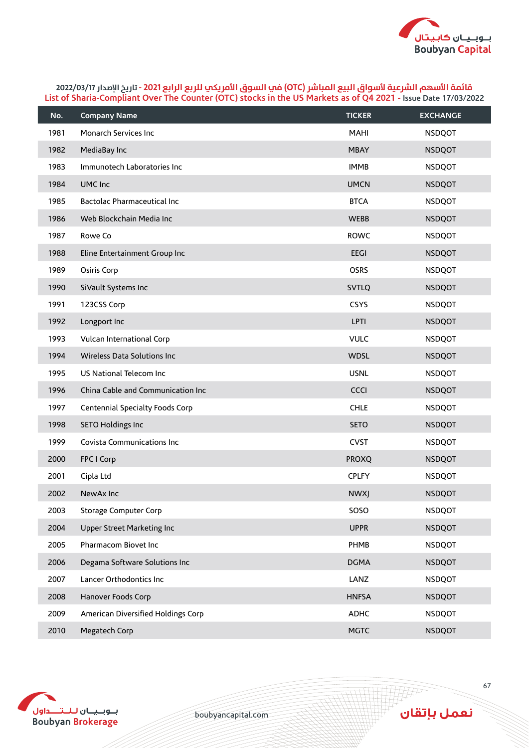قائمة الأسهم الشرعية لأسواق البيع المباشر (OTC) في السوق الأمريكي للربع الرابع 2021 - تاريخ الإصدار 2022/03/17

List of Sharia-Compliant Over The Counter (OTC) stocks in the US Markets as of Q4 2021 - Issue Date 17/03/2022

| No. | Company Name | TICKER | EXCHANGE |
|---|---|---|---|
| 1981 | Monarch Services Inc | MAHI | NSDQOT |
| 1982 | MediaBay Inc | MBAY | NSDQOT |
| 1983 | Immunotech Laboratories Inc | IMMB | NSDQOT |
| 1984 | UMC Inc | UMCN | NSDQOT |
| 1985 | Bactolac Pharmaceutical Inc | BTCA | NSDQOT |
| 1986 | Web Blockchain Media Inc | WEBB | NSDQOT |
| 1987 | Rowe Co | ROWC | NSDQOT |
| 1988 | Eline Entertainment Group Inc | EEGI | NSDQOT |
| 1989 | Osiris Corp | OSRS | NSDQOT |
| 1990 | SiVault Systems Inc | SVTLQ | NSDQOT |
| 1991 | 123CSS Corp | CSYS | NSDQOT |
| 1992 | Longport Inc | LPTI | NSDQOT |
| 1993 | Vulcan International Corp | VULC | NSDQOT |
| 1994 | Wireless Data Solutions Inc | WDSL | NSDQOT |
| 1995 | US National Telecom Inc | USNL | NSDQOT |
| 1996 | China Cable and Communication Inc | CCCI | NSDQOT |
| 1997 | Centennial Specialty Foods Corp | CHLE | NSDQOT |
| 1998 | SETO Holdings Inc | SETO | NSDQOT |
| 1999 | Covista Communications Inc | CVST | NSDQOT |
| 2000 | FPC I Corp | PROXQ | NSDQOT |
| 2001 | Cipla Ltd | CPLFY | NSDQOT |
| 2002 | NewAx Inc | NWXJ | NSDQOT |
| 2003 | Storage Computer Corp | SOSO | NSDQOT |
| 2004 | Upper Street Marketing Inc | UPPR | NSDQOT |
| 2005 | Pharmacom Biovet Inc | PHMB | NSDQOT |
| 2006 | Degama Software Solutions Inc | DGMA | NSDQOT |
| 2007 | Lancer Orthodontics Inc | LANZ | NSDQOT |
| 2008 | Hanover Foods Corp | HNFSA | NSDQOT |
| 2009 | American Diversified Holdings Corp | ADHC | NSDQOT |
| 2010 | Megatech Corp | MGTC | NSDQOT |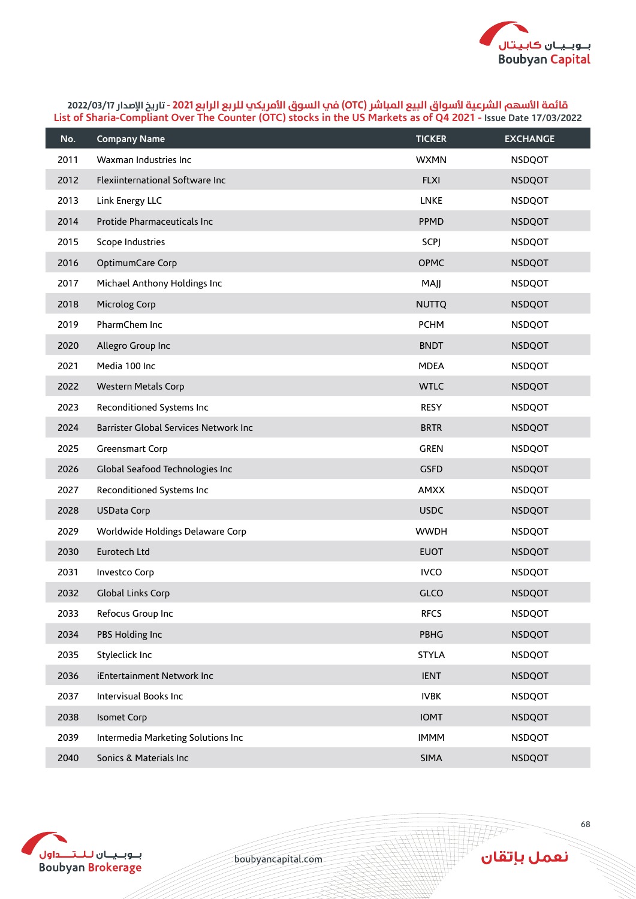قائمة الأسهم الشرعية لأسواق البيع المباشر (OTC) في السوق الأمريكي للربع الرابع 2021 - تاريخ الإصدار 2022/03/17

List of Sharia-Compliant Over The Counter (OTC) stocks in the US Markets as of Q4 2021 - Issue Date 17/03/2022

| No. | Company Name | TICKER | EXCHANGE |
|---|---|---|---|
| 2011 | Waxman Industries Inc | WXMN | NSDQOT |
| 2012 | Flexiinternational Software Inc | FLXI | NSDQOT |
| 2013 | Link Energy LLC | LNKE | NSDQOT |
| 2014 | Protide Pharmaceuticals Inc | PPMD | NSDQOT |
| 2015 | Scope Industries | SCPJ | NSDQOT |
| 2016 | OptimumCare Corp | OPMC | NSDQOT |
| 2017 | Michael Anthony Holdings Inc | MAJJ | NSDQOT |
| 2018 | Microlog Corp | NUTTQ | NSDQOT |
| 2019 | PharmChem Inc | PCHM | NSDQOT |
| 2020 | Allegro Group Inc | BNDT | NSDQOT |
| 2021 | Media 100 Inc | MDEA | NSDQOT |
| 2022 | Western Metals Corp | WTLC | NSDQOT |
| 2023 | Reconditioned Systems Inc | RESY | NSDQOT |
| 2024 | Barrister Global Services Network Inc | BRTR | NSDQOT |
| 2025 | Greensmart Corp | GREN | NSDQOT |
| 2026 | Global Seafood Technologies Inc | GSFD | NSDQOT |
| 2027 | Reconditioned Systems Inc | AMXX | NSDQOT |
| 2028 | USData Corp | USDC | NSDQOT |
| 2029 | Worldwide Holdings Delaware Corp | WWDH | NSDQOT |
| 2030 | Eurotech Ltd | EUOT | NSDQOT |
| 2031 | Investco Corp | IVCO | NSDQOT |
| 2032 | Global Links Corp | GLCO | NSDQOT |
| 2033 | Refocus Group Inc | RFCS | NSDQOT |
| 2034 | PBS Holding Inc | PBHG | NSDQOT |
| 2035 | Styleclick Inc | STYLA | NSDQOT |
| 2036 | iEntertainment Network Inc | IENT | NSDQOT |
| 2037 | Intervisual Books Inc | IVBK | NSDQOT |
| 2038 | Isomet Corp | IOMT | NSDQOT |
| 2039 | Intermedia Marketing Solutions Inc | IMMM | NSDQOT |
| 2040 | Sonics & Materials Inc | SIMA | NSDQOT |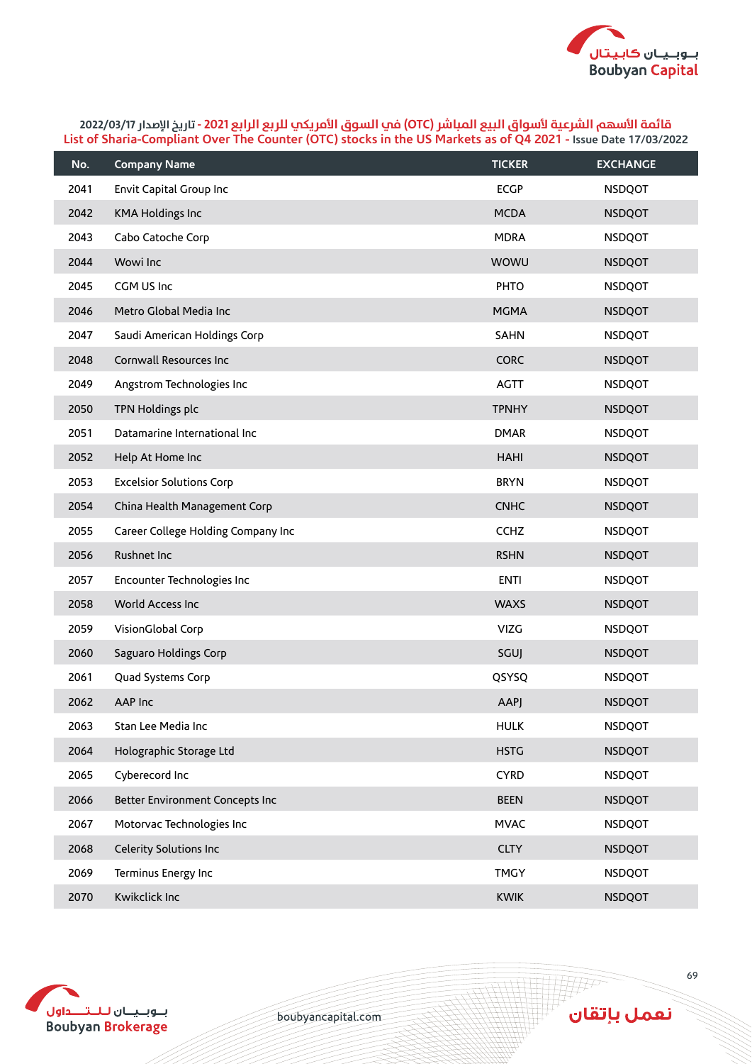## قائمة الأسهم الشرعية لأسواق البيع المباشر (OTC) في السوق الأمريكي للربع الرابع 2021 - تاريخ الإصدار 2022/03/17

## List of Sharia-Compliant Over The Counter (OTC) stocks in the US Markets as of Q4 2021 - Issue Date 17/03/2022

| No. | Company Name | TICKER | EXCHANGE |
|---|---|---|---|
| 2041 | Envit Capital Group Inc | ECGP | NSDQOT |
| 2042 | KMA Holdings Inc | MCDA | NSDQOT |
| 2043 | Cabo Catoche Corp | MDRA | NSDQOT |
| 2044 | Wowi Inc | WOWU | NSDQOT |
| 2045 | CGM US Inc | PHTO | NSDQOT |
| 2046 | Metro Global Media Inc | MGMA | NSDQOT |
| 2047 | Saudi American Holdings Corp | SAHN | NSDQOT |
| 2048 | Cornwall Resources Inc | CORC | NSDQOT |
| 2049 | Angstrom Technologies Inc | AGTT | NSDQOT |
| 2050 | TPN Holdings plc | TPNHY | NSDQOT |
| 2051 | Datamarine International Inc | DMAR | NSDQOT |
| 2052 | Help At Home Inc | HAHI | NSDQOT |
| 2053 | Excelsior Solutions Corp | BRYN | NSDQOT |
| 2054 | China Health Management Corp | CNHC | NSDQOT |
| 2055 | Career College Holding Company Inc | CCHZ | NSDQOT |
| 2056 | Rushnet Inc | RSHN | NSDQOT |
| 2057 | Encounter Technologies Inc | ENTI | NSDQOT |
| 2058 | World Access Inc | WAXS | NSDQOT |
| 2059 | VisionGlobal Corp | VIZG | NSDQOT |
| 2060 | Saguaro Holdings Corp | SGUJ | NSDQOT |
| 2061 | Quad Systems Corp | QSYSQ | NSDQOT |
| 2062 | AAP Inc | AAPJ | NSDQOT |
| 2063 | Stan Lee Media Inc | HULK | NSDQOT |
| 2064 | Holographic Storage Ltd | HSTG | NSDQOT |
| 2065 | Cyberecord Inc | CYRD | NSDQOT |
| 2066 | Better Environment Concepts Inc | BEEN | NSDQOT |
| 2067 | Motorvac Technologies Inc | MVAC | NSDQOT |
| 2068 | Celerity Solutions Inc | CLTY | NSDQOT |
| 2069 | Terminus Energy Inc | TMGY | NSDQOT |
| 2070 | Kwikclick Inc | KWIK | NSDQOT |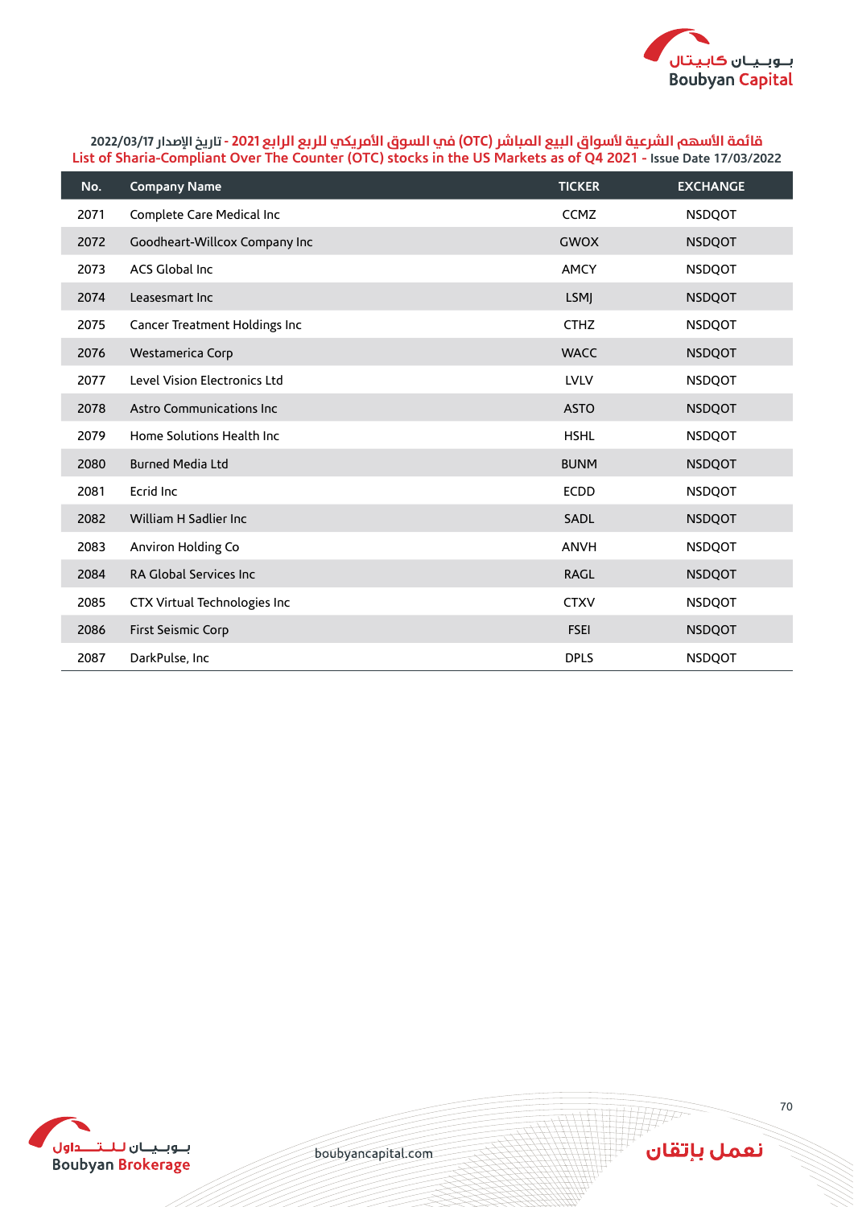### قائمة الأسهم الشرعية لأسواق البيع المباشر (OTC) في السوق الأمريكي للربع الرابع 2021 - تاريخ الإصدار 2022/03/17
### List of Sharia-Compliant Over The Counter (OTC) stocks in the US Markets as of Q4 2021 - Issue Date 17/03/2022

| No. | Company Name | TICKER | EXCHANGE |
|---|---|---|---|
| 2071 | Complete Care Medical Inc | CCMZ | NSDQOT |
| 2072 | Goodheart-Willcox Company Inc | GWOX | NSDQOT |
| 2073 | ACS Global Inc | AMCY | NSDQOT |
| 2074 | Leasesmart Inc | LSMJ | NSDQOT |
| 2075 | Cancer Treatment Holdings Inc | CTHZ | NSDQOT |
| 2076 | Westamerica Corp | WACC | NSDQOT |
| 2077 | Level Vision Electronics Ltd | LVLV | NSDQOT |
| 2078 | Astro Communications Inc | ASTO | NSDQOT |
| 2079 | Home Solutions Health Inc | HSHL | NSDQOT |
| 2080 | Burned Media Ltd | BUNM | NSDQOT |
| 2081 | Ecrid Inc | ECDD | NSDQOT |
| 2082 | William H Sadlier Inc | SADL | NSDQOT |
| 2083 | Anviron Holding Co | ANVH | NSDQOT |
| 2084 | RA Global Services Inc | RAGL | NSDQOT |
| 2085 | CTX Virtual Technologies Inc | CTXV | NSDQOT |
| 2086 | First Seismic Corp | FSEI | NSDQOT |
| 2087 | DarkPulse, Inc | DPLS | NSDQOT |